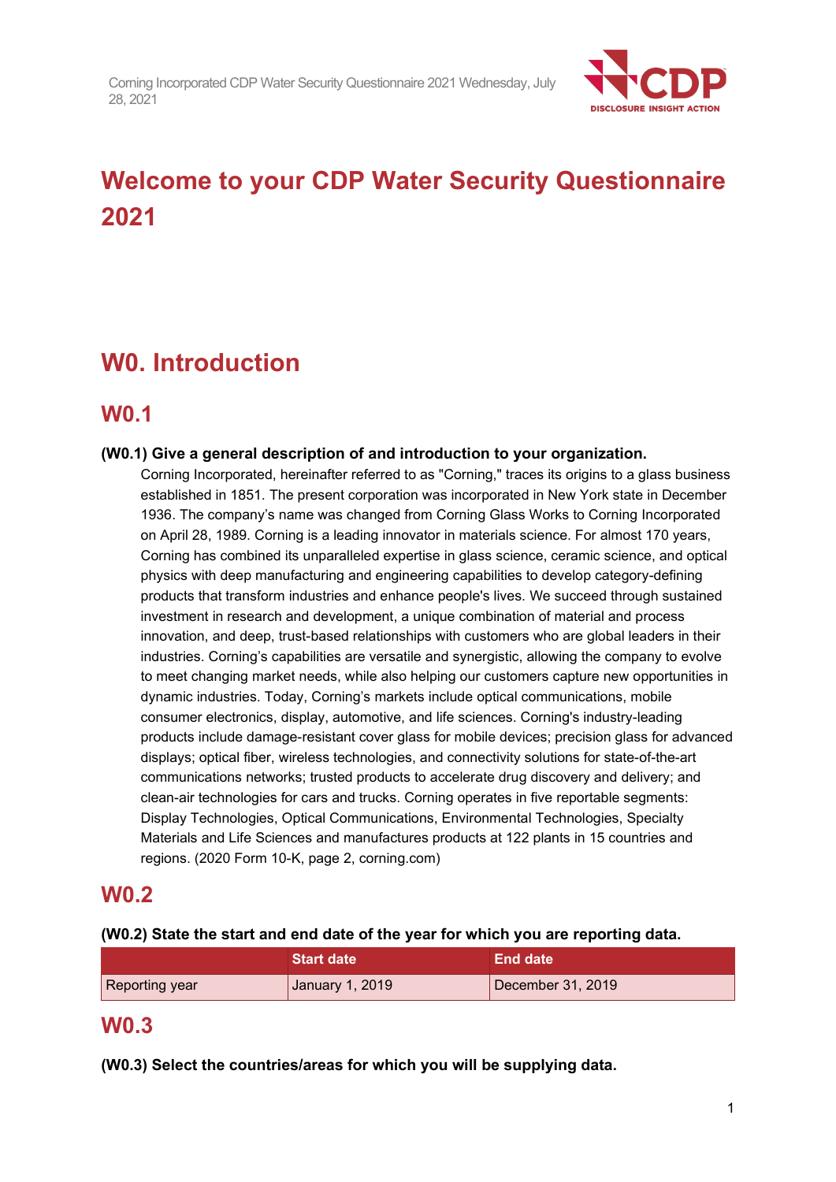# Welcome to your CDP Water Security Questionnaire 2021

## W0. Introduction

### W0.1

**(W0.1) Give a general description of and introduction to your organization.**

Corning Incorporated, hereinafter referred to as "Corning," traces its origins to a glass business established in 1851. The present corporation was incorporated in New York state in December 1936. The company's name was changed from Corning Glass Works to Corning Incorporated on April 28, 1989. Corning is a leading innovator in materials science. For almost 170 years, Corning has combined its unparalleled expertise in glass science, ceramic science, and optical physics with deep manufacturing and engineering capabilities to develop category-defining products that transform industries and enhance people's lives. We succeed through sustained investment in research and development, a unique combination of material and process innovation, and deep, trust-based relationships with customers who are global leaders in their industries. Corning's capabilities are versatile and synergistic, allowing the company to evolve to meet changing market needs, while also helping our customers capture new opportunities in dynamic industries. Today, Corning's markets include optical communications, mobile consumer electronics, display, automotive, and life sciences. Corning's industry-leading products include damage-resistant cover glass for mobile devices; precision glass for advanced displays; optical fiber, wireless technologies, and connectivity solutions for state-of-the-art communications networks; trusted products to accelerate drug discovery and delivery; and clean-air technologies for cars and trucks. Corning operates in five reportable segments: Display Technologies, Optical Communications, Environmental Technologies, Specialty Materials and Life Sciences and manufactures products at 122 plants in 15 countries and regions. (2020 Form 10-K, page 2, corning.com)

### W0.2

**(W0.2) State the start and end date of the year for which you are reporting data.**

| | Start date | End date |
|---|---|---|
| Reporting year | January 1, 2019 | December 31, 2019 |

### W0.3

**(W0.3) Select the countries/areas for which you will be supplying data.**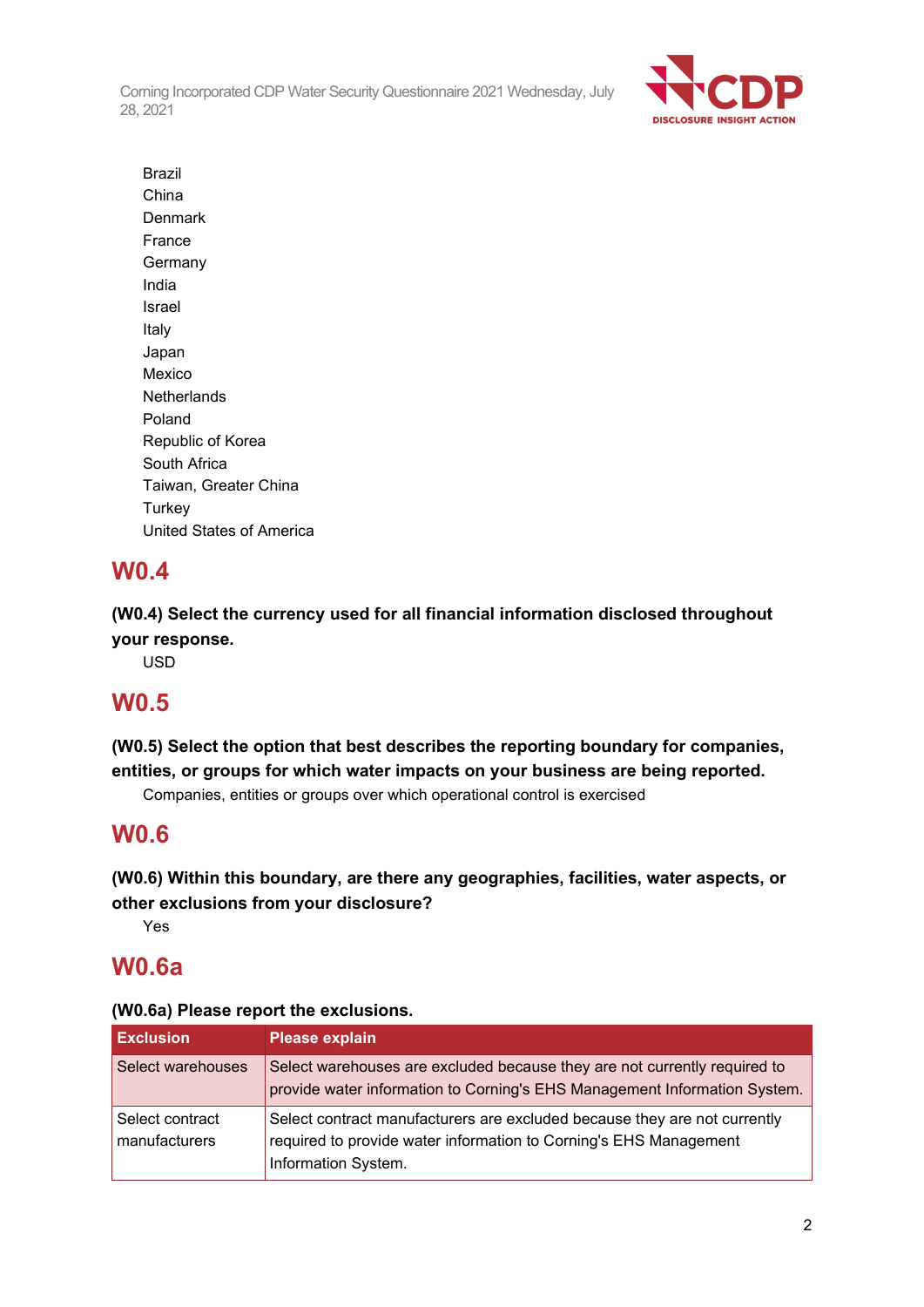Brazil
China
Denmark
France
Germany
India
Israel
Italy
Japan
Mexico
Netherlands
Poland
Republic of Korea
South Africa
Taiwan, Greater China
Turkey
United States of America

## W0.4

**(W0.4) Select the currency used for all financial information disclosed throughout your response.**

USD

## W0.5

**(W0.5) Select the option that best describes the reporting boundary for companies, entities, or groups for which water impacts on your business are being reported.**

Companies, entities or groups over which operational control is exercised

## W0.6

**(W0.6) Within this boundary, are there any geographies, facilities, water aspects, or other exclusions from your disclosure?**

Yes

## W0.6a

**(W0.6a) Please report the exclusions.**

| Exclusion | Please explain |
| --- | --- |
| Select warehouses | Select warehouses are excluded because they are not currently required to provide water information to Corning's EHS Management Information System. |
| Select contract manufacturers | Select contract manufacturers are excluded because they are not currently required to provide water information to Corning's EHS Management Information System. |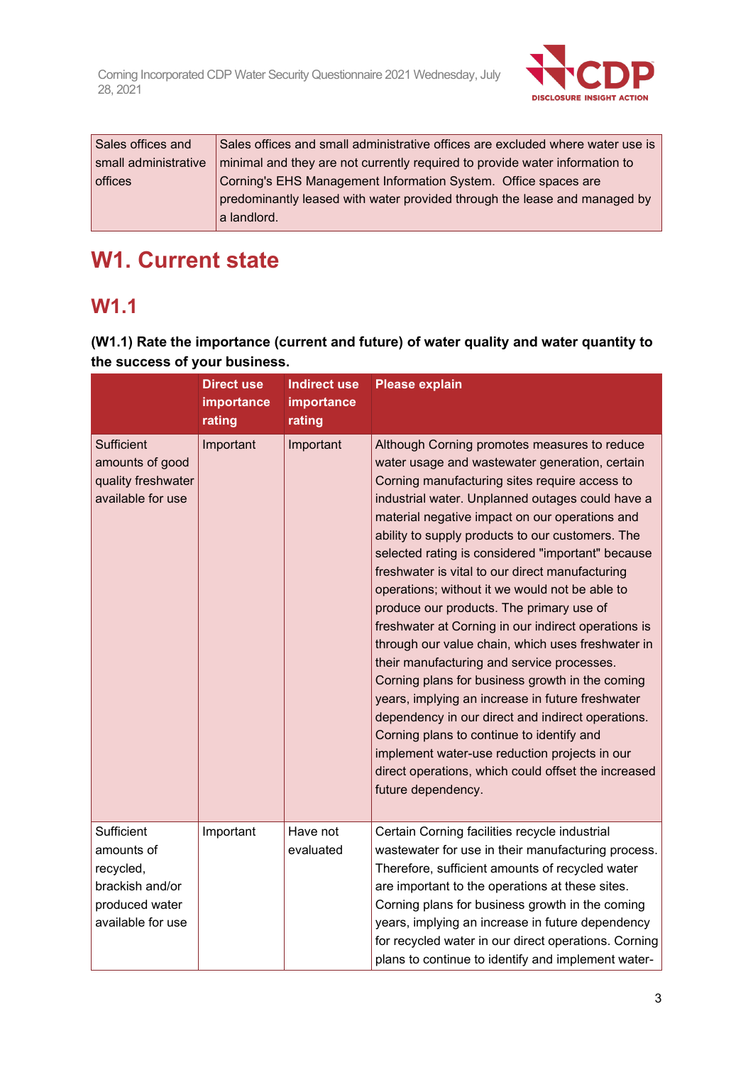| Sales offices and small administrative offices | Sales offices and small administrative offices are excluded where water use is minimal and they are not currently required to provide water information to Corning's EHS Management Information System. Office spaces are predominantly leased with water provided through the lease and managed by a landlord. |
|---|---|

# W1. Current state

## W1.1

**(W1.1) Rate the importance (current and future) of water quality and water quantity to the success of your business.**

| | Direct use importance rating | Indirect use importance rating | Please explain |
|---|---|---|---|
| Sufficient amounts of good quality freshwater available for use | Important | Important | Although Corning promotes measures to reduce water usage and wastewater generation, certain Corning manufacturing sites require access to industrial water. Unplanned outages could have a material negative impact on our operations and ability to supply products to our customers. The selected rating is considered "important" because freshwater is vital to our direct manufacturing operations; without it we would not be able to produce our products. The primary use of freshwater at Corning in our indirect operations is through our value chain, which uses freshwater in their manufacturing and service processes. Corning plans for business growth in the coming years, implying an increase in future freshwater dependency in our direct and indirect operations. Corning plans to continue to identify and implement water-use reduction projects in our direct operations, which could offset the increased future dependency. |
| Sufficient amounts of recycled, brackish and/or produced water available for use | Important | Have not evaluated | Certain Corning facilities recycle industrial wastewater for use in their manufacturing process. Therefore, sufficient amounts of recycled water are important to the operations at these sites. Corning plans for business growth in the coming years, implying an increase in future dependency for recycled water in our direct operations. Corning plans to continue to identify and implement water- |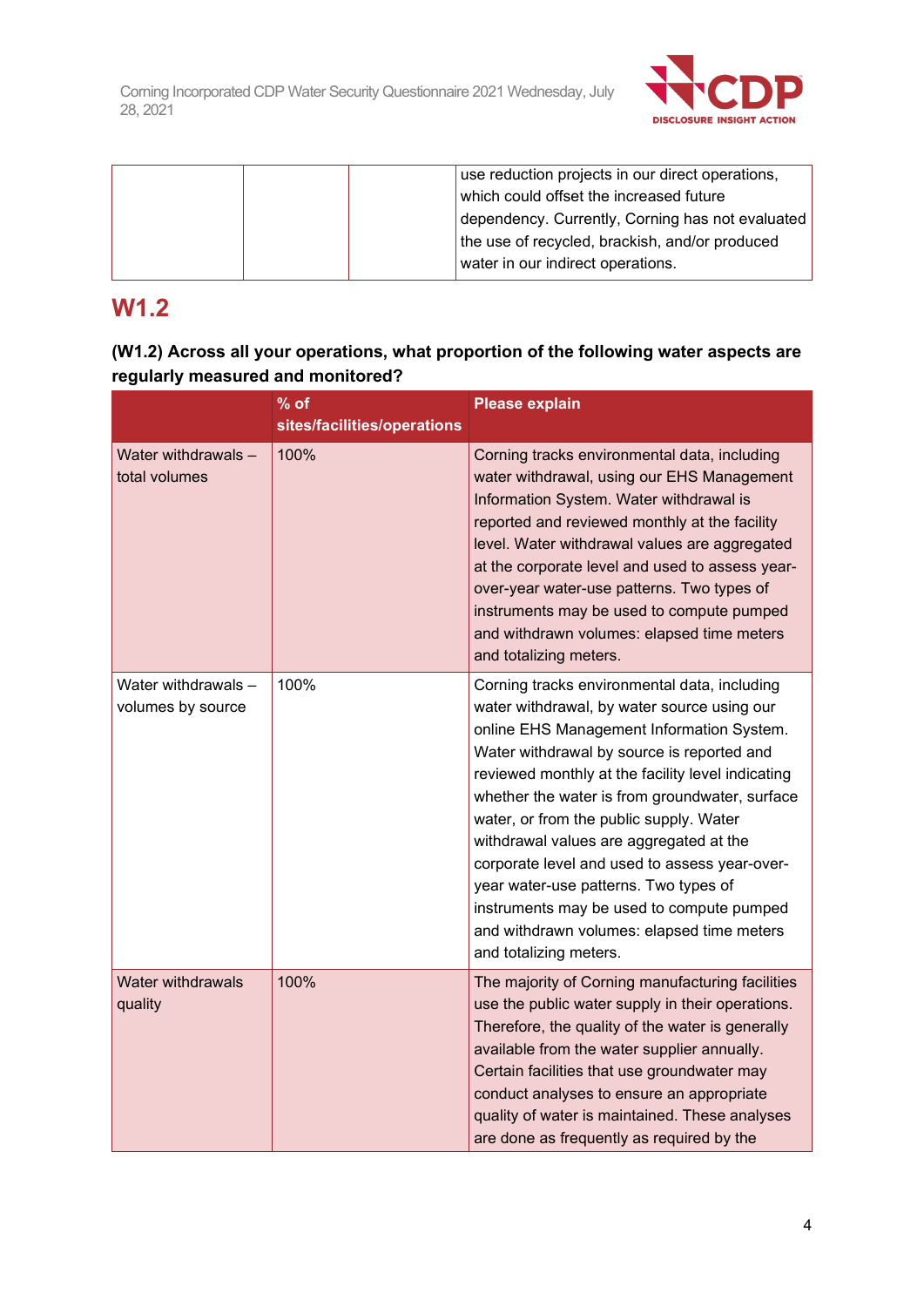| | | | use reduction projects in our direct operations, which could offset the increased future dependency. Currently, Corning has not evaluated the use of recycled, brackish, and/or produced water in our indirect operations. |
|---|---|---|---|

## W1.2

**(W1.2) Across all your operations, what proportion of the following water aspects are regularly measured and monitored?**

| | % of sites/facilities/operations | Please explain |
|---|---|---|
| Water withdrawals – total volumes | 100% | Corning tracks environmental data, including water withdrawal, using our EHS Management Information System. Water withdrawal is reported and reviewed monthly at the facility level. Water withdrawal values are aggregated at the corporate level and used to assess year-over-year water-use patterns. Two types of instruments may be used to compute pumped and withdrawn volumes: elapsed time meters and totalizing meters. |
| Water withdrawals – volumes by source | 100% | Corning tracks environmental data, including water withdrawal, by water source using our online EHS Management Information System. Water withdrawal by source is reported and reviewed monthly at the facility level indicating whether the water is from groundwater, surface water, or from the public supply. Water withdrawal values are aggregated at the corporate level and used to assess year-over-year water-use patterns. Two types of instruments may be used to compute pumped and withdrawn volumes: elapsed time meters and totalizing meters. |
| Water withdrawals quality | 100% | The majority of Corning manufacturing facilities use the public water supply in their operations. Therefore, the quality of the water is generally available from the water supplier annually. Certain facilities that use groundwater may conduct analyses to ensure an appropriate quality of water is maintained. These analyses are done as frequently as required by the |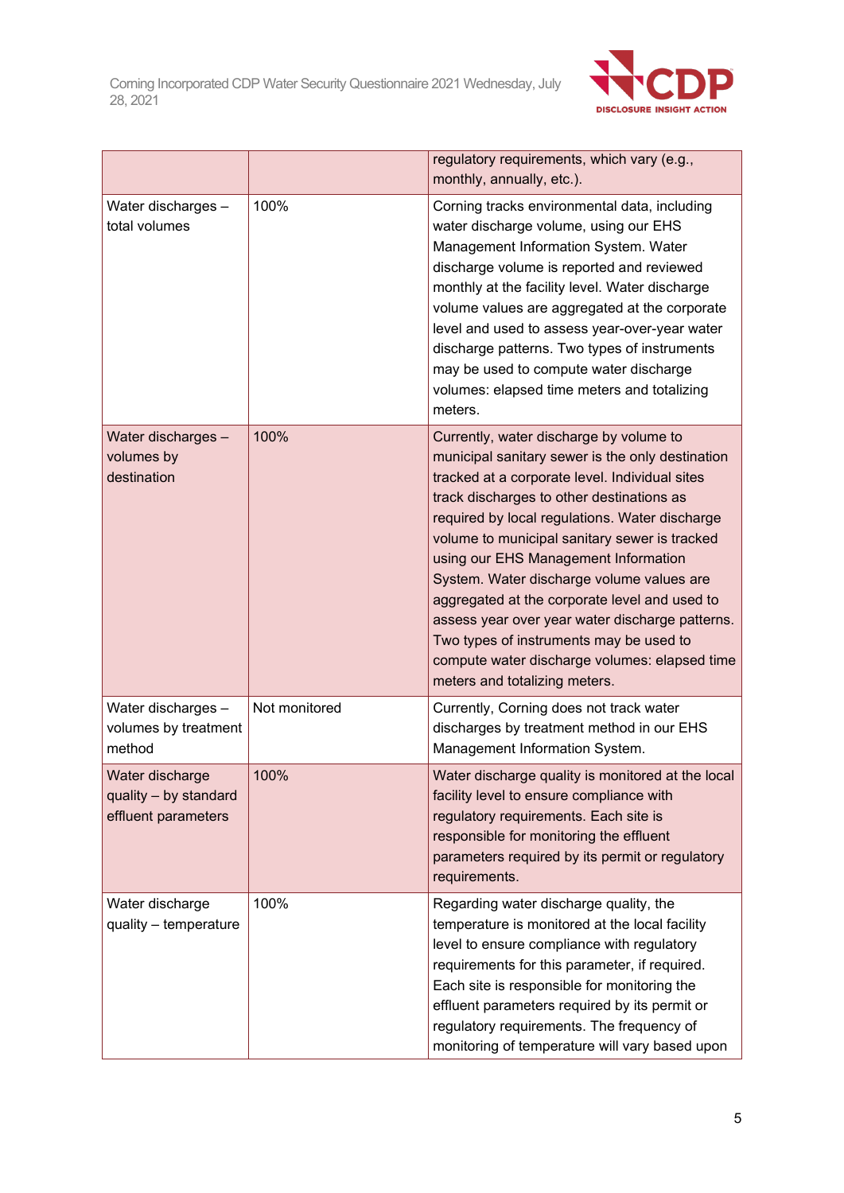| | | |
|---|---|---|
| | | regulatory requirements, which vary (e.g., monthly, annually, etc.). |
| Water discharges – total volumes | 100% | Corning tracks environmental data, including water discharge volume, using our EHS Management Information System. Water discharge volume is reported and reviewed monthly at the facility level. Water discharge volume values are aggregated at the corporate level and used to assess year-over-year water discharge patterns. Two types of instruments may be used to compute water discharge volumes: elapsed time meters and totalizing meters. |
| Water discharges – volumes by destination | 100% | Currently, water discharge by volume to municipal sanitary sewer is the only destination tracked at a corporate level. Individual sites track discharges to other destinations as required by local regulations. Water discharge volume to municipal sanitary sewer is tracked using our EHS Management Information System. Water discharge volume values are aggregated at the corporate level and used to assess year over year water discharge patterns. Two types of instruments may be used to compute water discharge volumes: elapsed time meters and totalizing meters. |
| Water discharges – volumes by treatment method | Not monitored | Currently, Corning does not track water discharges by treatment method in our EHS Management Information System. |
| Water discharge quality – by standard effluent parameters | 100% | Water discharge quality is monitored at the local facility level to ensure compliance with regulatory requirements. Each site is responsible for monitoring the effluent parameters required by its permit or regulatory requirements. |
| Water discharge quality – temperature | 100% | Regarding water discharge quality, the temperature is monitored at the local facility level to ensure compliance with regulatory requirements for this parameter, if required. Each site is responsible for monitoring the effluent parameters required by its permit or regulatory requirements. The frequency of monitoring of temperature will vary based upon |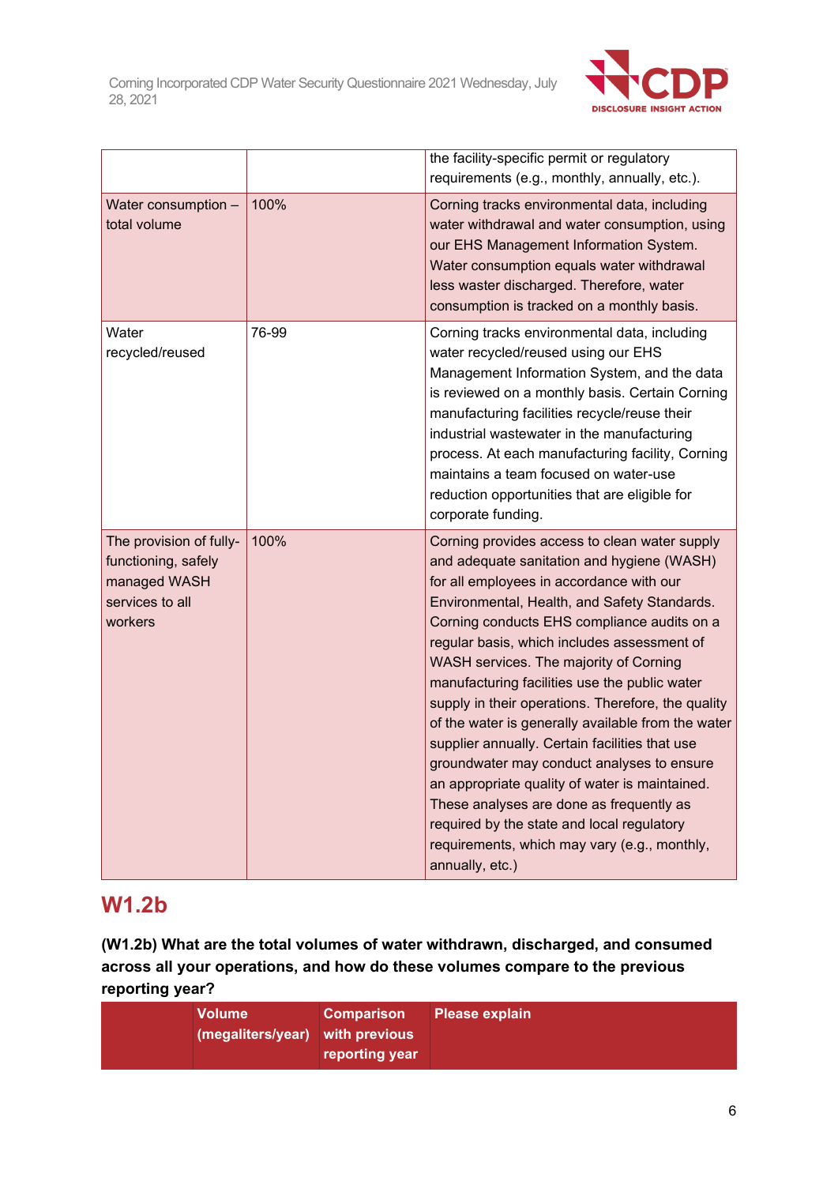| | | |
|---|---|---|
| | | the facility-specific permit or regulatory requirements (e.g., monthly, annually, etc.). |
| Water consumption – total volume | 100% | Corning tracks environmental data, including water withdrawal and water consumption, using our EHS Management Information System. Water consumption equals water withdrawal less waster discharged. Therefore, water consumption is tracked on a monthly basis. |
| Water recycled/reused | 76-99 | Corning tracks environmental data, including water recycled/reused using our EHS Management Information System, and the data is reviewed on a monthly basis. Certain Corning manufacturing facilities recycle/reuse their industrial wastewater in the manufacturing process. At each manufacturing facility, Corning maintains a team focused on water-use reduction opportunities that are eligible for corporate funding. |
| The provision of fully-functioning, safely managed WASH services to all workers | 100% | Corning provides access to clean water supply and adequate sanitation and hygiene (WASH) for all employees in accordance with our Environmental, Health, and Safety Standards. Corning conducts EHS compliance audits on a regular basis, which includes assessment of WASH services. The majority of Corning manufacturing facilities use the public water supply in their operations. Therefore, the quality of the water is generally available from the water supplier annually. Certain facilities that use groundwater may conduct analyses to ensure an appropriate quality of water is maintained. These analyses are done as frequently as required by the state and local regulatory requirements, which may vary (e.g., monthly, annually, etc.) |

## W1.2b

**(W1.2b) What are the total volumes of water withdrawn, discharged, and consumed across all your operations, and how do these volumes compare to the previous reporting year?**

| | Volume (megaliters/year) | Comparison with previous reporting year | Please explain |
|---|---|---|---|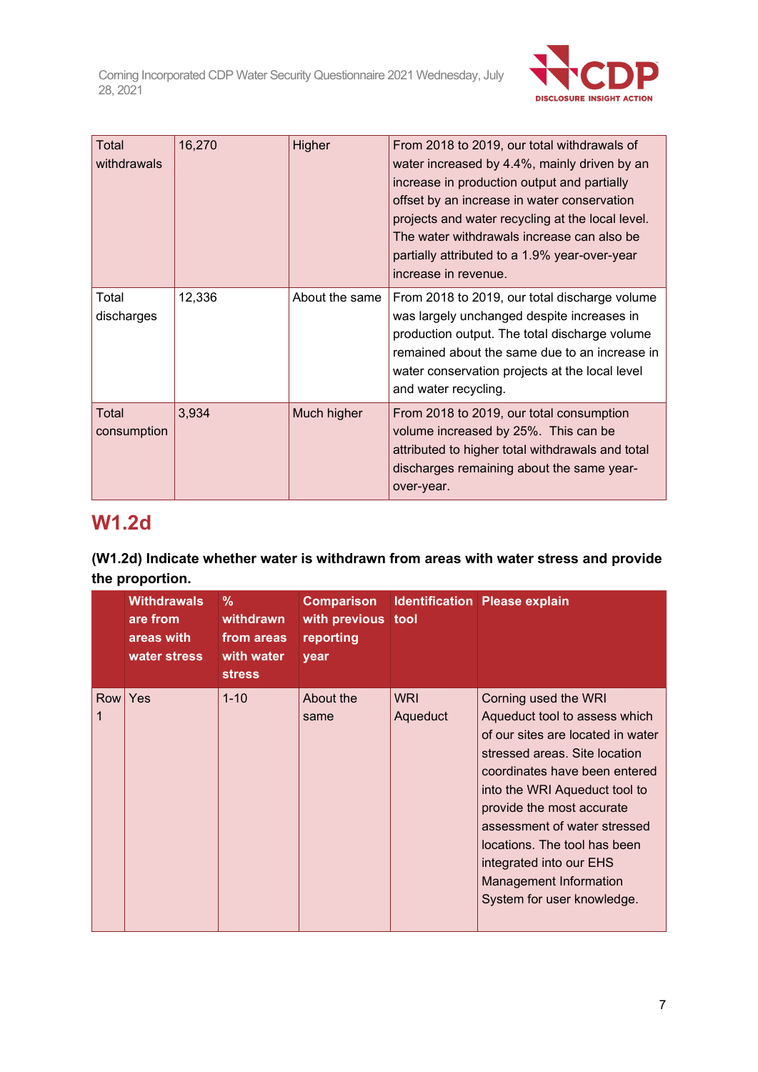| Total withdrawals | 16,270 | Higher | From 2018 to 2019, our total withdrawals of water increased by 4.4%, mainly driven by an increase in production output and partially offset by an increase in water conservation projects and water recycling at the local level. The water withdrawals increase can also be partially attributed to a 1.9% year-over-year increase in revenue. |
|---|---|---|---|
| Total discharges | 12,336 | About the same | From 2018 to 2019, our total discharge volume was largely unchanged despite increases in production output. The total discharge volume remained about the same due to an increase in water conservation projects at the local level and water recycling. |
| Total consumption | 3,934 | Much higher | From 2018 to 2019, our total consumption volume increased by 25%. This can be attributed to higher total withdrawals and total discharges remaining about the same year-over-year. |

## W1.2d

**(W1.2d) Indicate whether water is withdrawn from areas with water stress and provide the proportion.**

| | Withdrawals are from areas with water stress | % withdrawn from areas with water stress | Comparison with previous reporting year | Identification tool | Please explain |
|---|---|---|---|---|---|
| Row 1 | Yes | 1-10 | About the same | WRI Aqueduct | Corning used the WRI Aqueduct tool to assess which of our sites are located in water stressed areas. Site location coordinates have been entered into the WRI Aqueduct tool to provide the most accurate assessment of water stressed locations. The tool has been integrated into our EHS Management Information System for user knowledge. |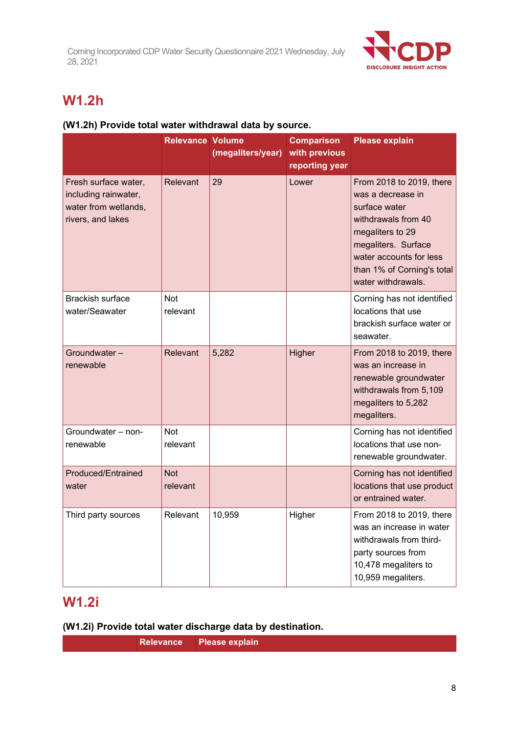## W1.2h

**(W1.2h) Provide total water withdrawal data by source.**

| | Relevance | Volume (megaliters/year) | Comparison with previous reporting year | Please explain |
|---|---|---|---|---|
| Fresh surface water, including rainwater, water from wetlands, rivers, and lakes | Relevant | 29 | Lower | From 2018 to 2019, there was a decrease in surface water withdrawals from 40 megaliters to 29 megaliters. Surface water accounts for less than 1% of Corning's total water withdrawals. |
| Brackish surface water/Seawater | Not relevant | | | Corning has not identified locations that use brackish surface water or seawater. |
| Groundwater – renewable | Relevant | 5,282 | Higher | From 2018 to 2019, there was an increase in renewable groundwater withdrawals from 5,109 megaliters to 5,282 megaliters. |
| Groundwater – non-renewable | Not relevant | | | Corning has not identified locations that use non-renewable groundwater. |
| Produced/Entrained water | Not relevant | | | Corning has not identified locations that use product or entrained water. |
| Third party sources | Relevant | 10,959 | Higher | From 2018 to 2019, there was an increase in water withdrawals from third-party sources from 10,478 megaliters to 10,959 megaliters. |

## W1.2i

**(W1.2i) Provide total water discharge data by destination.**

| | Relevance | Please explain |
|---|---|---|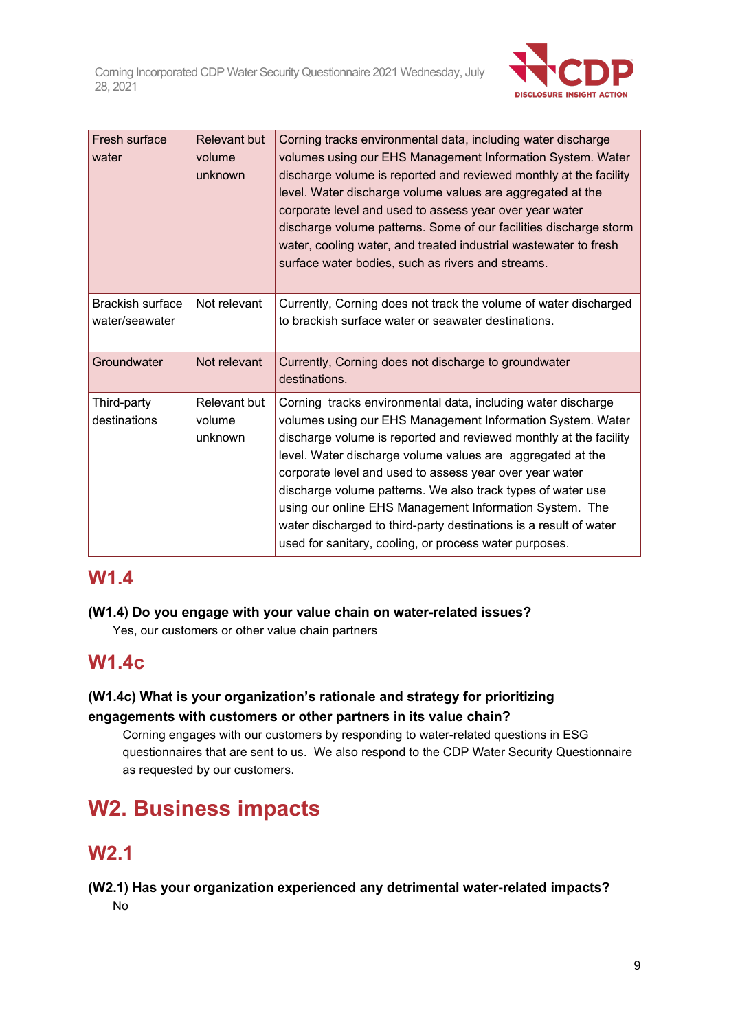| | | |
|---|---|---|
| Fresh surface water | Relevant but volume unknown | Corning tracks environmental data, including water discharge volumes using our EHS Management Information System. Water discharge volume is reported and reviewed monthly at the facility level. Water discharge volume values are aggregated at the corporate level and used to assess year over year water discharge volume patterns. Some of our facilities discharge storm water, cooling water, and treated industrial wastewater to fresh surface water bodies, such as rivers and streams. |
| Brackish surface water/seawater | Not relevant | Currently, Corning does not track the volume of water discharged to brackish surface water or seawater destinations. |
| Groundwater | Not relevant | Currently, Corning does not discharge to groundwater destinations. |
| Third-party destinations | Relevant but volume unknown | Corning tracks environmental data, including water discharge volumes using our EHS Management Information System. Water discharge volume is reported and reviewed monthly at the facility level. Water discharge volume values are aggregated at the corporate level and used to assess year over year water discharge volume patterns. We also track types of water use using our online EHS Management Information System. The water discharged to third-party destinations is a result of water used for sanitary, cooling, or process water purposes. |

## W1.4

**(W1.4) Do you engage with your value chain on water-related issues?**

Yes, our customers or other value chain partners

## W1.4c

**(W1.4c) What is your organization's rationale and strategy for prioritizing engagements with customers or other partners in its value chain?**

Corning engages with our customers by responding to water-related questions in ESG questionnaires that are sent to us. We also respond to the CDP Water Security Questionnaire as requested by our customers.

# W2. Business impacts

## W2.1

**(W2.1) Has your organization experienced any detrimental water-related impacts?**

No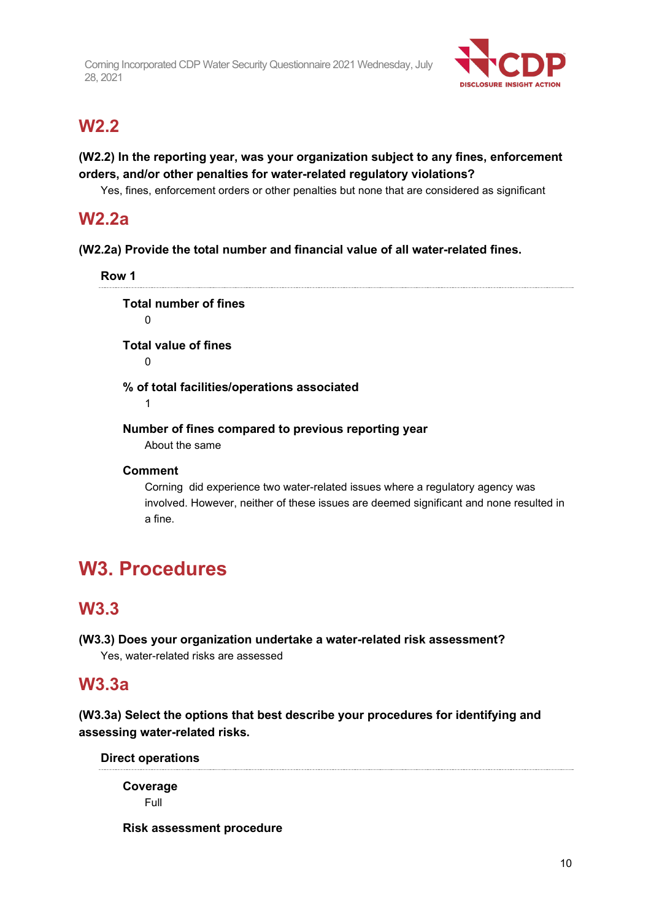## W2.2

**(W2.2) In the reporting year, was your organization subject to any fines, enforcement orders, and/or other penalties for water-related regulatory violations?**

Yes, fines, enforcement orders or other penalties but none that are considered as significant

## W2.2a

**(W2.2a) Provide the total number and financial value of all water-related fines.**

**Row 1**

**Total number of fines**

0

**Total value of fines**

0

**% of total facilities/operations associated**

1

**Number of fines compared to previous reporting year**

About the same

**Comment**

Corning did experience two water-related issues where a regulatory agency was involved. However, neither of these issues are deemed significant and none resulted in a fine.

# W3. Procedures

## W3.3

**(W3.3) Does your organization undertake a water-related risk assessment?**

Yes, water-related risks are assessed

## W3.3a

**(W3.3a) Select the options that best describe your procedures for identifying and assessing water-related risks.**

**Direct operations**

**Coverage**

Full

**Risk assessment procedure**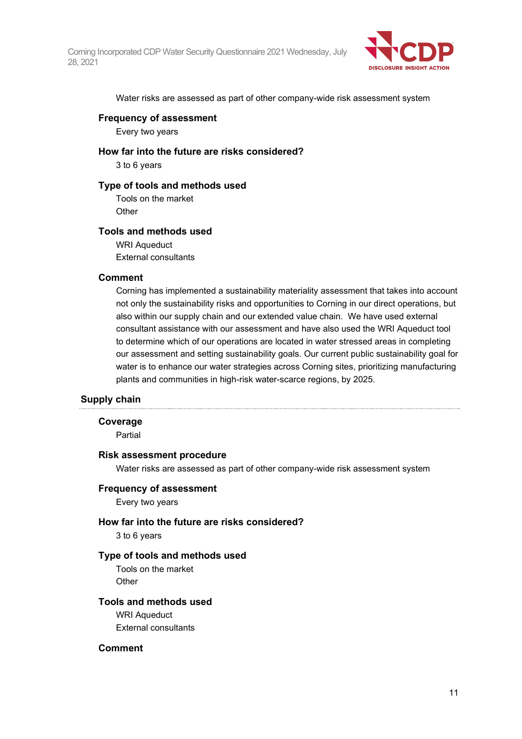Water risks are assessed as part of other company-wide risk assessment system

#### Frequency of assessment

Every two years

#### How far into the future are risks considered?

3 to 6 years

#### Type of tools and methods used

Tools on the market

Other

#### Tools and methods used

WRI Aqueduct

External consultants

#### Comment

Corning has implemented a sustainability materiality assessment that takes into account not only the sustainability risks and opportunities to Corning in our direct operations, but also within our supply chain and our extended value chain. We have used external consultant assistance with our assessment and have also used the WRI Aqueduct tool to determine which of our operations are located in water stressed areas in completing our assessment and setting sustainability goals. Our current public sustainability goal for water is to enhance our water strategies across Corning sites, prioritizing manufacturing plants and communities in high-risk water-scarce regions, by 2025.

### Supply chain

#### Coverage

Partial

#### Risk assessment procedure

Water risks are assessed as part of other company-wide risk assessment system

#### Frequency of assessment

Every two years

#### How far into the future are risks considered?

3 to 6 years

#### Type of tools and methods used

Tools on the market

Other

#### Tools and methods used

WRI Aqueduct

External consultants

#### Comment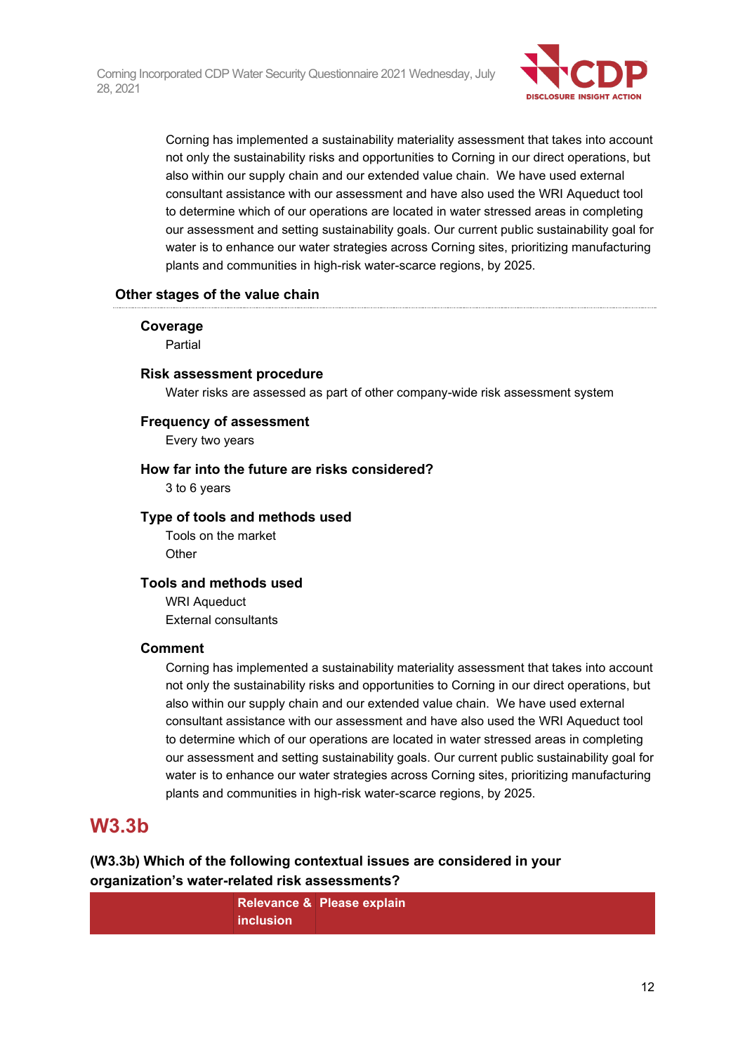Corning has implemented a sustainability materiality assessment that takes into account not only the sustainability risks and opportunities to Corning in our direct operations, but also within our supply chain and our extended value chain. We have used external consultant assistance with our assessment and have also used the WRI Aqueduct tool to determine which of our operations are located in water stressed areas in completing our assessment and setting sustainability goals. Our current public sustainability goal for water is to enhance our water strategies across Corning sites, prioritizing manufacturing plants and communities in high-risk water-scarce regions, by 2025.

### Other stages of the value chain

**Coverage**

Partial

**Risk assessment procedure**

Water risks are assessed as part of other company-wide risk assessment system

**Frequency of assessment**

Every two years

**How far into the future are risks considered?**

3 to 6 years

**Type of tools and methods used**

Tools on the market

Other

**Tools and methods used**

WRI Aqueduct

External consultants

**Comment**

Corning has implemented a sustainability materiality assessment that takes into account not only the sustainability risks and opportunities to Corning in our direct operations, but also within our supply chain and our extended value chain. We have used external consultant assistance with our assessment and have also used the WRI Aqueduct tool to determine which of our operations are located in water stressed areas in completing our assessment and setting sustainability goals. Our current public sustainability goal for water is to enhance our water strategies across Corning sites, prioritizing manufacturing plants and communities in high-risk water-scarce regions, by 2025.

## W3.3b

**(W3.3b) Which of the following contextual issues are considered in your organization's water-related risk assessments?**

| | Relevance & inclusion | Please explain |
|---|---|---|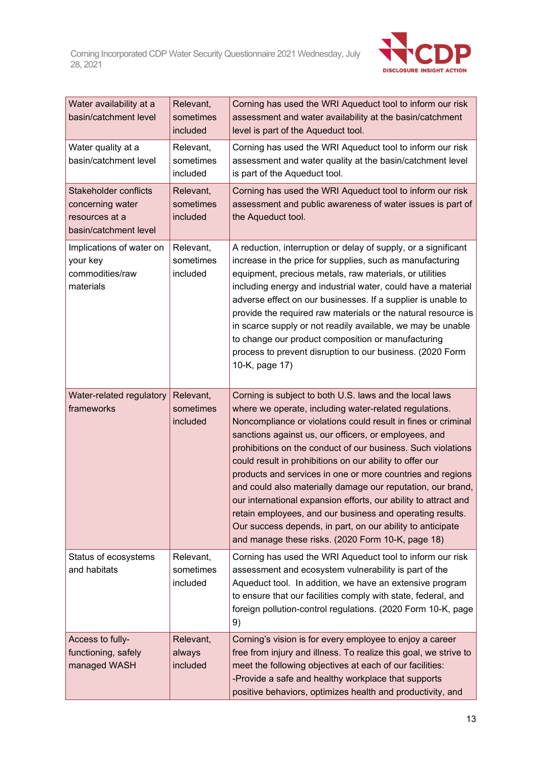| Water availability at a basin/catchment level | Relevant, sometimes included | Corning has used the WRI Aqueduct tool to inform our risk assessment and water availability at the basin/catchment level is part of the Aqueduct tool. |
|---|---|---|
| Water quality at a basin/catchment level | Relevant, sometimes included | Corning has used the WRI Aqueduct tool to inform our risk assessment and water quality at the basin/catchment level is part of the Aqueduct tool. |
| Stakeholder conflicts concerning water resources at a basin/catchment level | Relevant, sometimes included | Corning has used the WRI Aqueduct tool to inform our risk assessment and public awareness of water issues is part of the Aqueduct tool. |
| Implications of water on your key commodities/raw materials | Relevant, sometimes included | A reduction, interruption or delay of supply, or a significant increase in the price for supplies, such as manufacturing equipment, precious metals, raw materials, or utilities including energy and industrial water, could have a material adverse effect on our businesses. If a supplier is unable to provide the required raw materials or the natural resource is in scarce supply or not readily available, we may be unable to change our product composition or manufacturing process to prevent disruption to our business. (2020 Form 10-K, page 17) |
| Water-related regulatory frameworks | Relevant, sometimes included | Corning is subject to both U.S. laws and the local laws where we operate, including water-related regulations. Noncompliance or violations could result in fines or criminal sanctions against us, our officers, or employees, and prohibitions on the conduct of our business. Such violations could result in prohibitions on our ability to offer our products and services in one or more countries and regions and could also materially damage our reputation, our brand, our international expansion efforts, our ability to attract and retain employees, and our business and operating results. Our success depends, in part, on our ability to anticipate and manage these risks. (2020 Form 10-K, page 18) |
| Status of ecosystems and habitats | Relevant, sometimes included | Corning has used the WRI Aqueduct tool to inform our risk assessment and ecosystem vulnerability is part of the Aqueduct tool. In addition, we have an extensive program to ensure that our facilities comply with state, federal, and foreign pollution-control regulations. (2020 Form 10-K, page 9) |
| Access to fully-functioning, safely managed WASH | Relevant, always included | Corning's vision is for every employee to enjoy a career free from injury and illness. To realize this goal, we strive to meet the following objectives at each of our facilities:<br>-Provide a safe and healthy workplace that supports positive behaviors, optimizes health and productivity, and |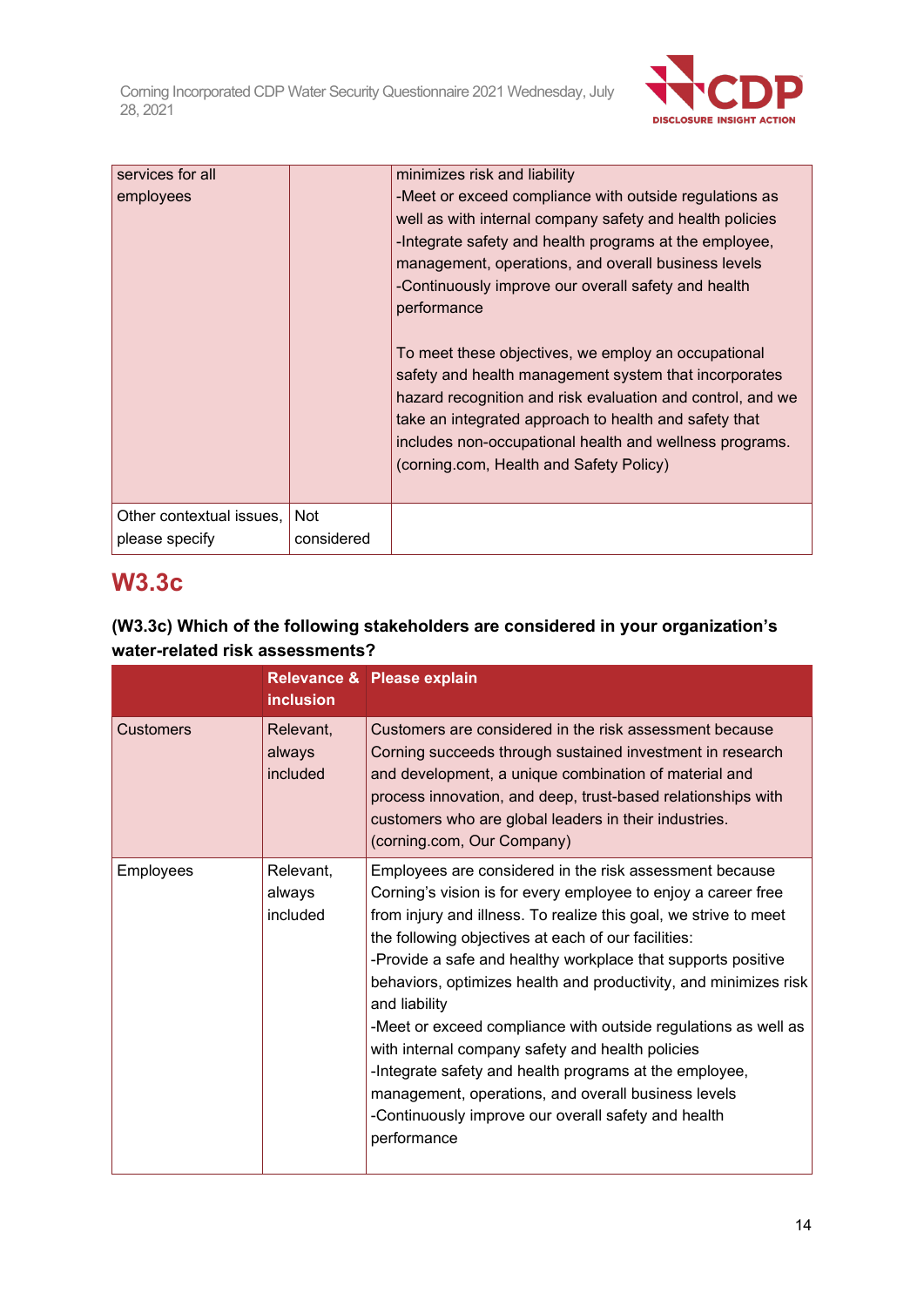| | | |
|---|---|---|
| services for all employees | | minimizes risk and liability<br>-Meet or exceed compliance with outside regulations as well as with internal company safety and health policies<br>-Integrate safety and health programs at the employee, management, operations, and overall business levels<br>-Continuously improve our overall safety and health performance<br><br>To meet these objectives, we employ an occupational safety and health management system that incorporates hazard recognition and risk evaluation and control, and we take an integrated approach to health and safety that includes non-occupational health and wellness programs. (corning.com, Health and Safety Policy) |
| Other contextual issues, please specify | Not considered | |

## W3.3c

**(W3.3c) Which of the following stakeholders are considered in your organization's water-related risk assessments?**

| | Relevance & inclusion | Please explain |
|---|---|---|
| Customers | Relevant, always included | Customers are considered in the risk assessment because Corning succeeds through sustained investment in research and development, a unique combination of material and process innovation, and deep, trust-based relationships with customers who are global leaders in their industries. (corning.com, Our Company) |
| Employees | Relevant, always included | Employees are considered in the risk assessment because Corning's vision is for every employee to enjoy a career free from injury and illness. To realize this goal, we strive to meet the following objectives at each of our facilities:<br>-Provide a safe and healthy workplace that supports positive behaviors, optimizes health and productivity, and minimizes risk and liability<br>-Meet or exceed compliance with outside regulations as well as with internal company safety and health policies<br>-Integrate safety and health programs at the employee, management, operations, and overall business levels<br>-Continuously improve our overall safety and health performance |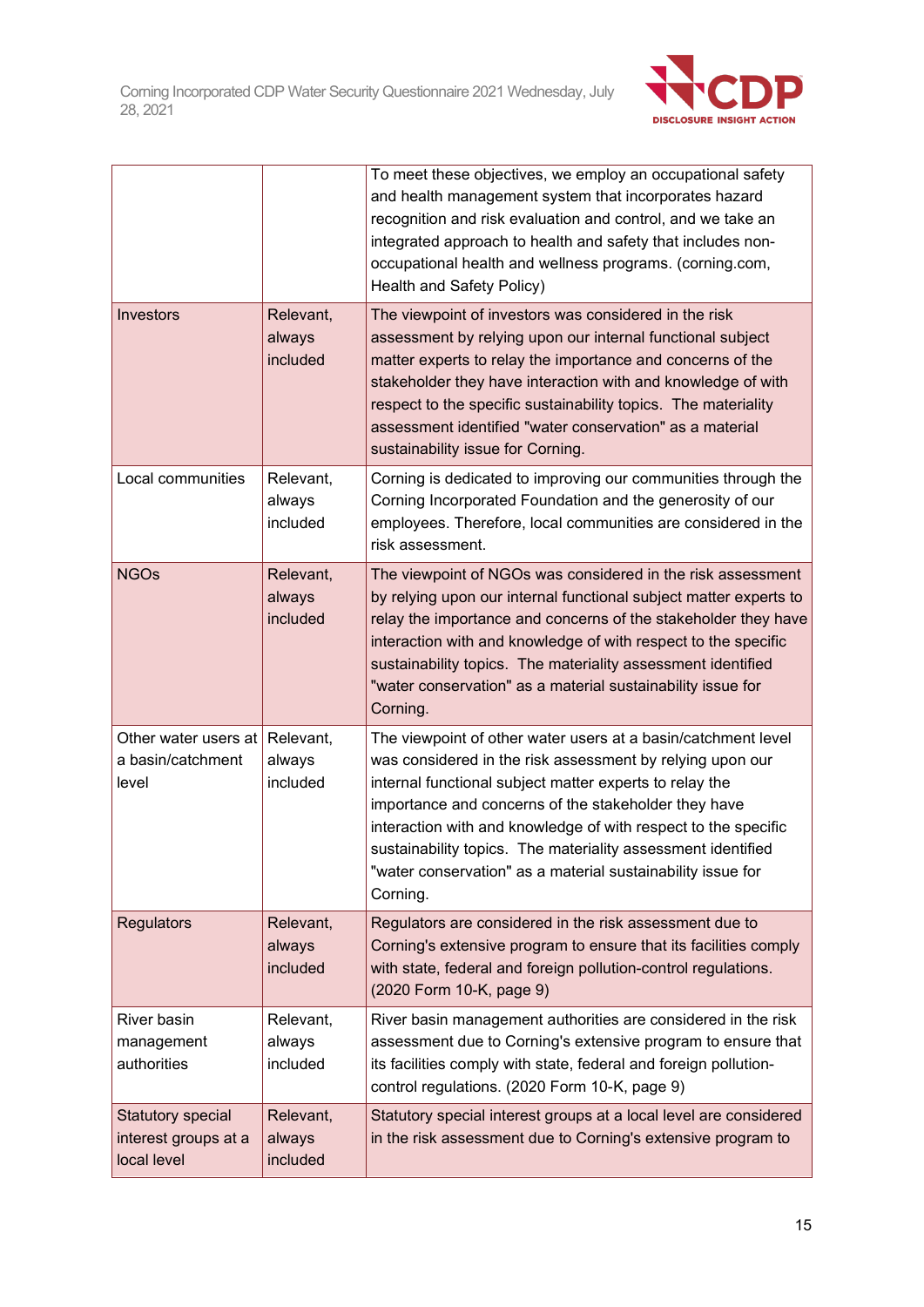|  |  |  |
|---|---|---|
|  |  | To meet these objectives, we employ an occupational safety and health management system that incorporates hazard recognition and risk evaluation and control, and we take an integrated approach to health and safety that includes non-occupational health and wellness programs. (corning.com, Health and Safety Policy) |
| Investors | Relevant, always included | The viewpoint of investors was considered in the risk assessment by relying upon our internal functional subject matter experts to relay the importance and concerns of the stakeholder they have interaction with and knowledge of with respect to the specific sustainability topics. The materiality assessment identified "water conservation" as a material sustainability issue for Corning. |
| Local communities | Relevant, always included | Corning is dedicated to improving our communities through the Corning Incorporated Foundation and the generosity of our employees. Therefore, local communities are considered in the risk assessment. |
| NGOs | Relevant, always included | The viewpoint of NGOs was considered in the risk assessment by relying upon our internal functional subject matter experts to relay the importance and concerns of the stakeholder they have interaction with and knowledge of with respect to the specific sustainability topics. The materiality assessment identified "water conservation" as a material sustainability issue for Corning. |
| Other water users at a basin/catchment level | Relevant, always included | The viewpoint of other water users at a basin/catchment level was considered in the risk assessment by relying upon our internal functional subject matter experts to relay the importance and concerns of the stakeholder they have interaction with and knowledge of with respect to the specific sustainability topics. The materiality assessment identified "water conservation" as a material sustainability issue for Corning. |
| Regulators | Relevant, always included | Regulators are considered in the risk assessment due to Corning's extensive program to ensure that its facilities comply with state, federal and foreign pollution-control regulations. (2020 Form 10-K, page 9) |
| River basin management authorities | Relevant, always included | River basin management authorities are considered in the risk assessment due to Corning's extensive program to ensure that its facilities comply with state, federal and foreign pollution-control regulations. (2020 Form 10-K, page 9) |
| Statutory special interest groups at a local level | Relevant, always included | Statutory special interest groups at a local level are considered in the risk assessment due to Corning's extensive program to |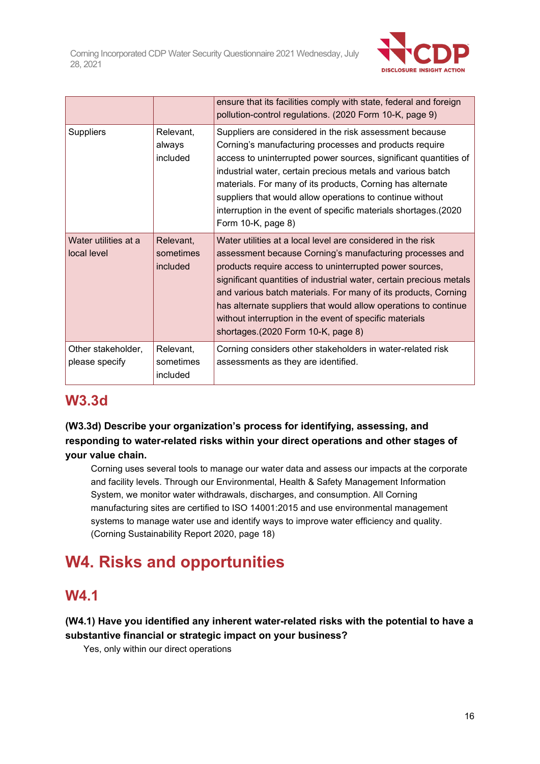| | | |
|---|---|---|
| | | ensure that its facilities comply with state, federal and foreign pollution-control regulations. (2020 Form 10-K, page 9) |
| Suppliers | Relevant, always included | Suppliers are considered in the risk assessment because Corning's manufacturing processes and products require access to uninterrupted power sources, significant quantities of industrial water, certain precious metals and various batch materials. For many of its products, Corning has alternate suppliers that would allow operations to continue without interruption in the event of specific materials shortages.(2020 Form 10-K, page 8) |
| Water utilities at a local level | Relevant, sometimes included | Water utilities at a local level are considered in the risk assessment because Corning's manufacturing processes and products require access to uninterrupted power sources, significant quantities of industrial water, certain precious metals and various batch materials. For many of its products, Corning has alternate suppliers that would allow operations to continue without interruption in the event of specific materials shortages.(2020 Form 10-K, page 8) |
| Other stakeholder, please specify | Relevant, sometimes included | Corning considers other stakeholders in water-related risk assessments as they are identified. |

## W3.3d

**(W3.3d) Describe your organization's process for identifying, assessing, and responding to water-related risks within your direct operations and other stages of your value chain.**

Corning uses several tools to manage our water data and assess our impacts at the corporate and facility levels. Through our Environmental, Health & Safety Management Information System, we monitor water withdrawals, discharges, and consumption. All Corning manufacturing sites are certified to ISO 14001:2015 and use environmental management systems to manage water use and identify ways to improve water efficiency and quality. (Corning Sustainability Report 2020, page 18)

# W4. Risks and opportunities

## W4.1

**(W4.1) Have you identified any inherent water-related risks with the potential to have a substantive financial or strategic impact on your business?**

Yes, only within our direct operations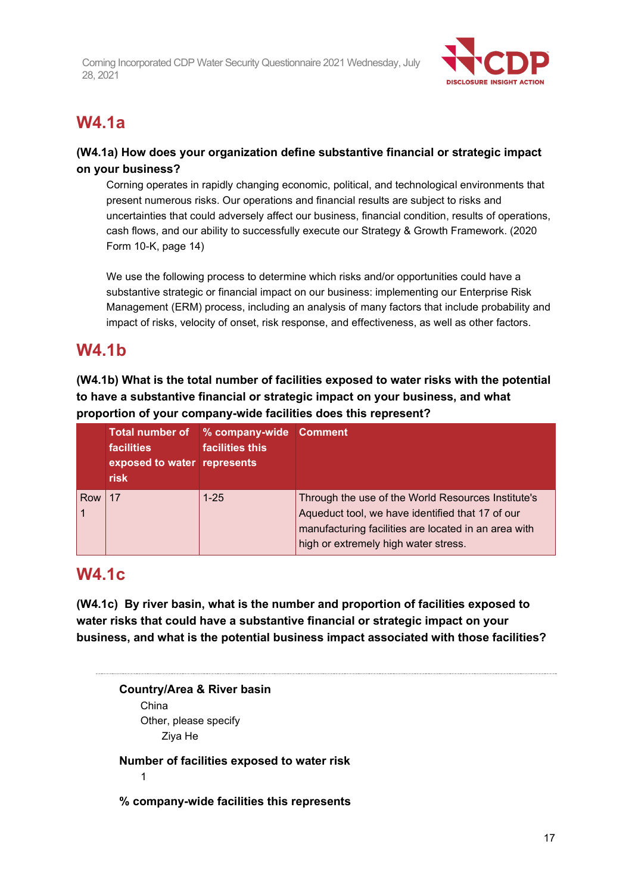## W4.1a

**(W4.1a) How does your organization define substantive financial or strategic impact on your business?**

Corning operates in rapidly changing economic, political, and technological environments that present numerous risks. Our operations and financial results are subject to risks and uncertainties that could adversely affect our business, financial condition, results of operations, cash flows, and our ability to successfully execute our Strategy & Growth Framework. (2020 Form 10-K, page 14)

We use the following process to determine which risks and/or opportunities could have a substantive strategic or financial impact on our business: implementing our Enterprise Risk Management (ERM) process, including an analysis of many factors that include probability and impact of risks, velocity of onset, risk response, and effectiveness, as well as other factors.

## W4.1b

**(W4.1b) What is the total number of facilities exposed to water risks with the potential to have a substantive financial or strategic impact on your business, and what proportion of your company-wide facilities does this represent?**

| | Total number of facilities exposed to water risk | % company-wide facilities this represents | Comment |
|---|---|---|---|
| Row 1 | 17 | 1-25 | Through the use of the World Resources Institute's Aqueduct tool, we have identified that 17 of our manufacturing facilities are located in an area with high or extremely high water stress. |

## W4.1c

**(W4.1c) By river basin, what is the number and proportion of facilities exposed to water risks that could have a substantive financial or strategic impact on your business, and what is the potential business impact associated with those facilities?**

**Country/Area & River basin**

China

Other, please specify

Ziya He

**Number of facilities exposed to water risk**

1

**% company-wide facilities this represents**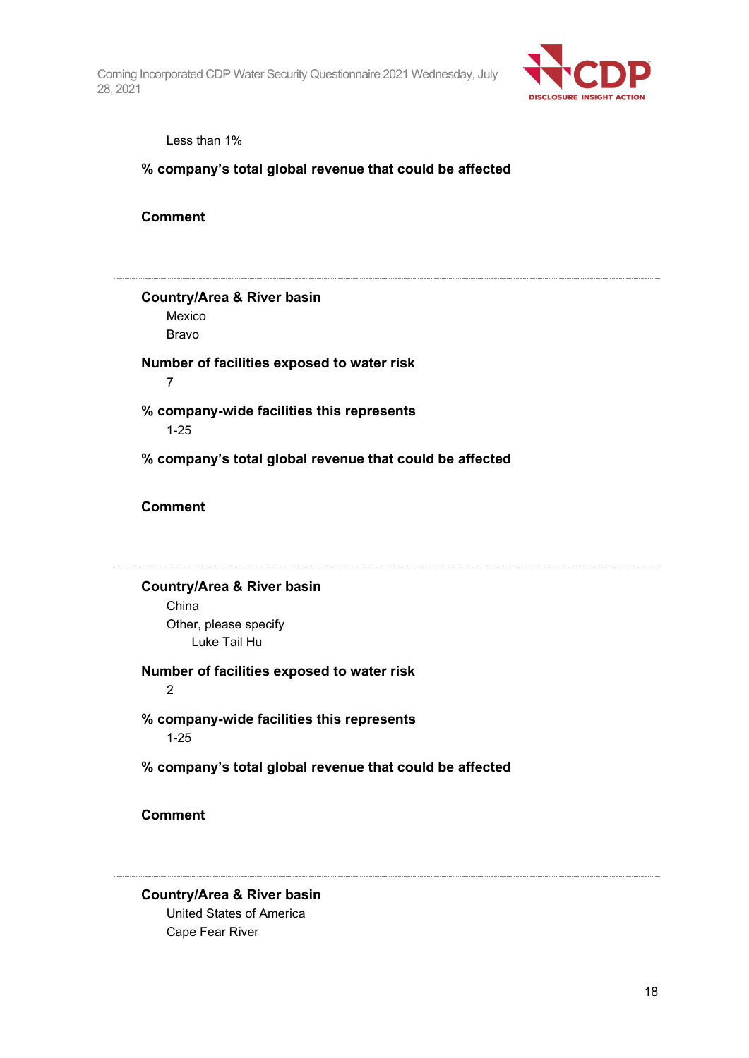Less than 1%

**% company's total global revenue that could be affected**

**Comment**

---

**Country/Area & River basin**

Mexico

Bravo

**Number of facilities exposed to water risk**

7

**% company-wide facilities this represents**

1-25

**% company's total global revenue that could be affected**

**Comment**

---

**Country/Area & River basin**

China

Other, please specify

Luke Tail Hu

**Number of facilities exposed to water risk**

2

**% company-wide facilities this represents**

1-25

**% company's total global revenue that could be affected**

**Comment**

---

**Country/Area & River basin**

United States of America

Cape Fear River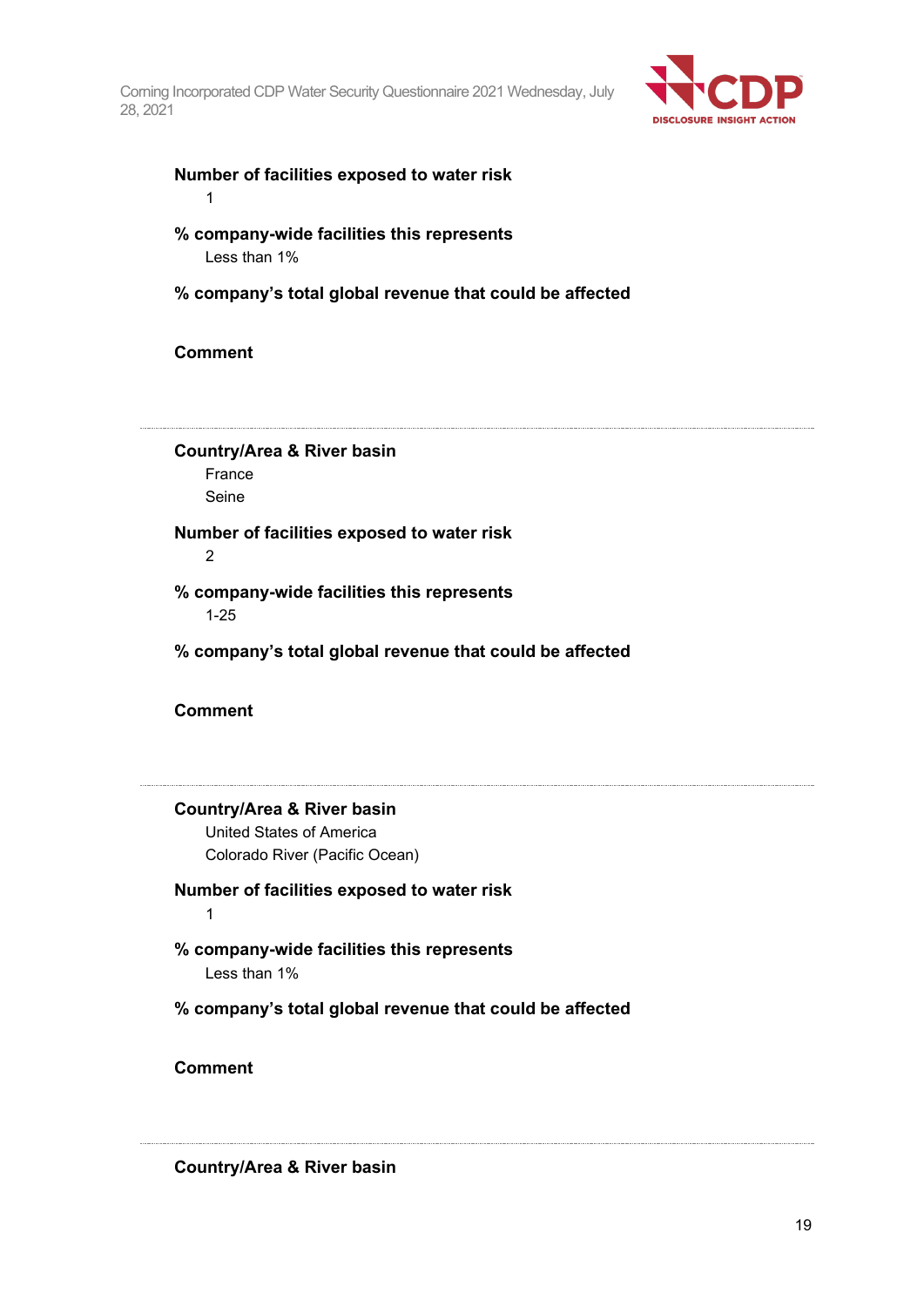**Number of facilities exposed to water risk**

1

**% company-wide facilities this represents**

Less than 1%

**% company's total global revenue that could be affected**

**Comment**

---

**Country/Area & River basin**

France

Seine

**Number of facilities exposed to water risk**

2

**% company-wide facilities this represents**

1-25

**% company's total global revenue that could be affected**

**Comment**

---

**Country/Area & River basin**

United States of America

Colorado River (Pacific Ocean)

**Number of facilities exposed to water risk**

1

**% company-wide facilities this represents**

Less than 1%

**% company's total global revenue that could be affected**

**Comment**

---

**Country/Area & River basin**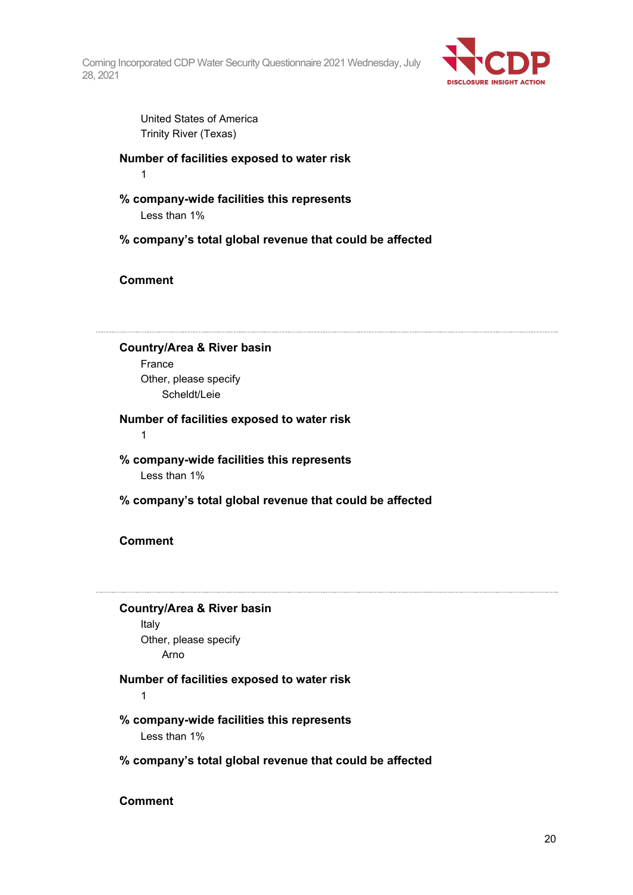United States of America
Trinity River (Texas)

**Number of facilities exposed to water risk**

1

**% company-wide facilities this represents**

Less than 1%

**% company's total global revenue that could be affected**

**Comment**

---

**Country/Area & River basin**

France
Other, please specify
Scheldt/Leie

**Number of facilities exposed to water risk**

1

**% company-wide facilities this represents**

Less than 1%

**% company's total global revenue that could be affected**

**Comment**

---

**Country/Area & River basin**

Italy
Other, please specify
Arno

**Number of facilities exposed to water risk**

1

**% company-wide facilities this represents**

Less than 1%

**% company's total global revenue that could be affected**

**Comment**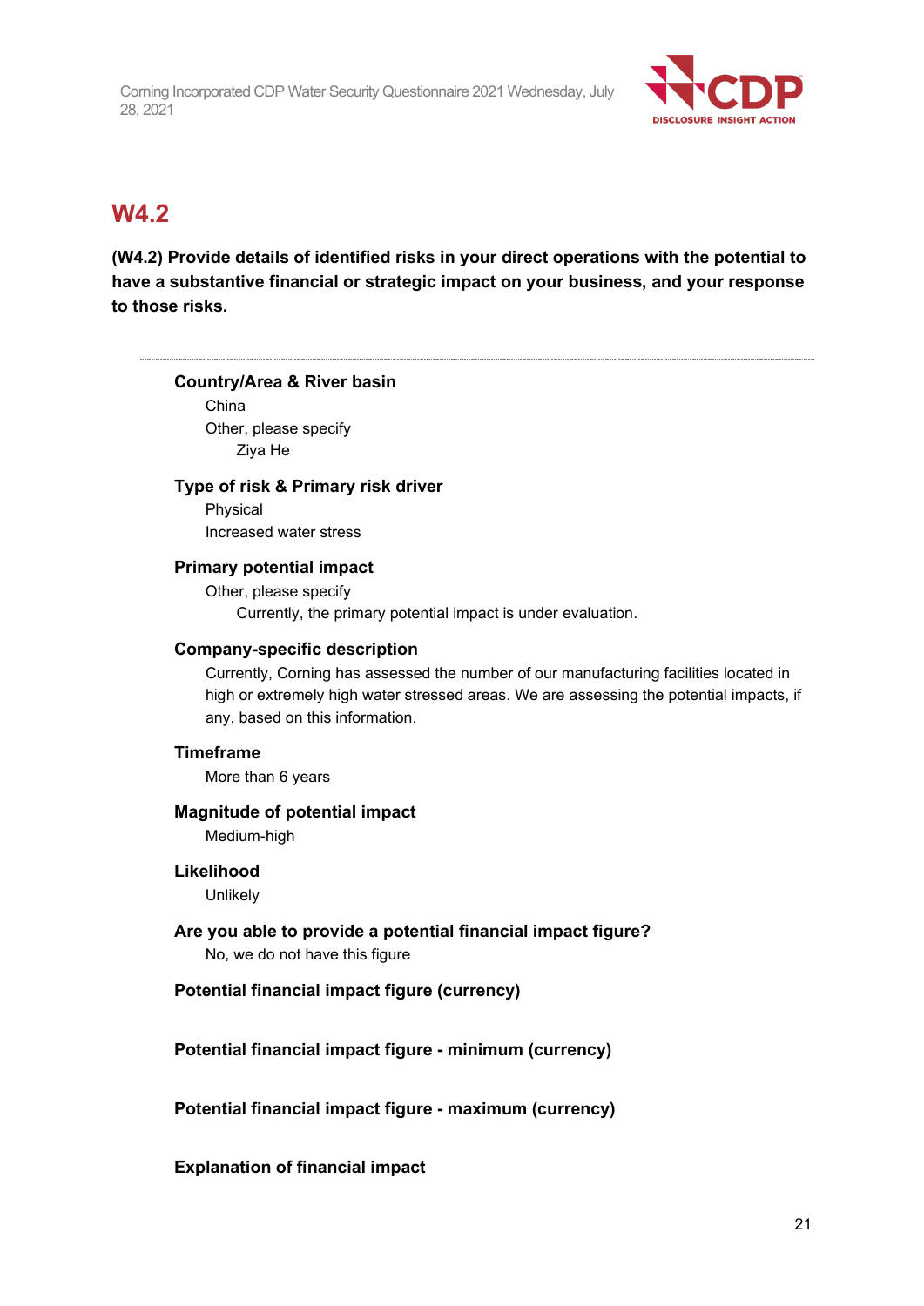## W4.2

**(W4.2) Provide details of identified risks in your direct operations with the potential to have a substantive financial or strategic impact on your business, and your response to those risks.**

---

**Country/Area & River basin**

China

Other, please specify

Ziya He

**Type of risk & Primary risk driver**

Physical

Increased water stress

**Primary potential impact**

Other, please specify

Currently, the primary potential impact is under evaluation.

**Company-specific description**

Currently, Corning has assessed the number of our manufacturing facilities located in high or extremely high water stressed areas. We are assessing the potential impacts, if any, based on this information.

**Timeframe**

More than 6 years

**Magnitude of potential impact**

Medium-high

**Likelihood**

Unlikely

**Are you able to provide a potential financial impact figure?**

No, we do not have this figure

**Potential financial impact figure (currency)**

**Potential financial impact figure - minimum (currency)**

**Potential financial impact figure - maximum (currency)**

**Explanation of financial impact**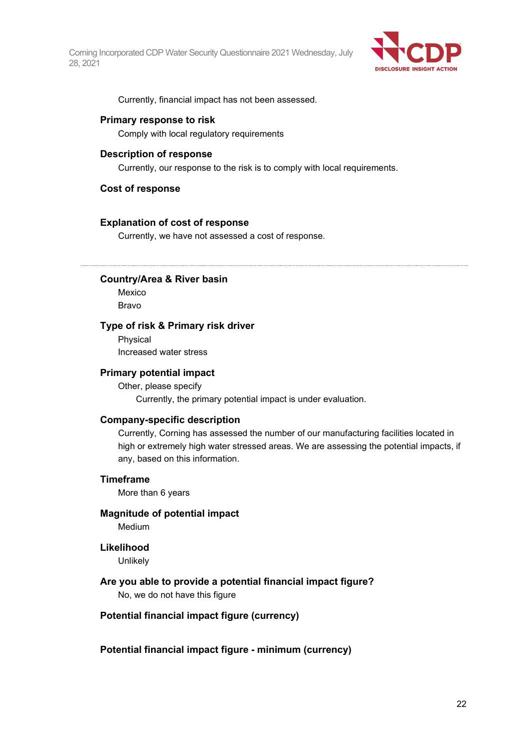Currently, financial impact has not been assessed.

**Primary response to risk**

Comply with local regulatory requirements

**Description of response**

Currently, our response to the risk is to comply with local requirements.

**Cost of response**

**Explanation of cost of response**

Currently, we have not assessed a cost of response.

---

**Country/Area & River basin**

Mexico

Bravo

**Type of risk & Primary risk driver**

Physical

Increased water stress

**Primary potential impact**

Other, please specify

Currently, the primary potential impact is under evaluation.

**Company-specific description**

Currently, Corning has assessed the number of our manufacturing facilities located in high or extremely high water stressed areas. We are assessing the potential impacts, if any, based on this information.

**Timeframe**

More than 6 years

**Magnitude of potential impact**

Medium

**Likelihood**

Unlikely

**Are you able to provide a potential financial impact figure?**

No, we do not have this figure

**Potential financial impact figure (currency)**

**Potential financial impact figure - minimum (currency)**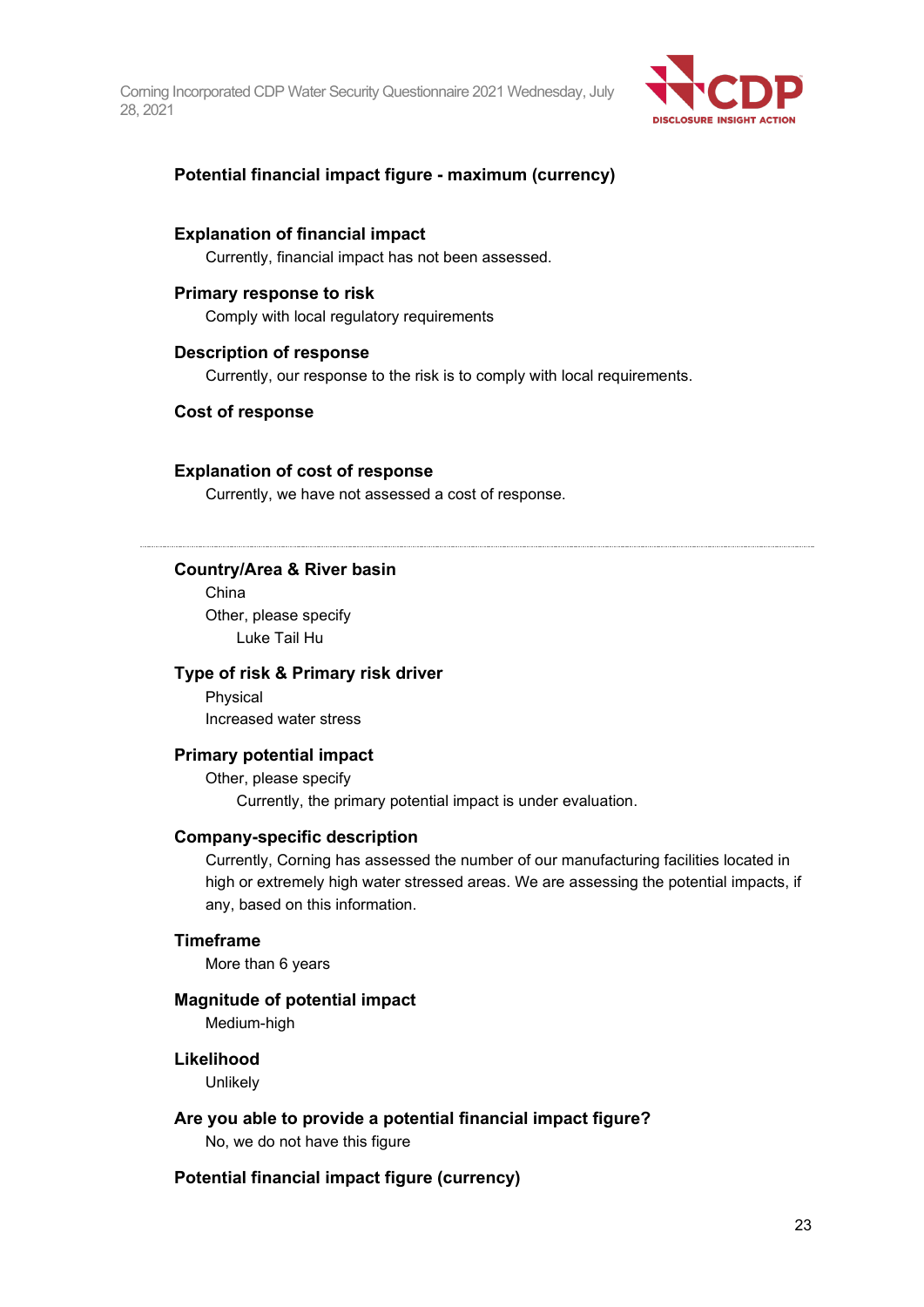**Potential financial impact figure - maximum (currency)**

**Explanation of financial impact**

Currently, financial impact has not been assessed.

**Primary response to risk**

Comply with local regulatory requirements

**Description of response**

Currently, our response to the risk is to comply with local requirements.

**Cost of response**

**Explanation of cost of response**

Currently, we have not assessed a cost of response.

---

**Country/Area & River basin**

China

Other, please specify

Luke Tail Hu

**Type of risk & Primary risk driver**

Physical

Increased water stress

**Primary potential impact**

Other, please specify

Currently, the primary potential impact is under evaluation.

**Company-specific description**

Currently, Corning has assessed the number of our manufacturing facilities located in high or extremely high water stressed areas. We are assessing the potential impacts, if any, based on this information.

**Timeframe**

More than 6 years

**Magnitude of potential impact**

Medium-high

**Likelihood**

Unlikely

**Are you able to provide a potential financial impact figure?**

No, we do not have this figure

**Potential financial impact figure (currency)**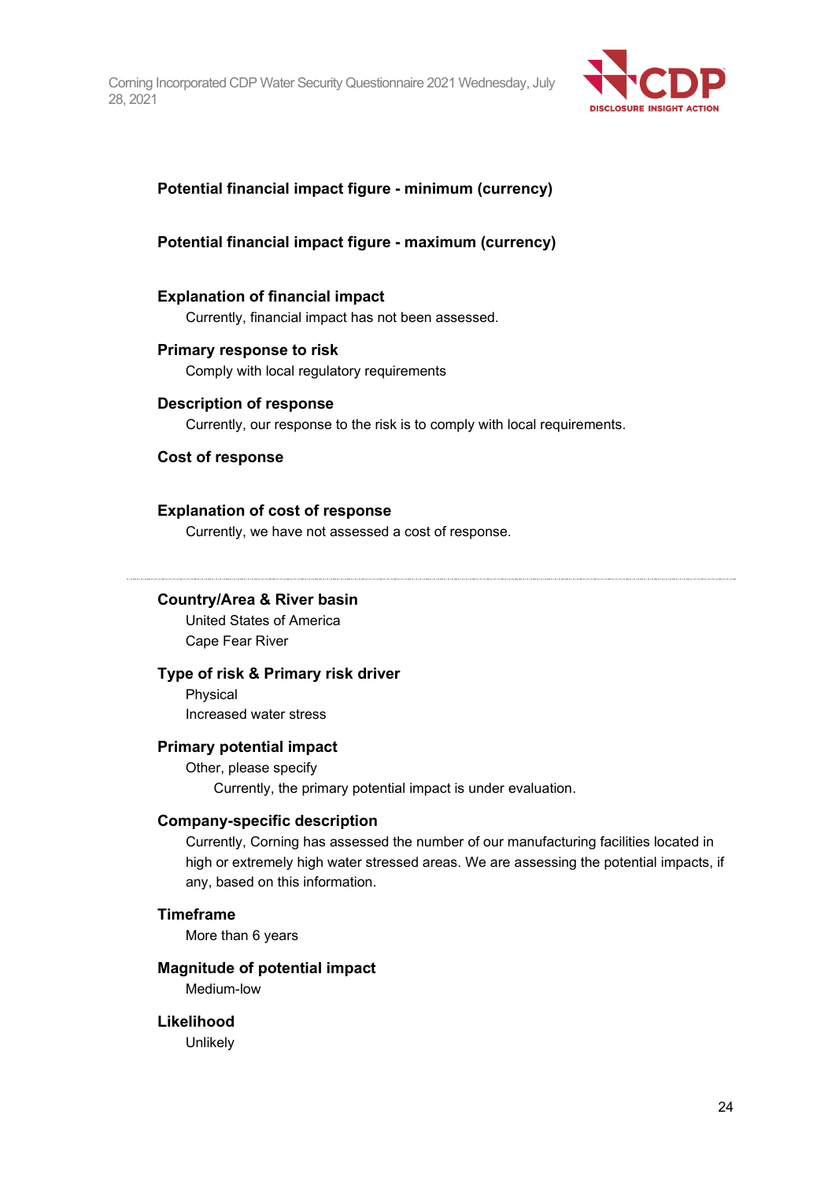**Potential financial impact figure - minimum (currency)**

**Potential financial impact figure - maximum (currency)**

**Explanation of financial impact**

Currently, financial impact has not been assessed.

**Primary response to risk**

Comply with local regulatory requirements

**Description of response**

Currently, our response to the risk is to comply with local requirements.

**Cost of response**

**Explanation of cost of response**

Currently, we have not assessed a cost of response.

---

**Country/Area & River basin**

United States of America

Cape Fear River

**Type of risk & Primary risk driver**

Physical

Increased water stress

**Primary potential impact**

Other, please specify

Currently, the primary potential impact is under evaluation.

**Company-specific description**

Currently, Corning has assessed the number of our manufacturing facilities located in high or extremely high water stressed areas. We are assessing the potential impacts, if any, based on this information.

**Timeframe**

More than 6 years

**Magnitude of potential impact**

Medium-low

**Likelihood**

Unlikely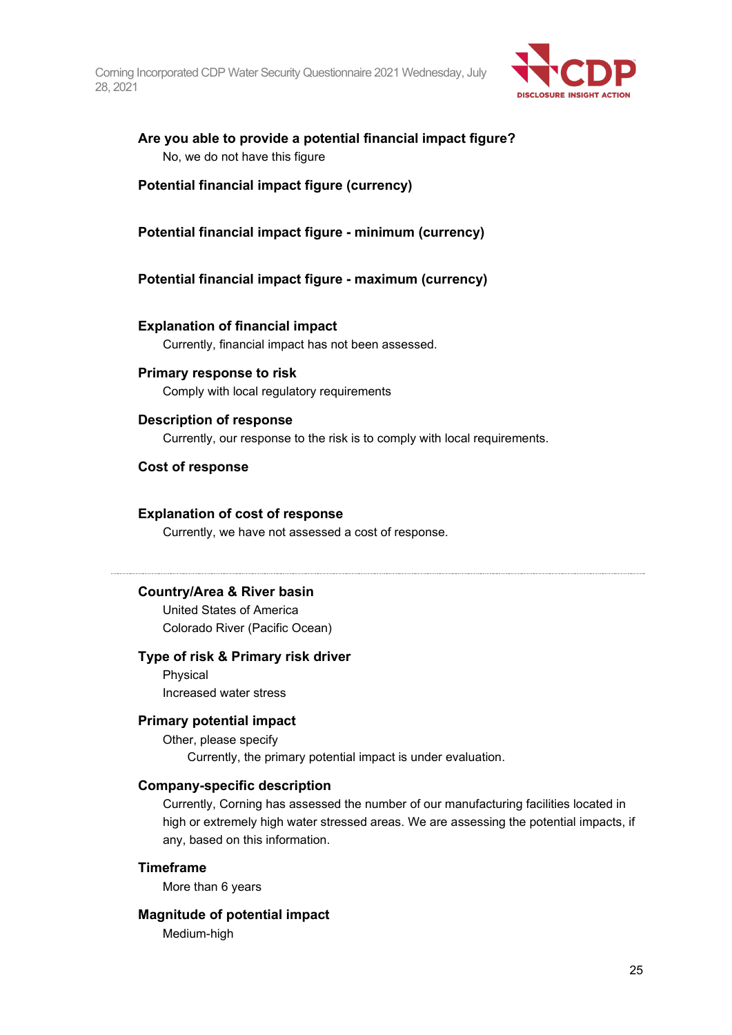**Are you able to provide a potential financial impact figure?**

No, we do not have this figure

**Potential financial impact figure (currency)**

**Potential financial impact figure - minimum (currency)**

**Potential financial impact figure - maximum (currency)**

**Explanation of financial impact**

Currently, financial impact has not been assessed.

**Primary response to risk**

Comply with local regulatory requirements

**Description of response**

Currently, our response to the risk is to comply with local requirements.

**Cost of response**

**Explanation of cost of response**

Currently, we have not assessed a cost of response.

---

**Country/Area & River basin**

United States of America

Colorado River (Pacific Ocean)

**Type of risk & Primary risk driver**

Physical

Increased water stress

**Primary potential impact**

Other, please specify

Currently, the primary potential impact is under evaluation.

**Company-specific description**

Currently, Corning has assessed the number of our manufacturing facilities located in high or extremely high water stressed areas. We are assessing the potential impacts, if any, based on this information.

**Timeframe**

More than 6 years

**Magnitude of potential impact**

Medium-high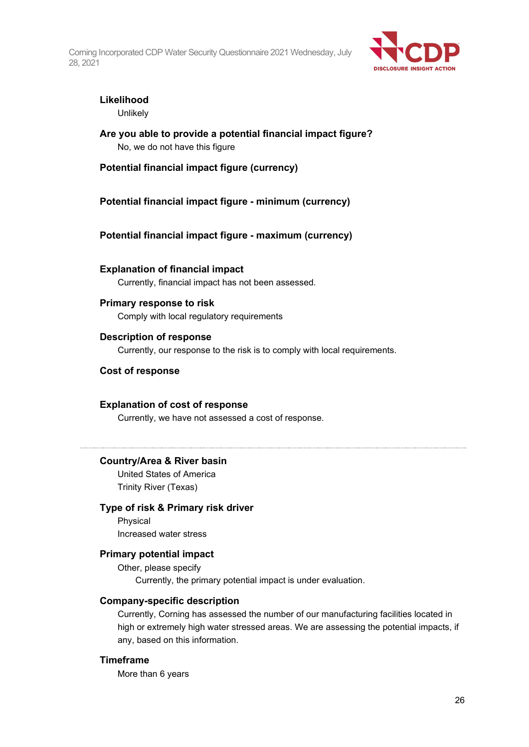**Likelihood**

Unlikely

**Are you able to provide a potential financial impact figure?**

No, we do not have this figure

**Potential financial impact figure (currency)**

**Potential financial impact figure - minimum (currency)**

**Potential financial impact figure - maximum (currency)**

**Explanation of financial impact**

Currently, financial impact has not been assessed.

**Primary response to risk**

Comply with local regulatory requirements

**Description of response**

Currently, our response to the risk is to comply with local requirements.

**Cost of response**

**Explanation of cost of response**

Currently, we have not assessed a cost of response.

---

**Country/Area & River basin**

United States of America

Trinity River (Texas)

**Type of risk & Primary risk driver**

Physical

Increased water stress

**Primary potential impact**

Other, please specify

Currently, the primary potential impact is under evaluation.

**Company-specific description**

Currently, Corning has assessed the number of our manufacturing facilities located in high or extremely high water stressed areas. We are assessing the potential impacts, if any, based on this information.

**Timeframe**

More than 6 years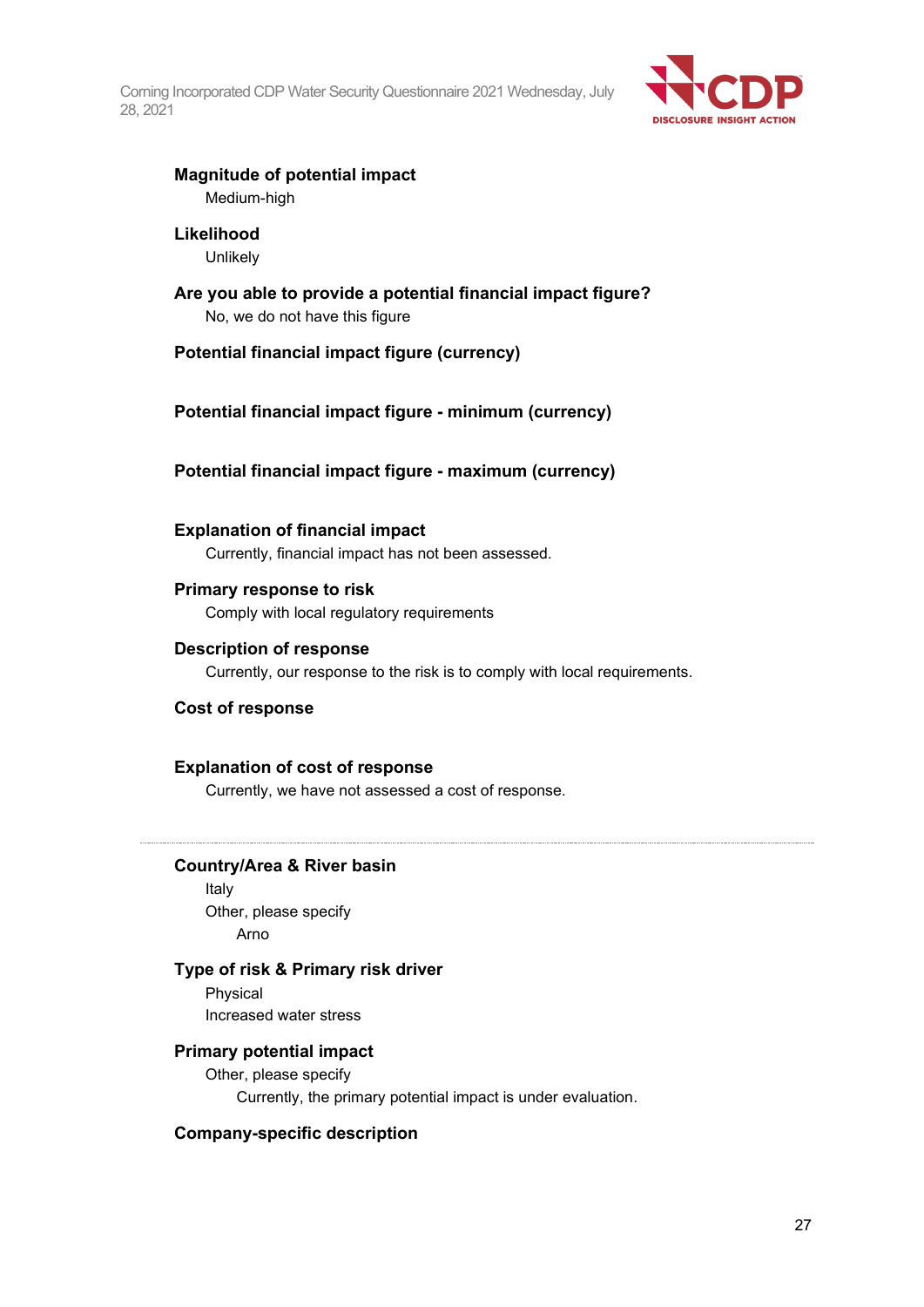**Magnitude of potential impact**

Medium-high

**Likelihood**

Unlikely

**Are you able to provide a potential financial impact figure?**

No, we do not have this figure

**Potential financial impact figure (currency)**

**Potential financial impact figure - minimum (currency)**

**Potential financial impact figure - maximum (currency)**

**Explanation of financial impact**

Currently, financial impact has not been assessed.

**Primary response to risk**

Comply with local regulatory requirements

**Description of response**

Currently, our response to the risk is to comply with local requirements.

**Cost of response**

**Explanation of cost of response**

Currently, we have not assessed a cost of response.

---

**Country/Area & River basin**

Italy

Other, please specify

Arno

**Type of risk & Primary risk driver**

Physical

Increased water stress

**Primary potential impact**

Other, please specify

Currently, the primary potential impact is under evaluation.

**Company-specific description**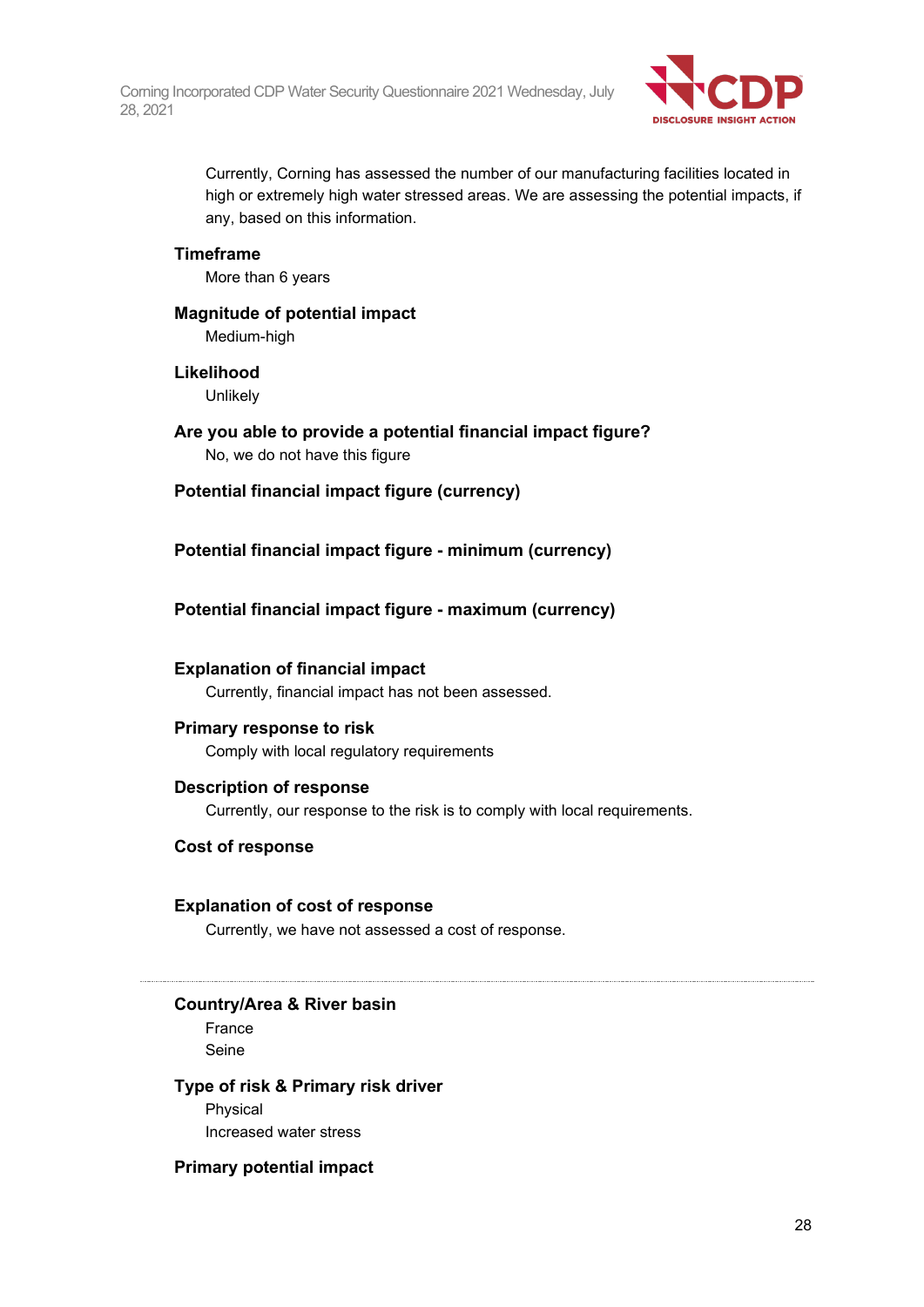Currently, Corning has assessed the number of our manufacturing facilities located in high or extremely high water stressed areas. We are assessing the potential impacts, if any, based on this information.

**Timeframe**

More than 6 years

**Magnitude of potential impact**

Medium-high

**Likelihood**

Unlikely

**Are you able to provide a potential financial impact figure?**

No, we do not have this figure

**Potential financial impact figure (currency)**

**Potential financial impact figure - minimum (currency)**

**Potential financial impact figure - maximum (currency)**

**Explanation of financial impact**

Currently, financial impact has not been assessed.

**Primary response to risk**

Comply with local regulatory requirements

**Description of response**

Currently, our response to the risk is to comply with local requirements.

**Cost of response**

**Explanation of cost of response**

Currently, we have not assessed a cost of response.

---

**Country/Area & River basin**

France

Seine

**Type of risk & Primary risk driver**

Physical

Increased water stress

**Primary potential impact**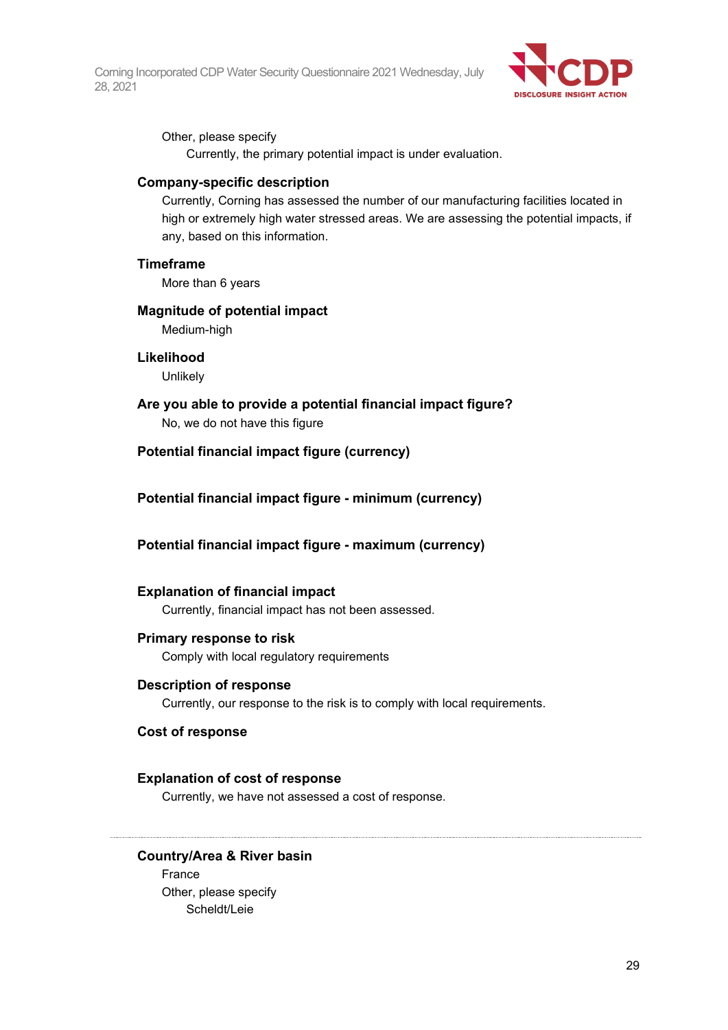Other, please specify

Currently, the primary potential impact is under evaluation.

**Company-specific description**

Currently, Corning has assessed the number of our manufacturing facilities located in high or extremely high water stressed areas. We are assessing the potential impacts, if any, based on this information.

**Timeframe**

More than 6 years

**Magnitude of potential impact**

Medium-high

**Likelihood**

Unlikely

**Are you able to provide a potential financial impact figure?**

No, we do not have this figure

**Potential financial impact figure (currency)**

**Potential financial impact figure - minimum (currency)**

**Potential financial impact figure - maximum (currency)**

**Explanation of financial impact**

Currently, financial impact has not been assessed.

**Primary response to risk**

Comply with local regulatory requirements

**Description of response**

Currently, our response to the risk is to comply with local requirements.

**Cost of response**

**Explanation of cost of response**

Currently, we have not assessed a cost of response.

---

**Country/Area & River basin**

France

Other, please specify

Scheldt/Leie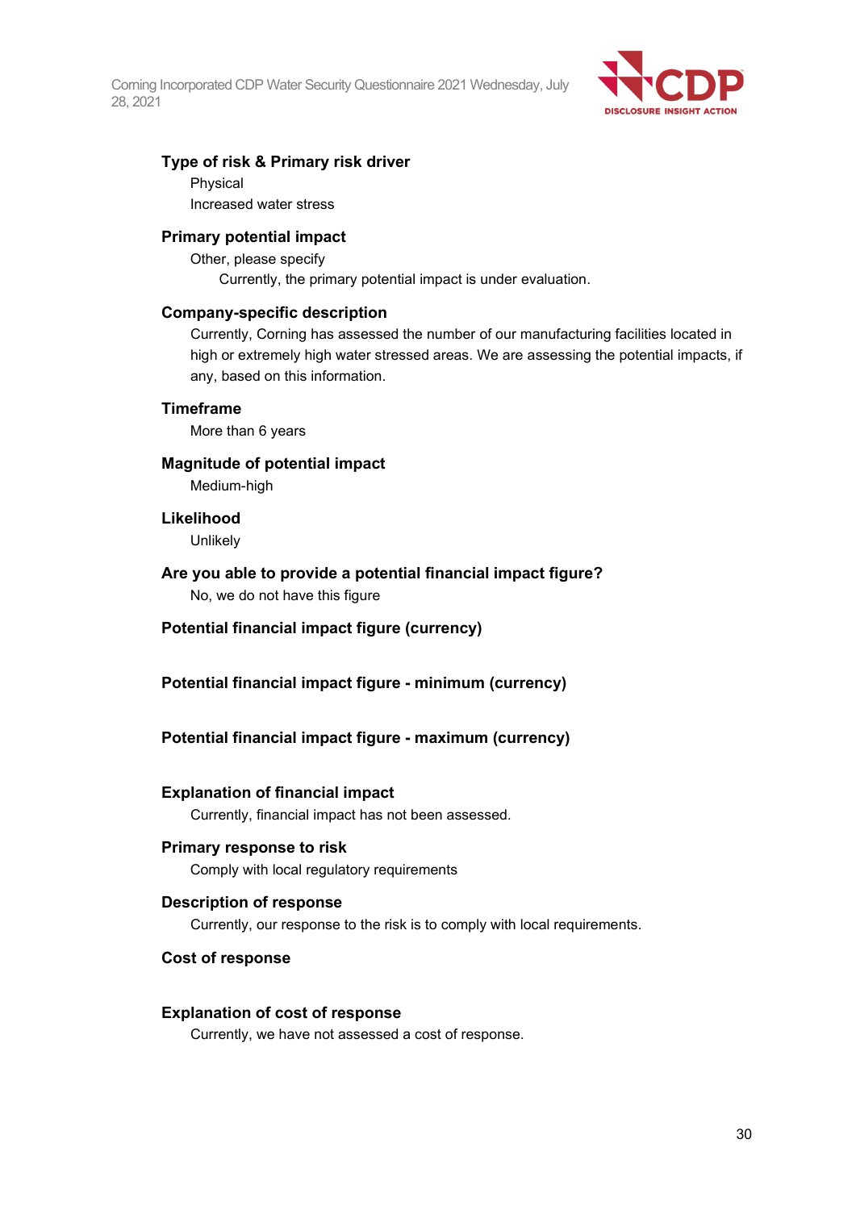**Type of risk & Primary risk driver**

Physical

Increased water stress

**Primary potential impact**

Other, please specify

Currently, the primary potential impact is under evaluation.

**Company-specific description**

Currently, Corning has assessed the number of our manufacturing facilities located in high or extremely high water stressed areas. We are assessing the potential impacts, if any, based on this information.

**Timeframe**

More than 6 years

**Magnitude of potential impact**

Medium-high

**Likelihood**

Unlikely

**Are you able to provide a potential financial impact figure?**

No, we do not have this figure

**Potential financial impact figure (currency)**

**Potential financial impact figure - minimum (currency)**

**Potential financial impact figure - maximum (currency)**

**Explanation of financial impact**

Currently, financial impact has not been assessed.

**Primary response to risk**

Comply with local regulatory requirements

**Description of response**

Currently, our response to the risk is to comply with local requirements.

**Cost of response**

**Explanation of cost of response**

Currently, we have not assessed a cost of response.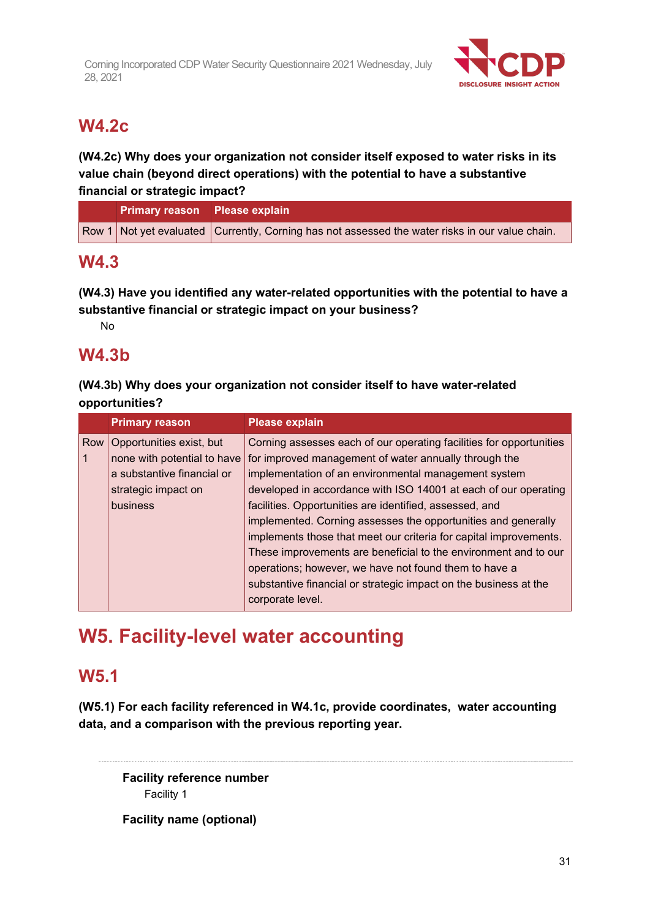## W4.2c

**(W4.2c) Why does your organization not consider itself exposed to water risks in its value chain (beyond direct operations) with the potential to have a substantive financial or strategic impact?**

| | Primary reason | Please explain |
|---|---|---|
| Row 1 | Not yet evaluated | Currently, Corning has not assessed the water risks in our value chain. |

## W4.3

**(W4.3) Have you identified any water-related opportunities with the potential to have a substantive financial or strategic impact on your business?**

No

## W4.3b

**(W4.3b) Why does your organization not consider itself to have water-related opportunities?**

| | Primary reason | Please explain |
|---|---|---|
| Row 1 | Opportunities exist, but none with potential to have a substantive financial or strategic impact on business | Corning assesses each of our operating facilities for opportunities for improved management of water annually through the implementation of an environmental management system developed in accordance with ISO 14001 at each of our operating facilities. Opportunities are identified, assessed, and implemented. Corning assesses the opportunities and generally implements those that meet our criteria for capital improvements. These improvements are beneficial to the environment and to our operations; however, we have not found them to have a substantive financial or strategic impact on the business at the corporate level. |

# W5. Facility-level water accounting

## W5.1

**(W5.1) For each facility referenced in W4.1c, provide coordinates, water accounting data, and a comparison with the previous reporting year.**

**Facility reference number**

Facility 1

**Facility name (optional)**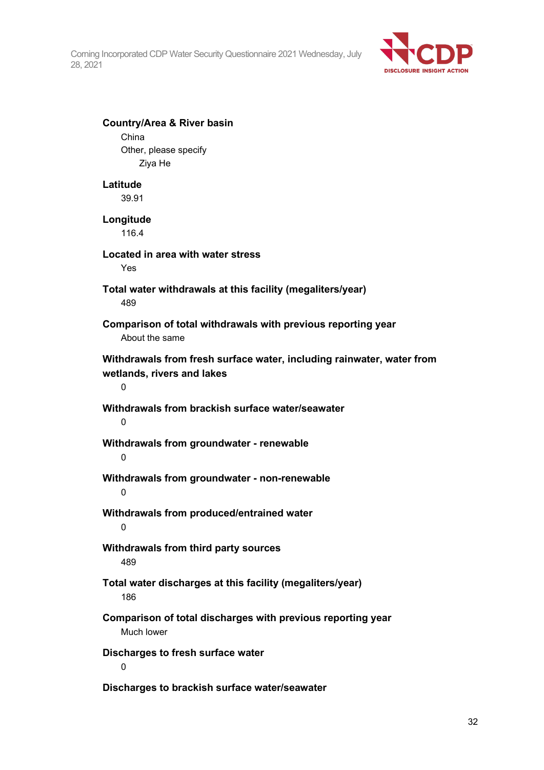**Country/Area & River basin**

China

Other, please specify

Ziya He

**Latitude**

39.91

**Longitude**

116.4

**Located in area with water stress**

Yes

**Total water withdrawals at this facility (megaliters/year)**

489

**Comparison of total withdrawals with previous reporting year**

About the same

**Withdrawals from fresh surface water, including rainwater, water from wetlands, rivers and lakes**

0

**Withdrawals from brackish surface water/seawater**

0

**Withdrawals from groundwater - renewable**

0

**Withdrawals from groundwater - non-renewable**

0

**Withdrawals from produced/entrained water**

0

**Withdrawals from third party sources**

489

**Total water discharges at this facility (megaliters/year)**

186

**Comparison of total discharges with previous reporting year**

Much lower

**Discharges to fresh surface water**

0

**Discharges to brackish surface water/seawater**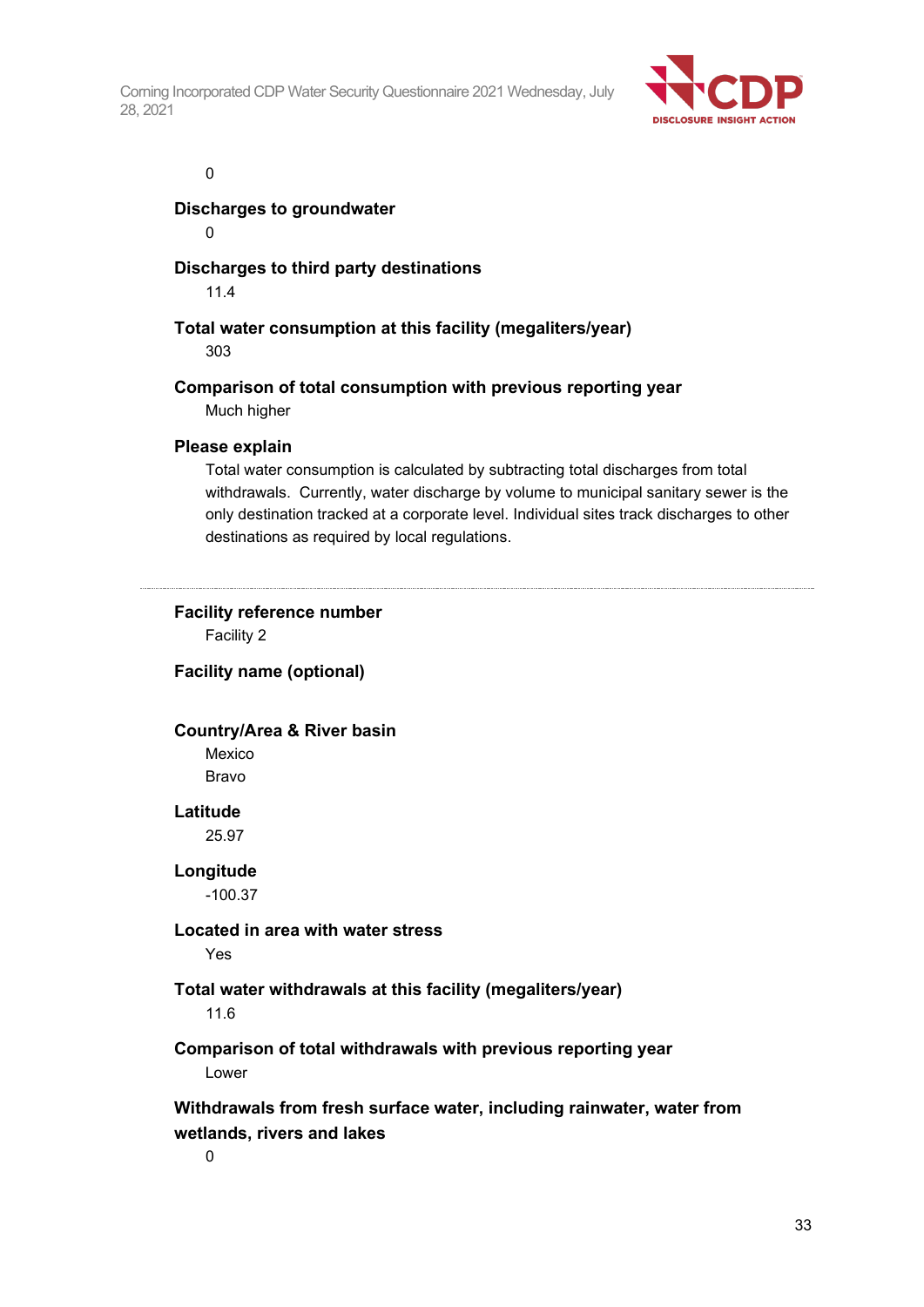0

**Discharges to groundwater**

0

**Discharges to third party destinations**

11.4

**Total water consumption at this facility (megaliters/year)**

303

**Comparison of total consumption with previous reporting year**

Much higher

**Please explain**

Total water consumption is calculated by subtracting total discharges from total withdrawals. Currently, water discharge by volume to municipal sanitary sewer is the only destination tracked at a corporate level. Individual sites track discharges to other destinations as required by local regulations.

---

**Facility reference number**

Facility 2

**Facility name (optional)**

**Country/Area & River basin**

Mexico

Bravo

**Latitude**

25.97

**Longitude**

-100.37

**Located in area with water stress**

Yes

**Total water withdrawals at this facility (megaliters/year)**

11.6

**Comparison of total withdrawals with previous reporting year**

Lower

**Withdrawals from fresh surface water, including rainwater, water from wetlands, rivers and lakes**

0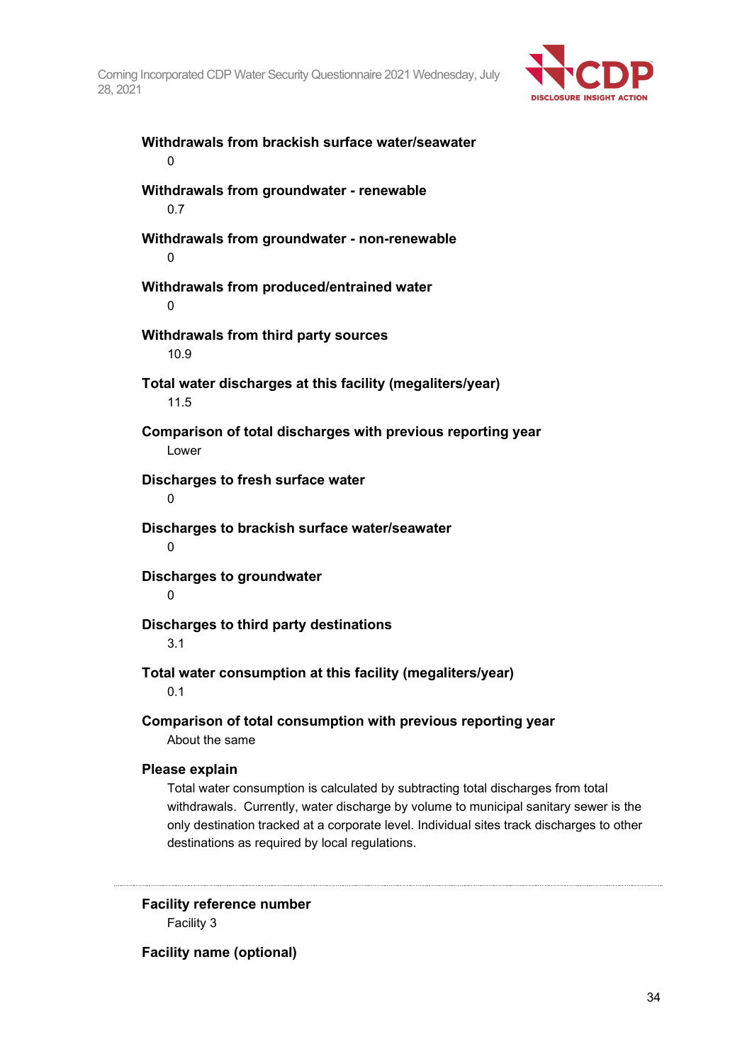**Withdrawals from brackish surface water/seawater**

0

**Withdrawals from groundwater - renewable**

0.7

**Withdrawals from groundwater - non-renewable**

0

**Withdrawals from produced/entrained water**

0

**Withdrawals from third party sources**

10.9

**Total water discharges at this facility (megaliters/year)**

11.5

**Comparison of total discharges with previous reporting year**

Lower

**Discharges to fresh surface water**

0

**Discharges to brackish surface water/seawater**

0

**Discharges to groundwater**

0

**Discharges to third party destinations**

3.1

**Total water consumption at this facility (megaliters/year)**

0.1

**Comparison of total consumption with previous reporting year**

About the same

**Please explain**

Total water consumption is calculated by subtracting total discharges from total withdrawals. Currently, water discharge by volume to municipal sanitary sewer is the only destination tracked at a corporate level. Individual sites track discharges to other destinations as required by local regulations.

---

**Facility reference number**

Facility 3

**Facility name (optional)**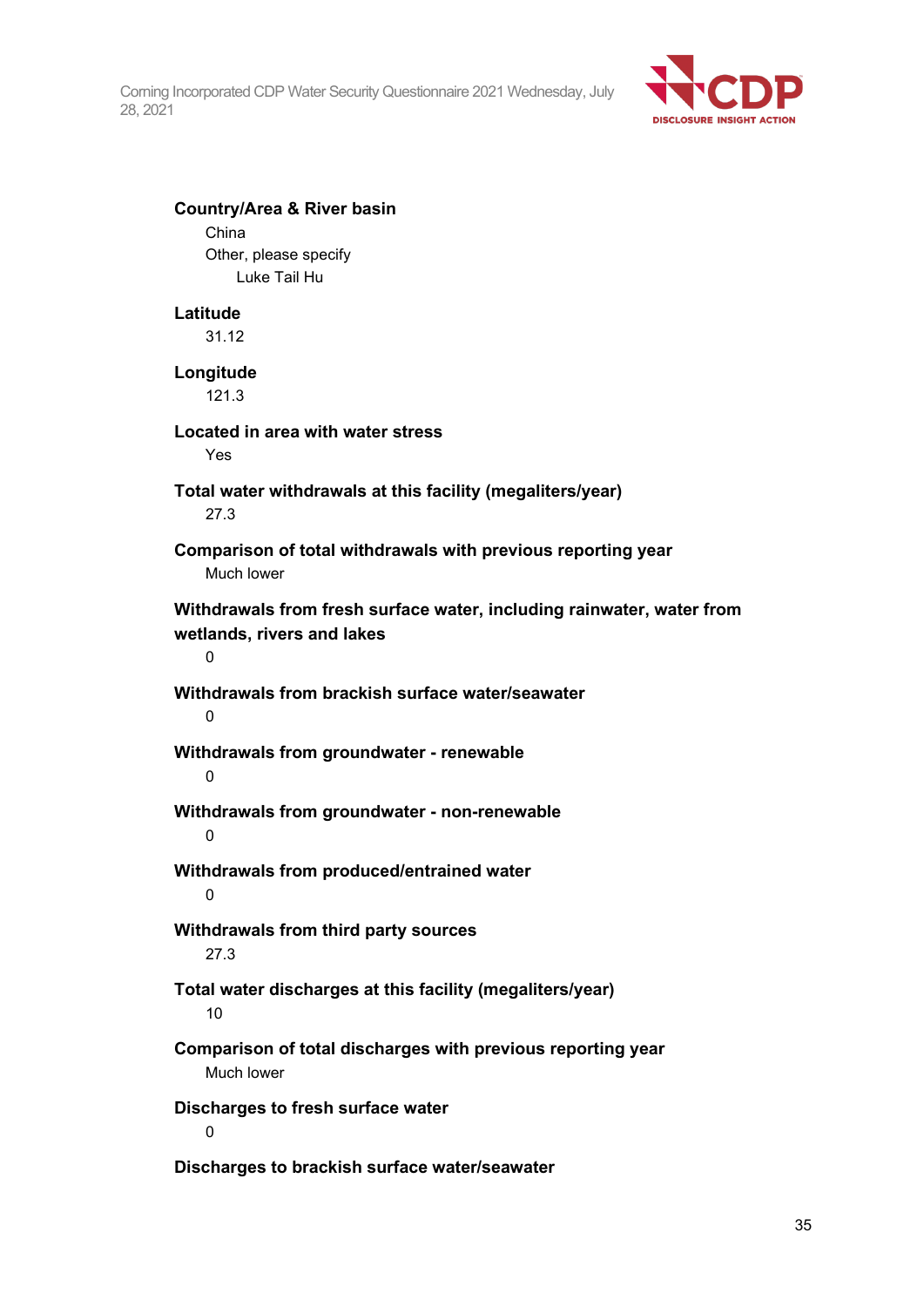**Country/Area & River basin**

China

Other, please specify

Luke Tail Hu

**Latitude**

31.12

**Longitude**

121.3

**Located in area with water stress**

Yes

**Total water withdrawals at this facility (megaliters/year)**

27.3

**Comparison of total withdrawals with previous reporting year**

Much lower

**Withdrawals from fresh surface water, including rainwater, water from wetlands, rivers and lakes**

0

**Withdrawals from brackish surface water/seawater**

0

**Withdrawals from groundwater - renewable**

0

**Withdrawals from groundwater - non-renewable**

0

**Withdrawals from produced/entrained water**

0

**Withdrawals from third party sources**

27.3

**Total water discharges at this facility (megaliters/year)**

10

**Comparison of total discharges with previous reporting year**

Much lower

**Discharges to fresh surface water**

0

**Discharges to brackish surface water/seawater**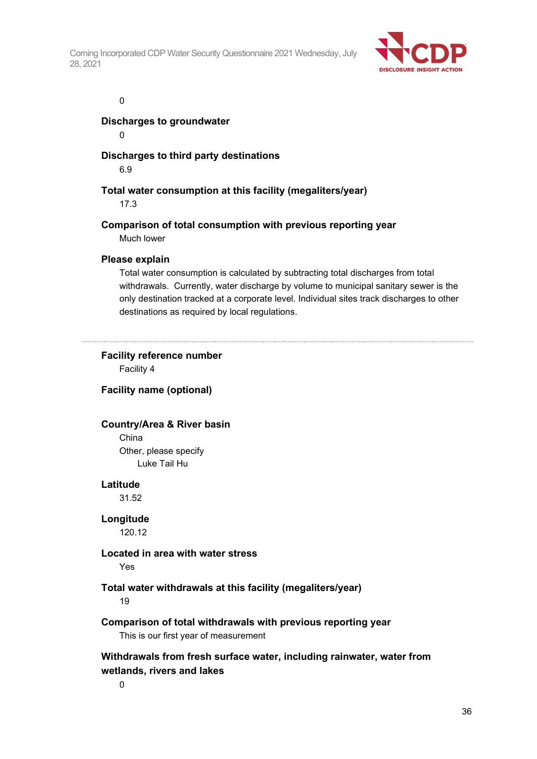0

**Discharges to groundwater**

0

**Discharges to third party destinations**

6.9

**Total water consumption at this facility (megaliters/year)**

17.3

**Comparison of total consumption with previous reporting year**

Much lower

**Please explain**

Total water consumption is calculated by subtracting total discharges from total withdrawals. Currently, water discharge by volume to municipal sanitary sewer is the only destination tracked at a corporate level. Individual sites track discharges to other destinations as required by local regulations.

---

**Facility reference number**

Facility 4

**Facility name (optional)**

**Country/Area & River basin**

China

Other, please specify

Luke Tail Hu

**Latitude**

31.52

**Longitude**

120.12

**Located in area with water stress**

Yes

**Total water withdrawals at this facility (megaliters/year)**

19

**Comparison of total withdrawals with previous reporting year**

This is our first year of measurement

**Withdrawals from fresh surface water, including rainwater, water from wetlands, rivers and lakes**

0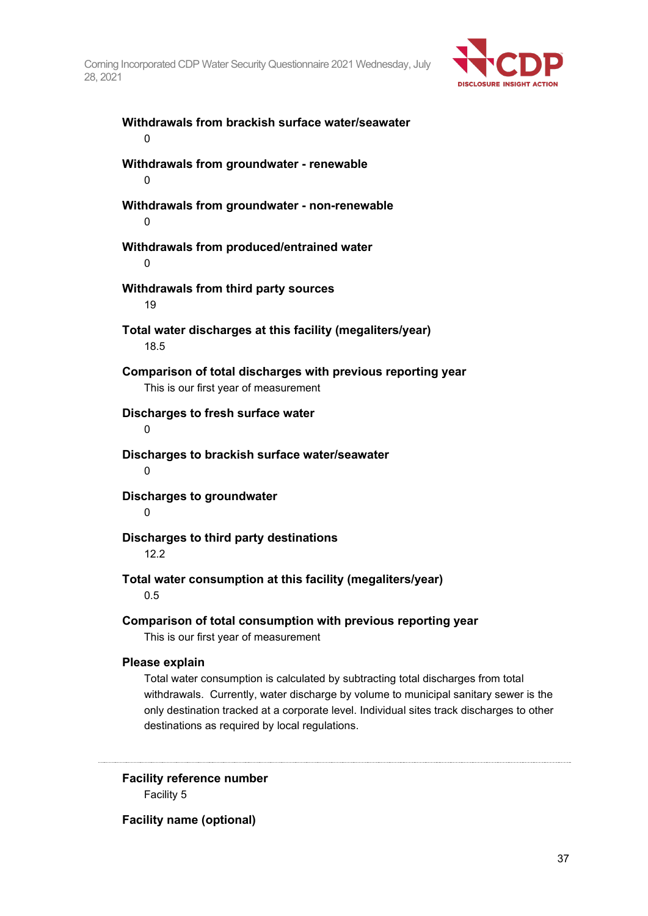**Withdrawals from brackish surface water/seawater**

0

**Withdrawals from groundwater - renewable**

0

**Withdrawals from groundwater - non-renewable**

0

**Withdrawals from produced/entrained water**

0

**Withdrawals from third party sources**

19

**Total water discharges at this facility (megaliters/year)**

18.5

**Comparison of total discharges with previous reporting year**

This is our first year of measurement

**Discharges to fresh surface water**

0

**Discharges to brackish surface water/seawater**

0

**Discharges to groundwater**

0

**Discharges to third party destinations**

12.2

**Total water consumption at this facility (megaliters/year)**

0.5

**Comparison of total consumption with previous reporting year**

This is our first year of measurement

**Please explain**

Total water consumption is calculated by subtracting total discharges from total withdrawals. Currently, water discharge by volume to municipal sanitary sewer is the only destination tracked at a corporate level. Individual sites track discharges to other destinations as required by local regulations.

---

**Facility reference number**

Facility 5

**Facility name (optional)**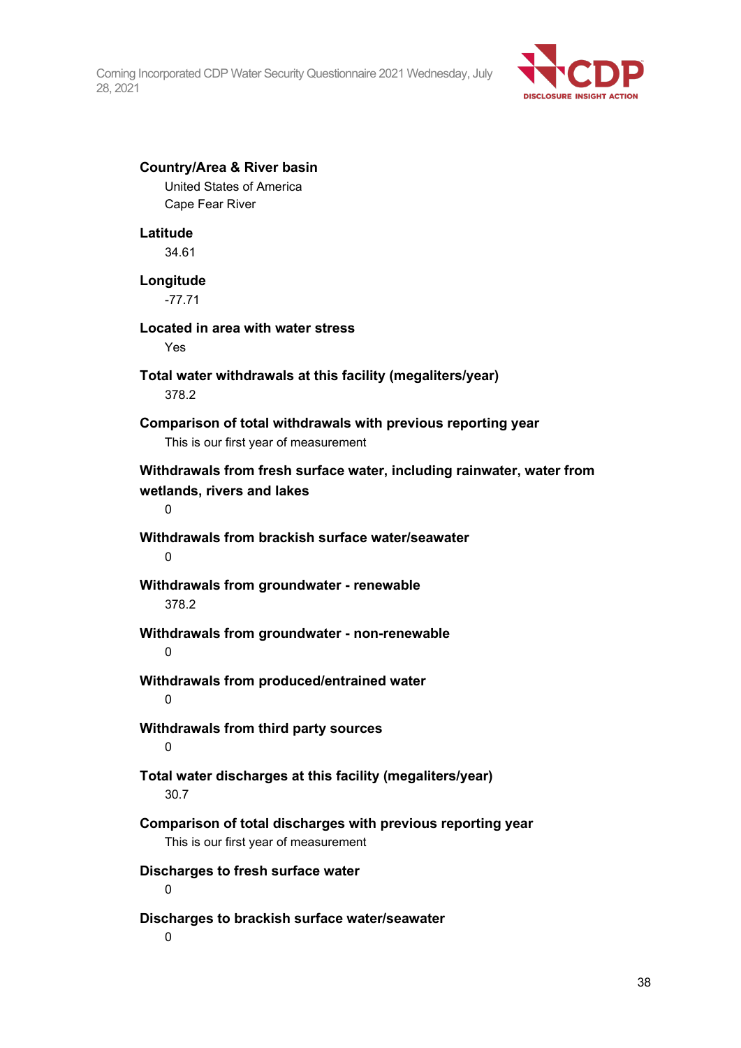**Country/Area & River basin**

United States of America

Cape Fear River

**Latitude**

34.61

**Longitude**

-77.71

**Located in area with water stress**

Yes

**Total water withdrawals at this facility (megaliters/year)**

378.2

**Comparison of total withdrawals with previous reporting year**

This is our first year of measurement

**Withdrawals from fresh surface water, including rainwater, water from wetlands, rivers and lakes**

0

**Withdrawals from brackish surface water/seawater**

0

**Withdrawals from groundwater - renewable**

378.2

**Withdrawals from groundwater - non-renewable**

0

**Withdrawals from produced/entrained water**

0

**Withdrawals from third party sources**

0

**Total water discharges at this facility (megaliters/year)**

30.7

**Comparison of total discharges with previous reporting year**

This is our first year of measurement

**Discharges to fresh surface water**

0

**Discharges to brackish surface water/seawater**

0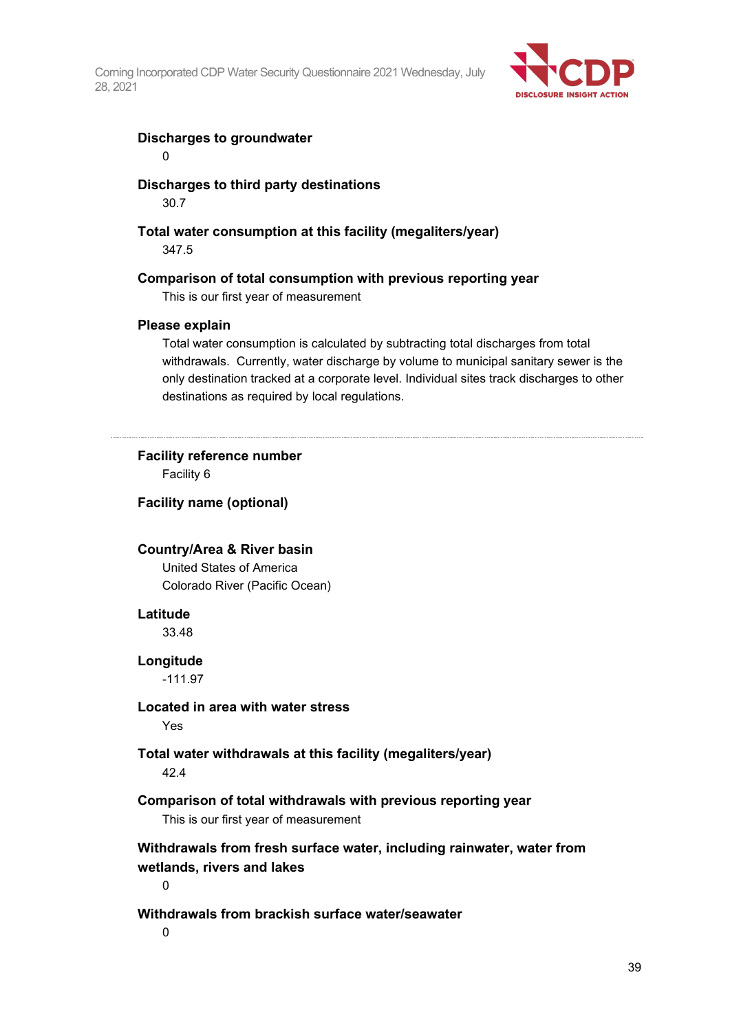**Discharges to groundwater**

0

**Discharges to third party destinations**

30.7

**Total water consumption at this facility (megaliters/year)**

347.5

**Comparison of total consumption with previous reporting year**

This is our first year of measurement

**Please explain**

Total water consumption is calculated by subtracting total discharges from total withdrawals. Currently, water discharge by volume to municipal sanitary sewer is the only destination tracked at a corporate level. Individual sites track discharges to other destinations as required by local regulations.

---

**Facility reference number**

Facility 6

**Facility name (optional)**

**Country/Area & River basin**

United States of America
Colorado River (Pacific Ocean)

**Latitude**

33.48

**Longitude**

-111.97

**Located in area with water stress**

Yes

**Total water withdrawals at this facility (megaliters/year)**

42.4

**Comparison of total withdrawals with previous reporting year**

This is our first year of measurement

**Withdrawals from fresh surface water, including rainwater, water from wetlands, rivers and lakes**

0

**Withdrawals from brackish surface water/seawater**

0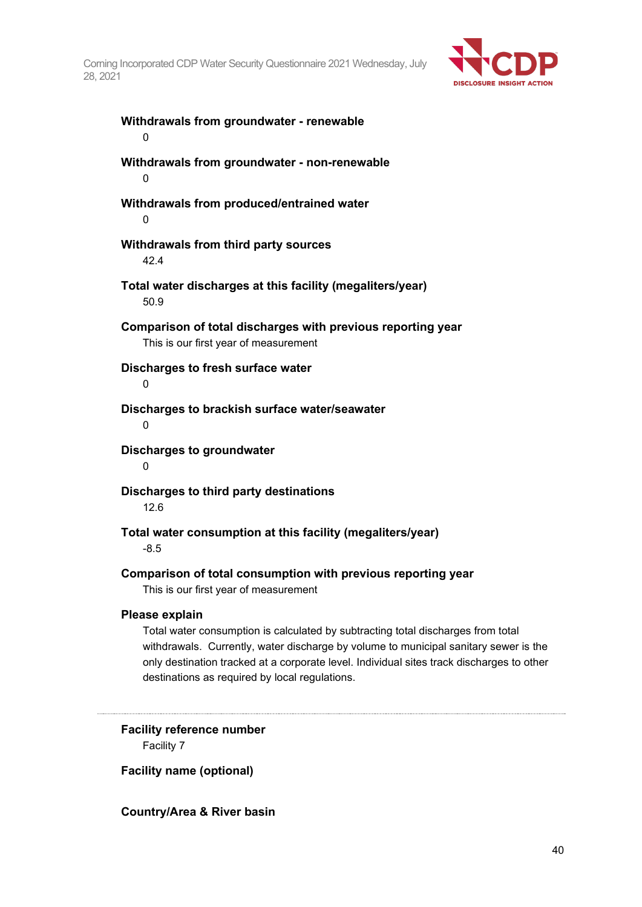**Withdrawals from groundwater - renewable**

0

**Withdrawals from groundwater - non-renewable**

0

**Withdrawals from produced/entrained water**

0

**Withdrawals from third party sources**

42.4

**Total water discharges at this facility (megaliters/year)**

50.9

**Comparison of total discharges with previous reporting year**

This is our first year of measurement

**Discharges to fresh surface water**

0

**Discharges to brackish surface water/seawater**

0

**Discharges to groundwater**

0

**Discharges to third party destinations**

12.6

**Total water consumption at this facility (megaliters/year)**

-8.5

**Comparison of total consumption with previous reporting year**

This is our first year of measurement

**Please explain**

Total water consumption is calculated by subtracting total discharges from total withdrawals. Currently, water discharge by volume to municipal sanitary sewer is the only destination tracked at a corporate level. Individual sites track discharges to other destinations as required by local regulations.

---

**Facility reference number**

Facility 7

**Facility name (optional)**

**Country/Area & River basin**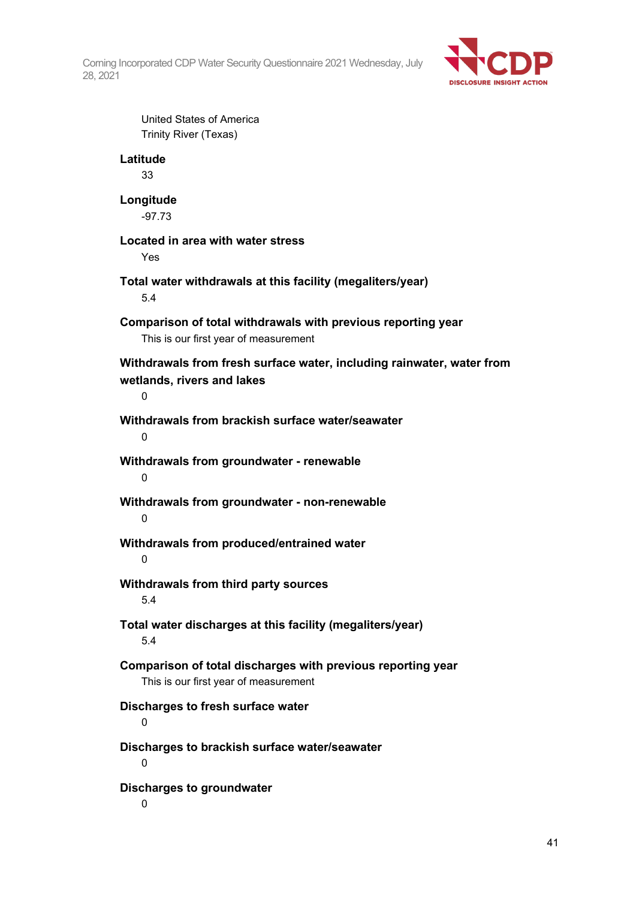United States of America
Trinity River (Texas)

**Latitude**
33

**Longitude**
-97.73

**Located in area with water stress**
Yes

**Total water withdrawals at this facility (megaliters/year)**
5.4

**Comparison of total withdrawals with previous reporting year**
This is our first year of measurement

**Withdrawals from fresh surface water, including rainwater, water from wetlands, rivers and lakes**
0

**Withdrawals from brackish surface water/seawater**
0

**Withdrawals from groundwater - renewable**
0

**Withdrawals from groundwater - non-renewable**
0

**Withdrawals from produced/entrained water**
0

**Withdrawals from third party sources**
5.4

**Total water discharges at this facility (megaliters/year)**
5.4

**Comparison of total discharges with previous reporting year**
This is our first year of measurement

**Discharges to fresh surface water**
0

**Discharges to brackish surface water/seawater**
0

**Discharges to groundwater**
0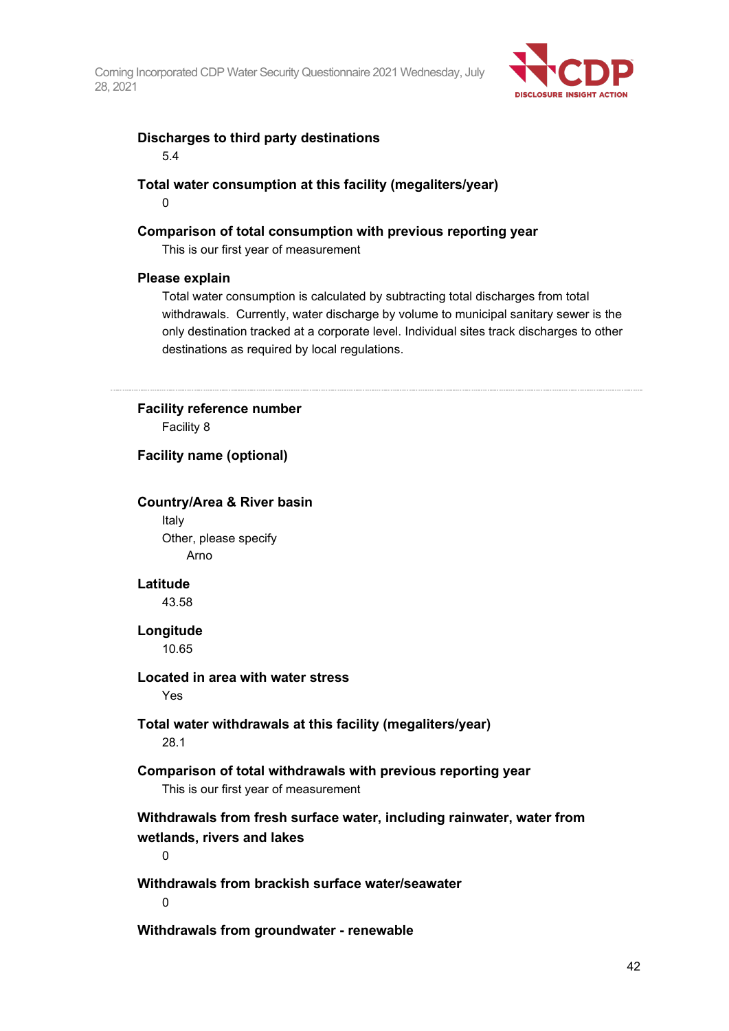**Discharges to third party destinations**

5.4

**Total water consumption at this facility (megaliters/year)**

0

**Comparison of total consumption with previous reporting year**

This is our first year of measurement

**Please explain**

Total water consumption is calculated by subtracting total discharges from total withdrawals. Currently, water discharge by volume to municipal sanitary sewer is the only destination tracked at a corporate level. Individual sites track discharges to other destinations as required by local regulations.

---

**Facility reference number**

Facility 8

**Facility name (optional)**

**Country/Area & River basin**

Italy

Other, please specify

Arno

**Latitude**

43.58

**Longitude**

10.65

**Located in area with water stress**

Yes

**Total water withdrawals at this facility (megaliters/year)**

28.1

**Comparison of total withdrawals with previous reporting year**

This is our first year of measurement

**Withdrawals from fresh surface water, including rainwater, water from wetlands, rivers and lakes**

0

**Withdrawals from brackish surface water/seawater**

0

**Withdrawals from groundwater - renewable**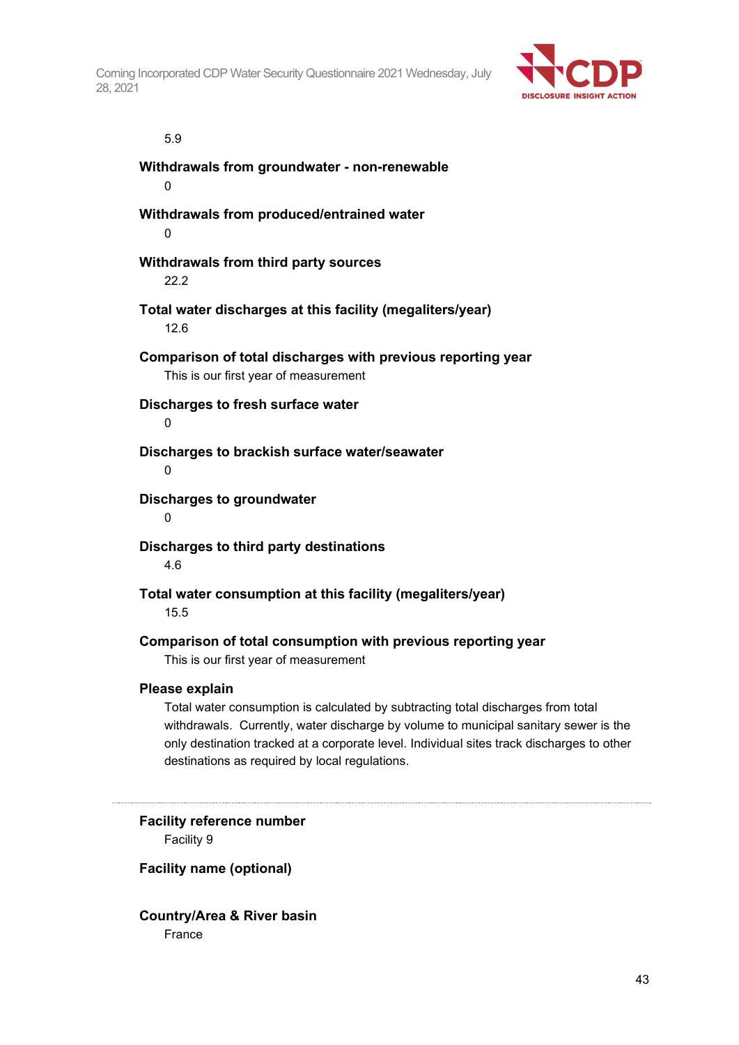5.9

**Withdrawals from groundwater - non-renewable**

0

**Withdrawals from produced/entrained water**

0

**Withdrawals from third party sources**

22.2

**Total water discharges at this facility (megaliters/year)**

12.6

**Comparison of total discharges with previous reporting year**

This is our first year of measurement

**Discharges to fresh surface water**

0

**Discharges to brackish surface water/seawater**

0

**Discharges to groundwater**

0

**Discharges to third party destinations**

4.6

**Total water consumption at this facility (megaliters/year)**

15.5

**Comparison of total consumption with previous reporting year**

This is our first year of measurement

**Please explain**

Total water consumption is calculated by subtracting total discharges from total withdrawals. Currently, water discharge by volume to municipal sanitary sewer is the only destination tracked at a corporate level. Individual sites track discharges to other destinations as required by local regulations.

---

**Facility reference number**

Facility 9

**Facility name (optional)**

**Country/Area & River basin**

France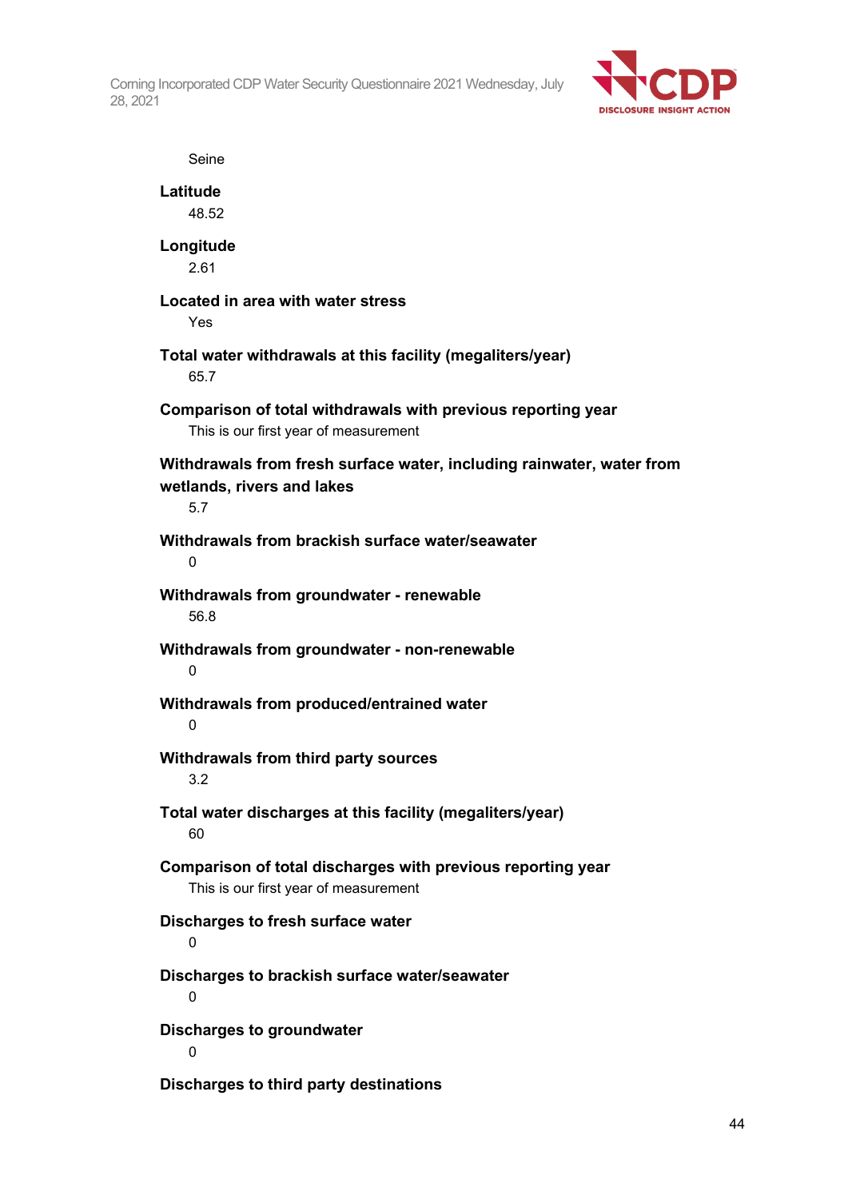Seine

**Latitude**

48.52

**Longitude**

2.61

**Located in area with water stress**

Yes

**Total water withdrawals at this facility (megaliters/year)**

65.7

**Comparison of total withdrawals with previous reporting year**

This is our first year of measurement

**Withdrawals from fresh surface water, including rainwater, water from wetlands, rivers and lakes**

5.7

**Withdrawals from brackish surface water/seawater**

0

**Withdrawals from groundwater - renewable**

56.8

**Withdrawals from groundwater - non-renewable**

0

**Withdrawals from produced/entrained water**

0

**Withdrawals from third party sources**

3.2

**Total water discharges at this facility (megaliters/year)**

60

**Comparison of total discharges with previous reporting year**

This is our first year of measurement

**Discharges to fresh surface water**

0

**Discharges to brackish surface water/seawater**

0

**Discharges to groundwater**

0

**Discharges to third party destinations**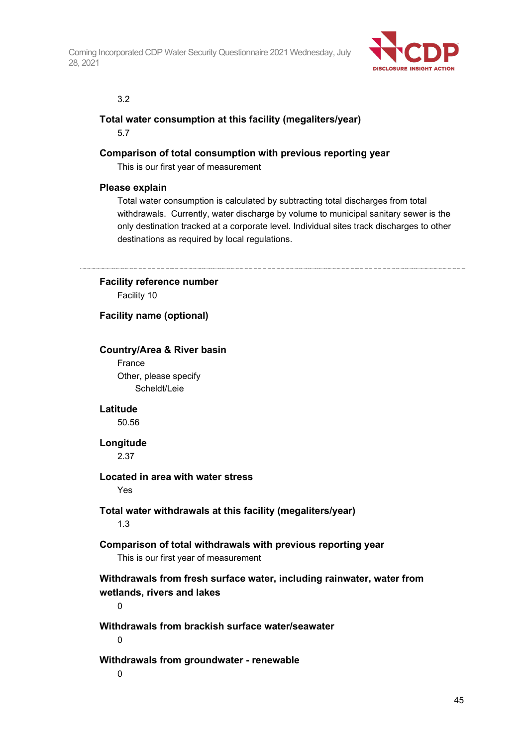3.2

**Total water consumption at this facility (megaliters/year)**

5.7

**Comparison of total consumption with previous reporting year**

This is our first year of measurement

**Please explain**

Total water consumption is calculated by subtracting total discharges from total withdrawals. Currently, water discharge by volume to municipal sanitary sewer is the only destination tracked at a corporate level. Individual sites track discharges to other destinations as required by local regulations.

---

**Facility reference number**

Facility 10

**Facility name (optional)**

**Country/Area & River basin**

France

Other, please specify

Scheldt/Leie

**Latitude**

50.56

**Longitude**

2.37

**Located in area with water stress**

Yes

**Total water withdrawals at this facility (megaliters/year)**

1.3

**Comparison of total withdrawals with previous reporting year**

This is our first year of measurement

**Withdrawals from fresh surface water, including rainwater, water from wetlands, rivers and lakes**

0

**Withdrawals from brackish surface water/seawater**

0

**Withdrawals from groundwater - renewable**

0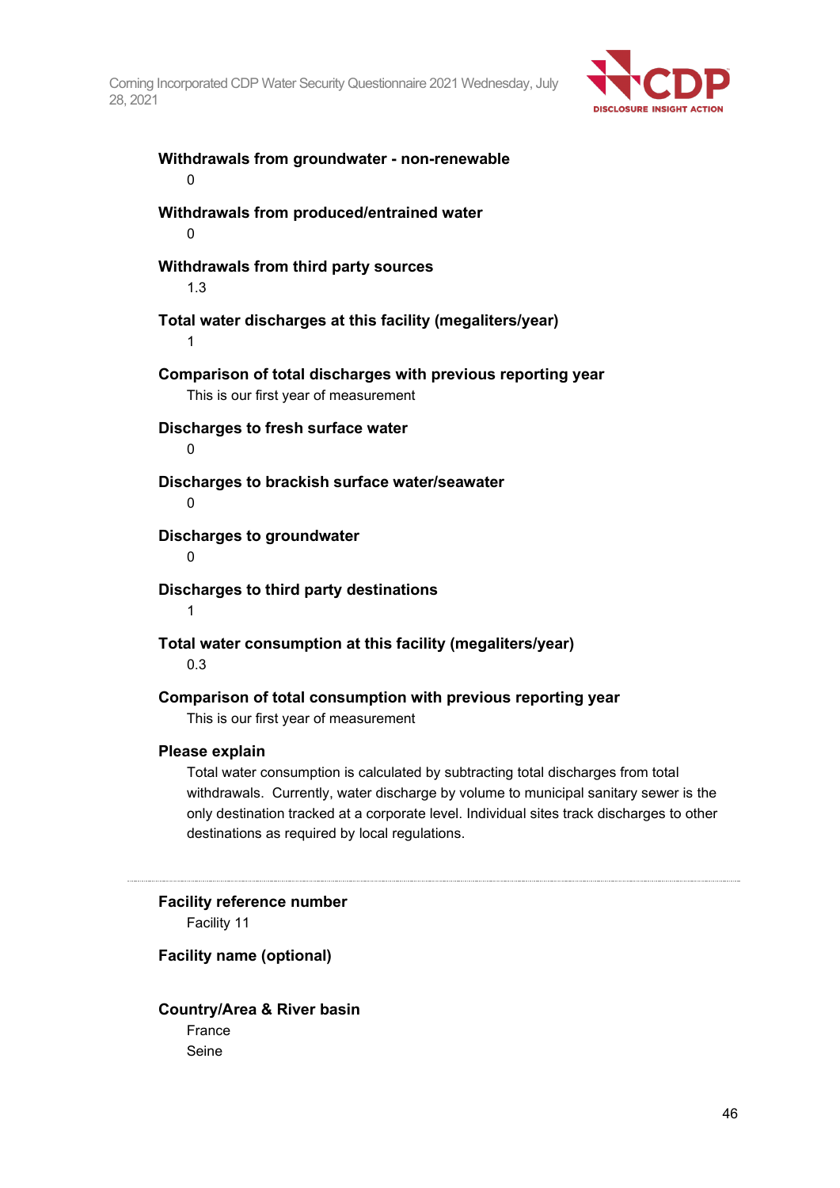**Withdrawals from groundwater - non-renewable**

0

**Withdrawals from produced/entrained water**

0

**Withdrawals from third party sources**

1.3

**Total water discharges at this facility (megaliters/year)**

1

**Comparison of total discharges with previous reporting year**

This is our first year of measurement

**Discharges to fresh surface water**

0

**Discharges to brackish surface water/seawater**

0

**Discharges to groundwater**

0

**Discharges to third party destinations**

1

**Total water consumption at this facility (megaliters/year)**

0.3

**Comparison of total consumption with previous reporting year**

This is our first year of measurement

**Please explain**

Total water consumption is calculated by subtracting total discharges from total withdrawals. Currently, water discharge by volume to municipal sanitary sewer is the only destination tracked at a corporate level. Individual sites track discharges to other destinations as required by local regulations.

---

**Facility reference number**

Facility 11

**Facility name (optional)**

**Country/Area & River basin**

France

Seine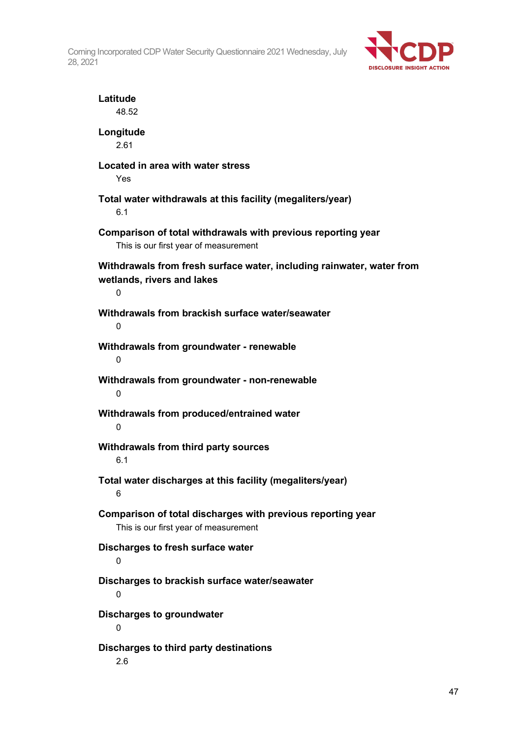**Latitude**

48.52

**Longitude**

2.61

**Located in area with water stress**

Yes

**Total water withdrawals at this facility (megaliters/year)**

6.1

**Comparison of total withdrawals with previous reporting year**

This is our first year of measurement

**Withdrawals from fresh surface water, including rainwater, water from wetlands, rivers and lakes**

0

**Withdrawals from brackish surface water/seawater**

0

**Withdrawals from groundwater - renewable**

0

**Withdrawals from groundwater - non-renewable**

0

**Withdrawals from produced/entrained water**

0

**Withdrawals from third party sources**

6.1

**Total water discharges at this facility (megaliters/year)**

6

**Comparison of total discharges with previous reporting year**

This is our first year of measurement

**Discharges to fresh surface water**

0

**Discharges to brackish surface water/seawater**

0

**Discharges to groundwater**

0

**Discharges to third party destinations**

2.6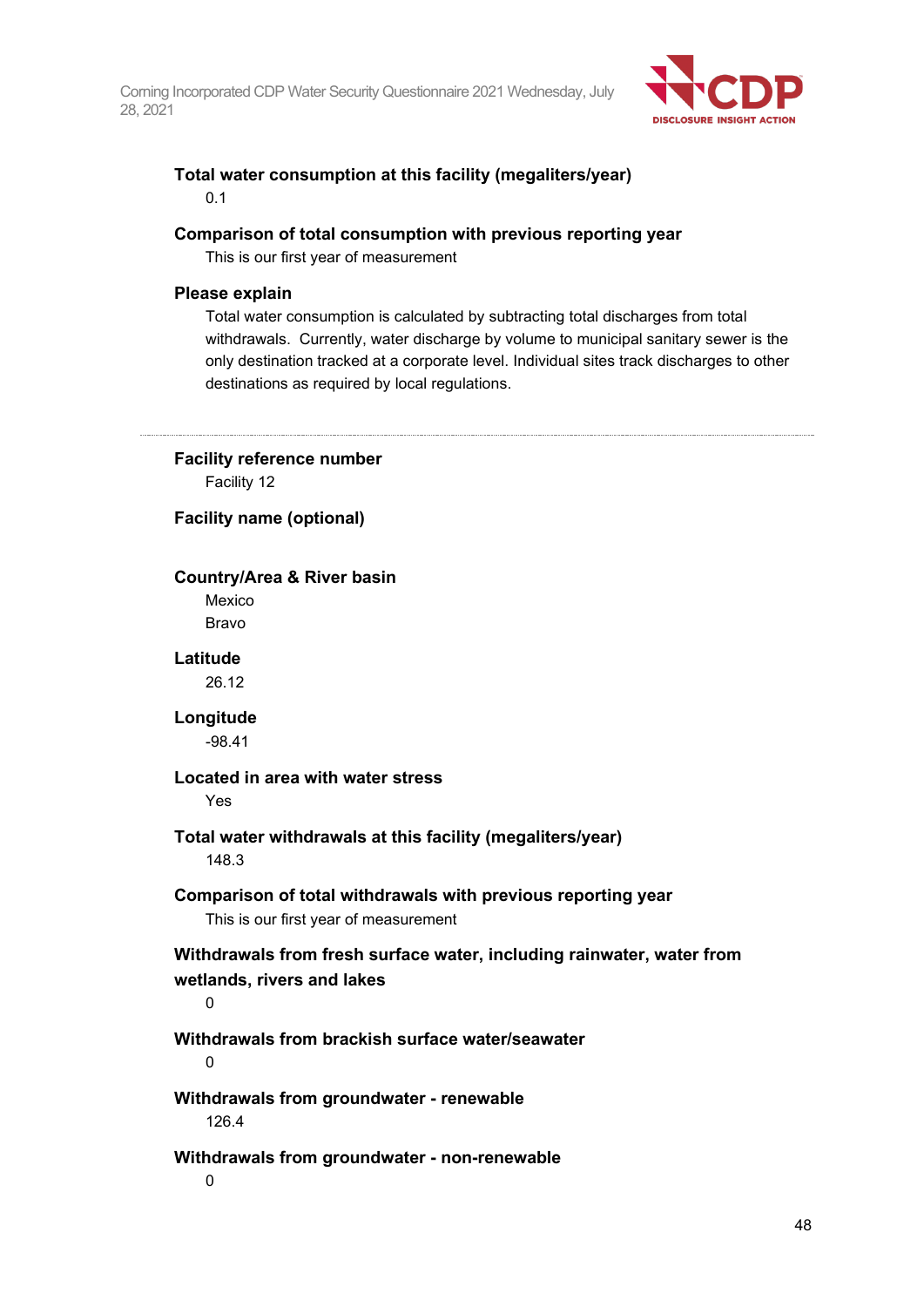**Total water consumption at this facility (megaliters/year)**

0.1

**Comparison of total consumption with previous reporting year**

This is our first year of measurement

**Please explain**

Total water consumption is calculated by subtracting total discharges from total withdrawals. Currently, water discharge by volume to municipal sanitary sewer is the only destination tracked at a corporate level. Individual sites track discharges to other destinations as required by local regulations.

---

**Facility reference number**

Facility 12

**Facility name (optional)**

**Country/Area & River basin**

Mexico

Bravo

**Latitude**

26.12

**Longitude**

-98.41

**Located in area with water stress**

Yes

**Total water withdrawals at this facility (megaliters/year)**

148.3

**Comparison of total withdrawals with previous reporting year**

This is our first year of measurement

**Withdrawals from fresh surface water, including rainwater, water from wetlands, rivers and lakes**

0

**Withdrawals from brackish surface water/seawater**

0

**Withdrawals from groundwater - renewable**

126.4

**Withdrawals from groundwater - non-renewable**

0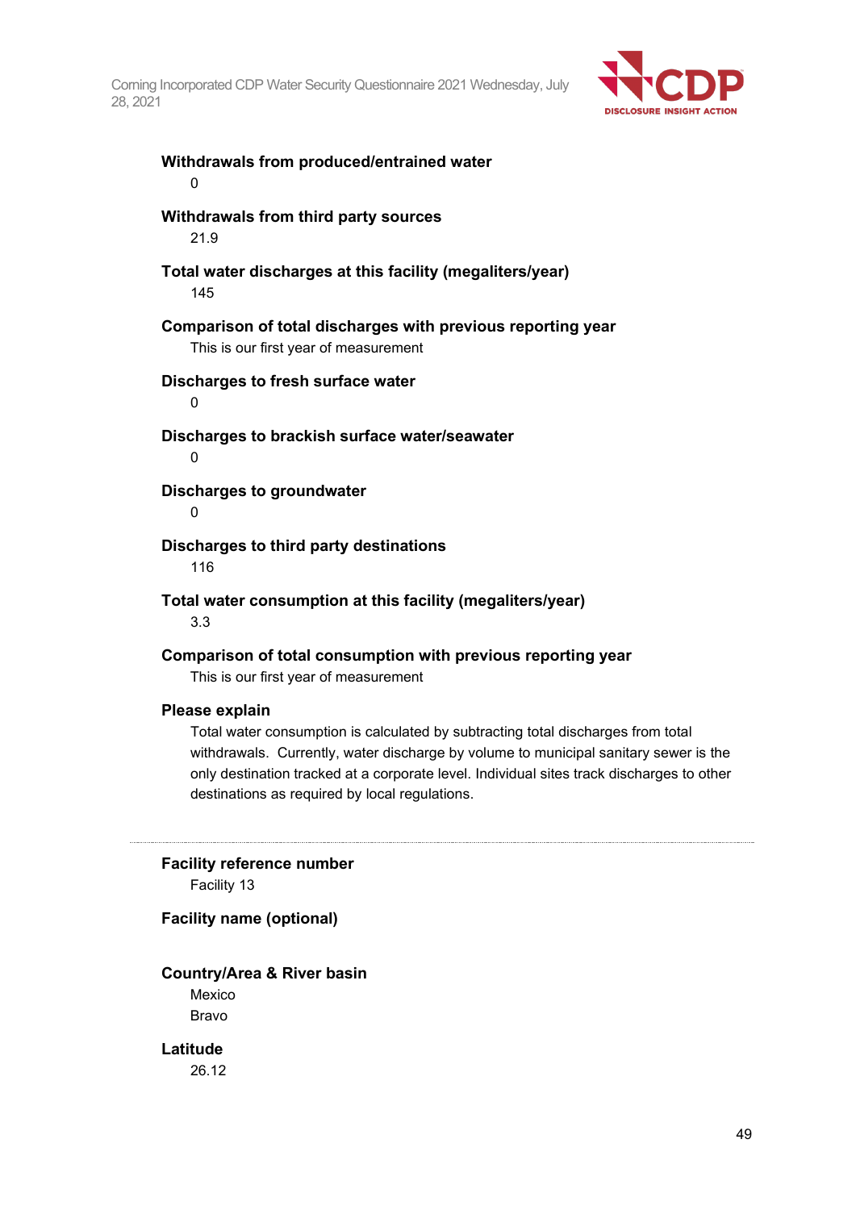**Withdrawals from produced/entrained water**

0

**Withdrawals from third party sources**

21.9

**Total water discharges at this facility (megaliters/year)**

145

**Comparison of total discharges with previous reporting year**

This is our first year of measurement

**Discharges to fresh surface water**

0

**Discharges to brackish surface water/seawater**

0

**Discharges to groundwater**

0

**Discharges to third party destinations**

116

**Total water consumption at this facility (megaliters/year)**

3.3

**Comparison of total consumption with previous reporting year**

This is our first year of measurement

**Please explain**

Total water consumption is calculated by subtracting total discharges from total withdrawals. Currently, water discharge by volume to municipal sanitary sewer is the only destination tracked at a corporate level. Individual sites track discharges to other destinations as required by local regulations.

---

**Facility reference number**

Facility 13

**Facility name (optional)**

**Country/Area & River basin**

Mexico

Bravo

**Latitude**

26.12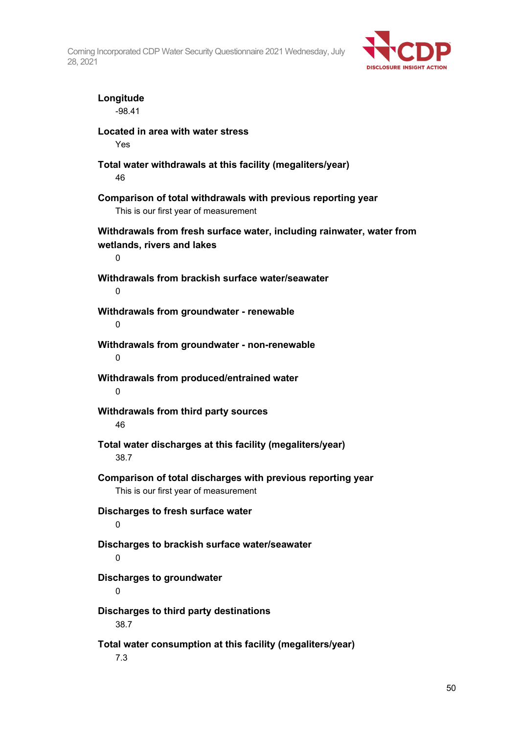**Longitude**

-98.41

**Located in area with water stress**

Yes

**Total water withdrawals at this facility (megaliters/year)**

46

**Comparison of total withdrawals with previous reporting year**

This is our first year of measurement

**Withdrawals from fresh surface water, including rainwater, water from wetlands, rivers and lakes**

0

**Withdrawals from brackish surface water/seawater**

0

**Withdrawals from groundwater - renewable**

0

**Withdrawals from groundwater - non-renewable**

0

**Withdrawals from produced/entrained water**

0

**Withdrawals from third party sources**

46

**Total water discharges at this facility (megaliters/year)**

38.7

**Comparison of total discharges with previous reporting year**

This is our first year of measurement

**Discharges to fresh surface water**

0

**Discharges to brackish surface water/seawater**

0

**Discharges to groundwater**

0

**Discharges to third party destinations**

38.7

**Total water consumption at this facility (megaliters/year)**

7.3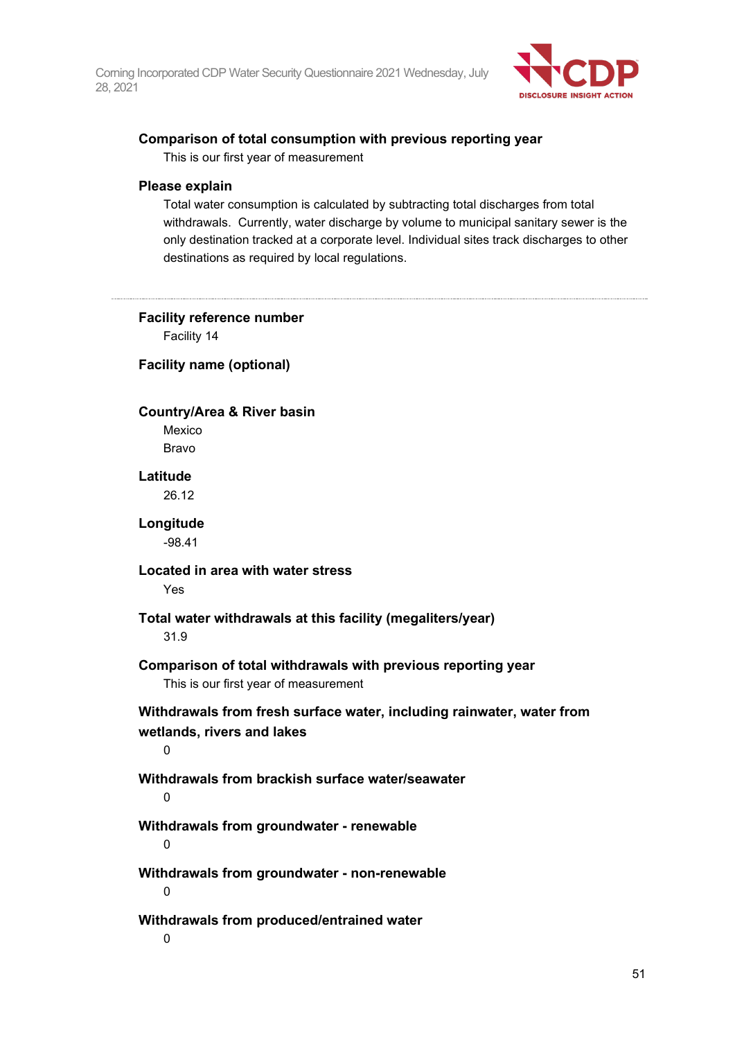**Comparison of total consumption with previous reporting year**

This is our first year of measurement

**Please explain**

Total water consumption is calculated by subtracting total discharges from total withdrawals. Currently, water discharge by volume to municipal sanitary sewer is the only destination tracked at a corporate level. Individual sites track discharges to other destinations as required by local regulations.

---

**Facility reference number**

Facility 14

**Facility name (optional)**

**Country/Area & River basin**

Mexico

Bravo

**Latitude**

26.12

**Longitude**

-98.41

**Located in area with water stress**

Yes

**Total water withdrawals at this facility (megaliters/year)**

31.9

**Comparison of total withdrawals with previous reporting year**

This is our first year of measurement

**Withdrawals from fresh surface water, including rainwater, water from wetlands, rivers and lakes**

0

**Withdrawals from brackish surface water/seawater**

0

**Withdrawals from groundwater - renewable**

0

**Withdrawals from groundwater - non-renewable**

0

**Withdrawals from produced/entrained water**

0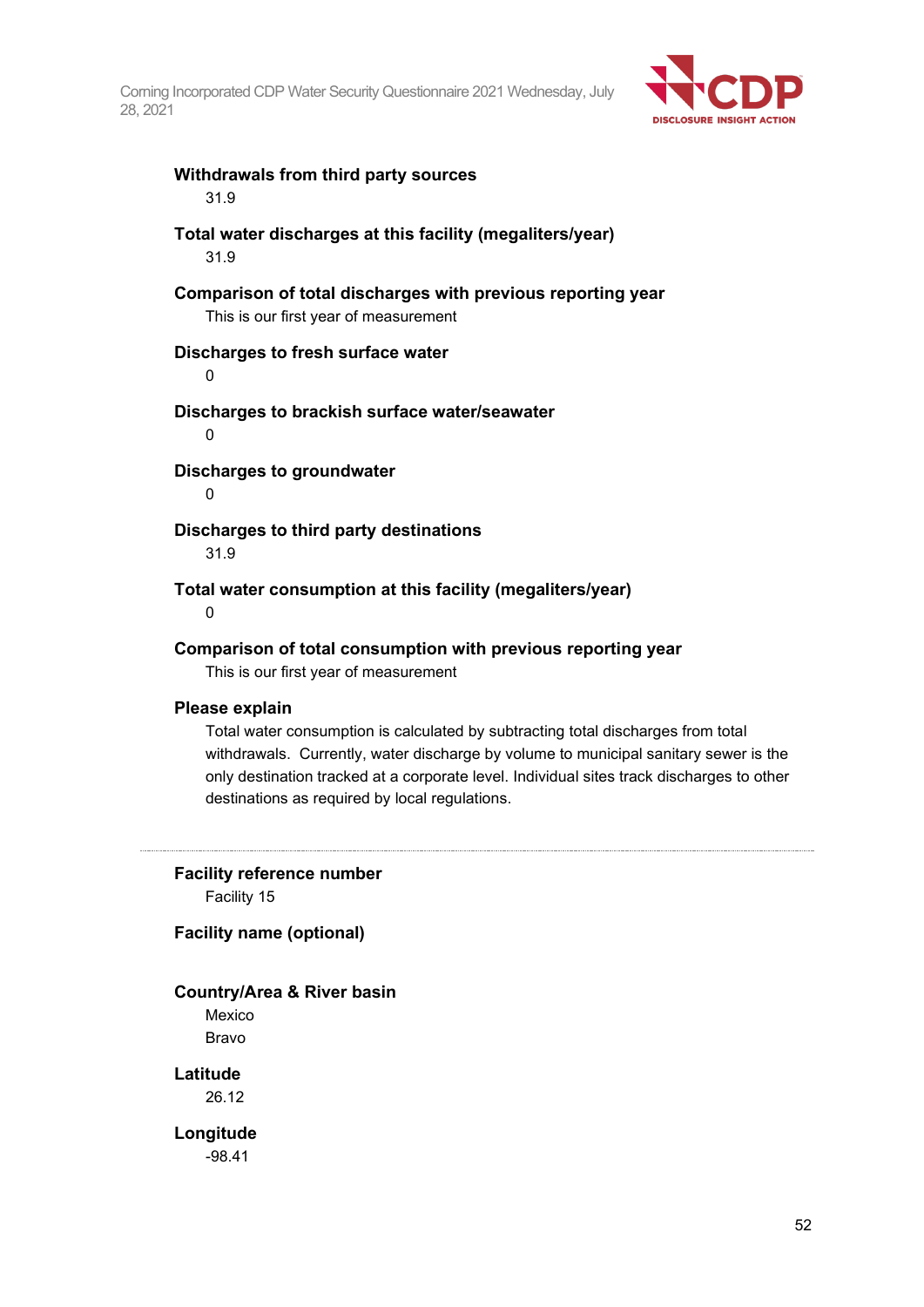**Withdrawals from third party sources**

31.9

**Total water discharges at this facility (megaliters/year)**

31.9

**Comparison of total discharges with previous reporting year**

This is our first year of measurement

**Discharges to fresh surface water**

0

**Discharges to brackish surface water/seawater**

0

**Discharges to groundwater**

0

**Discharges to third party destinations**

31.9

**Total water consumption at this facility (megaliters/year)**

0

**Comparison of total consumption with previous reporting year**

This is our first year of measurement

**Please explain**

Total water consumption is calculated by subtracting total discharges from total withdrawals. Currently, water discharge by volume to municipal sanitary sewer is the only destination tracked at a corporate level. Individual sites track discharges to other destinations as required by local regulations.

---

**Facility reference number**

Facility 15

**Facility name (optional)**

**Country/Area & River basin**

Mexico

Bravo

**Latitude**

26.12

**Longitude**

-98.41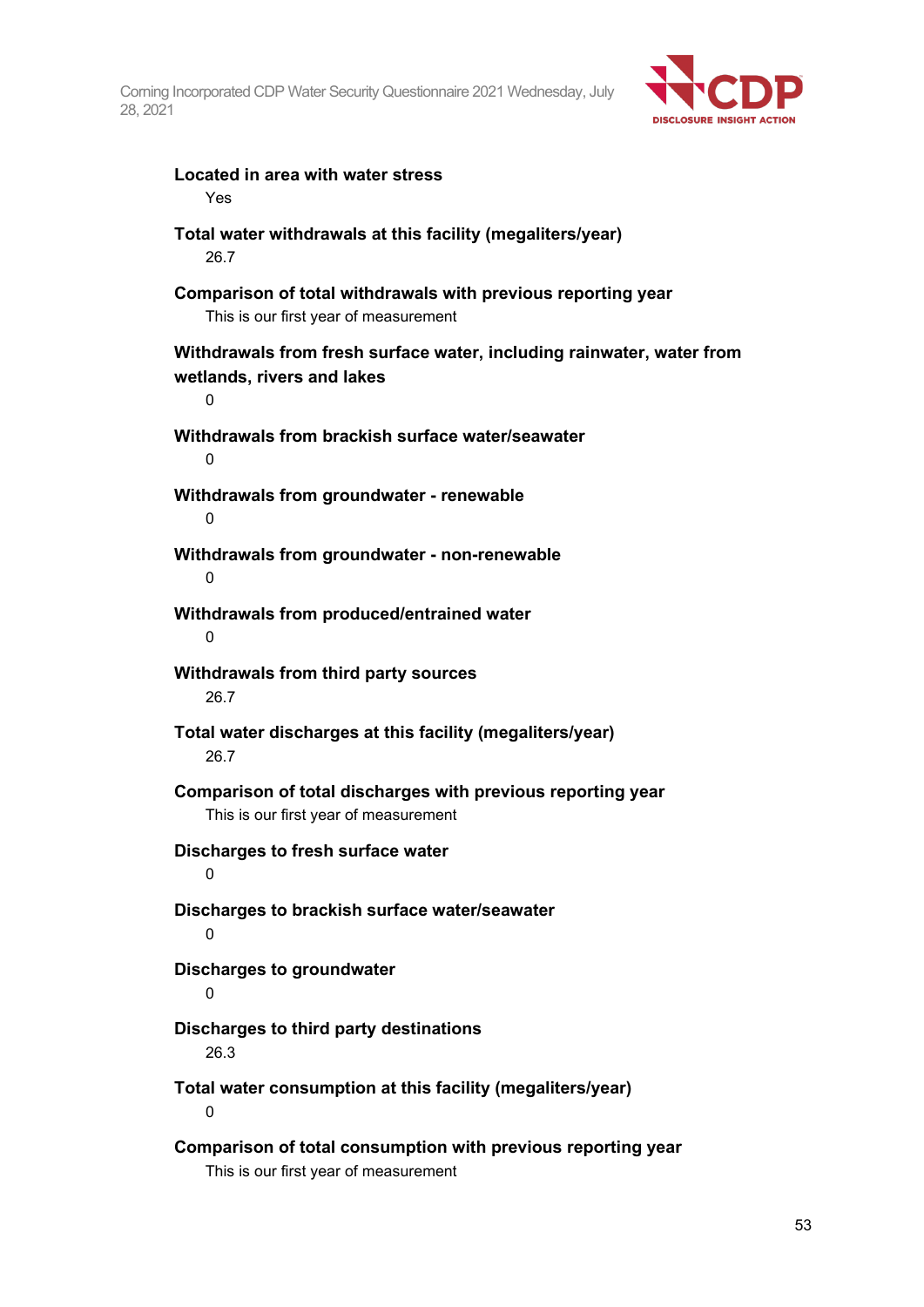**Located in area with water stress**

Yes

**Total water withdrawals at this facility (megaliters/year)**

26.7

**Comparison of total withdrawals with previous reporting year**

This is our first year of measurement

**Withdrawals from fresh surface water, including rainwater, water from wetlands, rivers and lakes**

0

**Withdrawals from brackish surface water/seawater**

0

**Withdrawals from groundwater - renewable**

0

**Withdrawals from groundwater - non-renewable**

0

**Withdrawals from produced/entrained water**

0

**Withdrawals from third party sources**

26.7

**Total water discharges at this facility (megaliters/year)**

26.7

**Comparison of total discharges with previous reporting year**

This is our first year of measurement

**Discharges to fresh surface water**

0

**Discharges to brackish surface water/seawater**

0

**Discharges to groundwater**

0

**Discharges to third party destinations**

26.3

**Total water consumption at this facility (megaliters/year)**

0

**Comparison of total consumption with previous reporting year**

This is our first year of measurement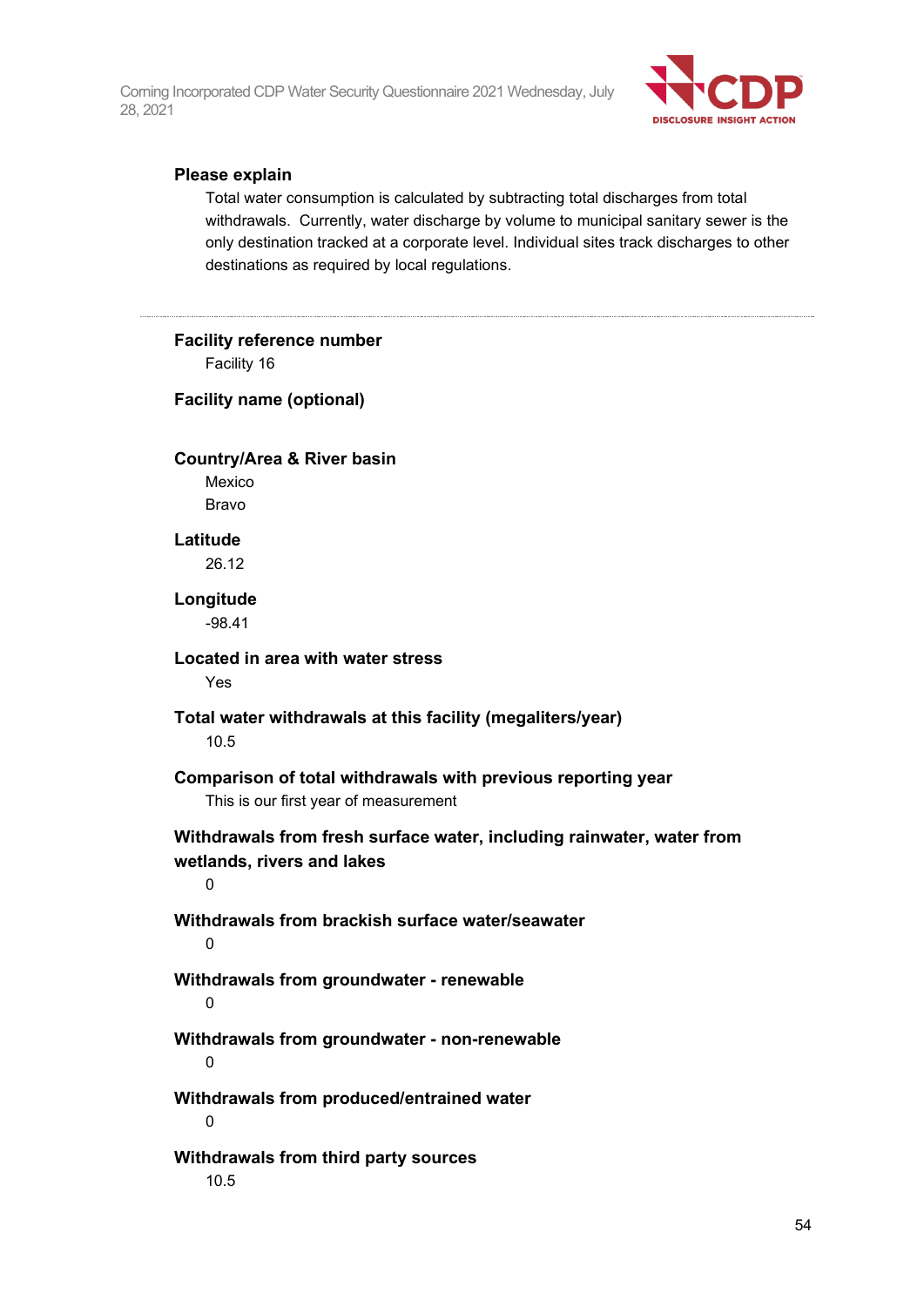**Please explain**

Total water consumption is calculated by subtracting total discharges from total withdrawals.  Currently, water discharge by volume to municipal sanitary sewer is the only destination tracked at a corporate level. Individual sites track discharges to other destinations as required by local regulations.

---

**Facility reference number**

Facility 16

**Facility name (optional)**

**Country/Area & River basin**

Mexico

Bravo

**Latitude**

26.12

**Longitude**

-98.41

**Located in area with water stress**

Yes

**Total water withdrawals at this facility (megaliters/year)**

10.5

**Comparison of total withdrawals with previous reporting year**

This is our first year of measurement

**Withdrawals from fresh surface water, including rainwater, water from wetlands, rivers and lakes**

0

**Withdrawals from brackish surface water/seawater**

0

**Withdrawals from groundwater - renewable**

0

**Withdrawals from groundwater - non-renewable**

0

**Withdrawals from produced/entrained water**

0

**Withdrawals from third party sources**

10.5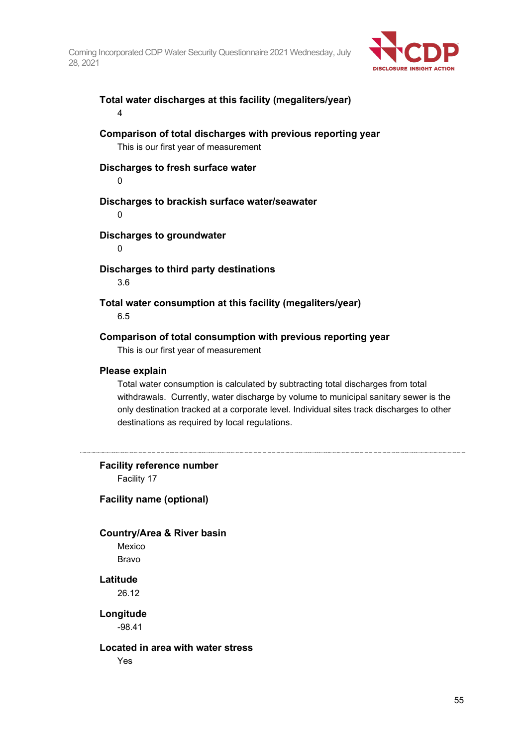**Total water discharges at this facility (megaliters/year)**

4

**Comparison of total discharges with previous reporting year**

This is our first year of measurement

**Discharges to fresh surface water**

0

**Discharges to brackish surface water/seawater**

0

**Discharges to groundwater**

0

**Discharges to third party destinations**

3.6

**Total water consumption at this facility (megaliters/year)**

6.5

**Comparison of total consumption with previous reporting year**

This is our first year of measurement

**Please explain**

Total water consumption is calculated by subtracting total discharges from total withdrawals. Currently, water discharge by volume to municipal sanitary sewer is the only destination tracked at a corporate level. Individual sites track discharges to other destinations as required by local regulations.

---

**Facility reference number**

Facility 17

**Facility name (optional)**

**Country/Area & River basin**

Mexico

Bravo

**Latitude**

26.12

**Longitude**

-98.41

**Located in area with water stress**

Yes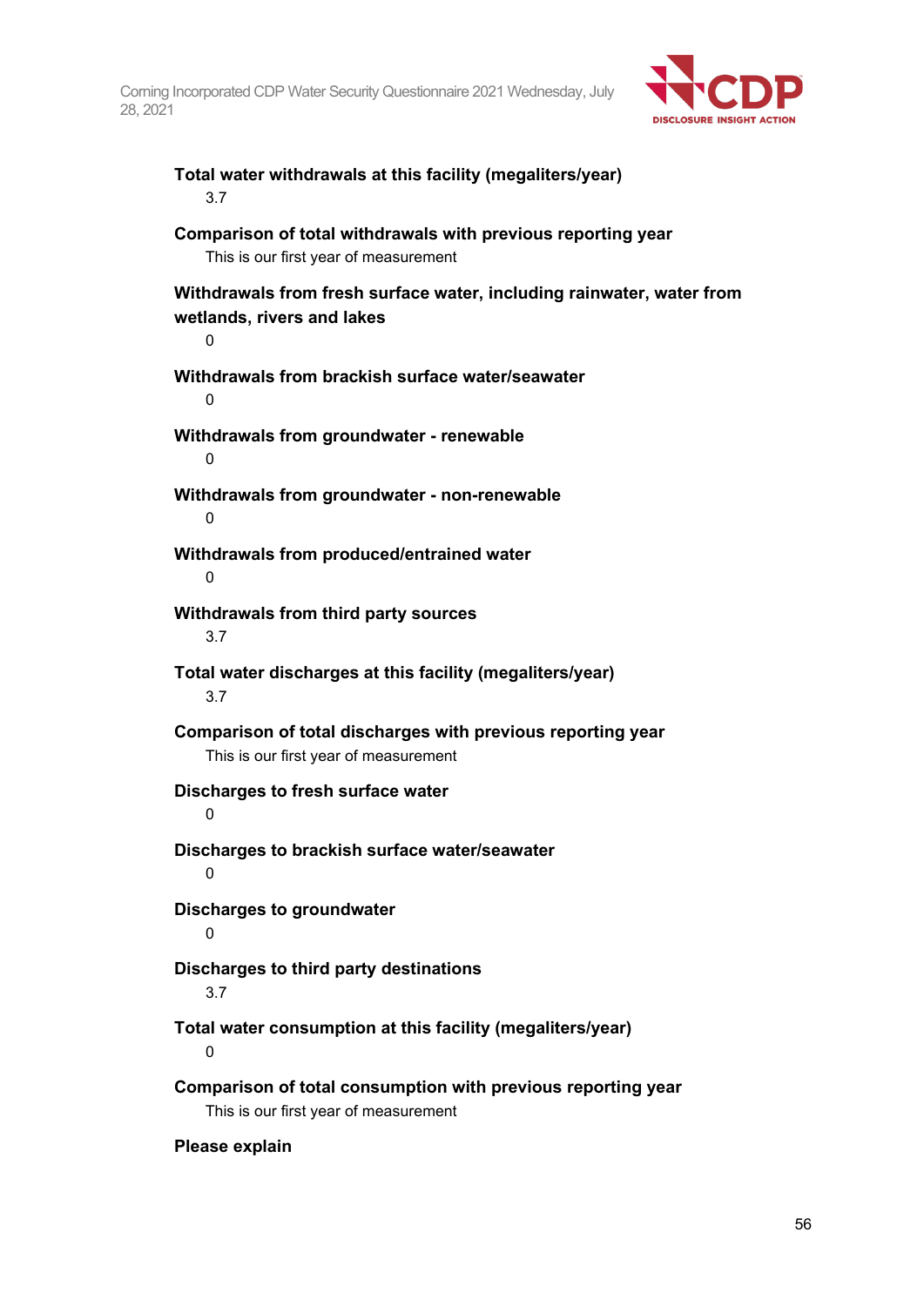**Total water withdrawals at this facility (megaliters/year)**

3.7

**Comparison of total withdrawals with previous reporting year**

This is our first year of measurement

**Withdrawals from fresh surface water, including rainwater, water from wetlands, rivers and lakes**

0

**Withdrawals from brackish surface water/seawater**

0

**Withdrawals from groundwater - renewable**

0

**Withdrawals from groundwater - non-renewable**

0

**Withdrawals from produced/entrained water**

0

**Withdrawals from third party sources**

3.7

**Total water discharges at this facility (megaliters/year)**

3.7

**Comparison of total discharges with previous reporting year**

This is our first year of measurement

**Discharges to fresh surface water**

0

**Discharges to brackish surface water/seawater**

0

**Discharges to groundwater**

0

**Discharges to third party destinations**

3.7

**Total water consumption at this facility (megaliters/year)**

0

**Comparison of total consumption with previous reporting year**

This is our first year of measurement

**Please explain**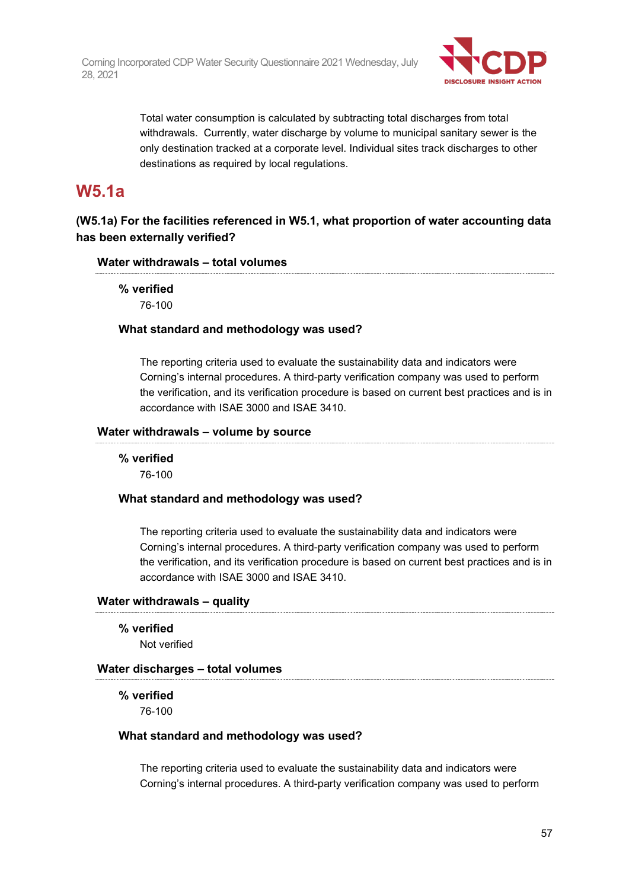Total water consumption is calculated by subtracting total discharges from total withdrawals. Currently, water discharge by volume to municipal sanitary sewer is the only destination tracked at a corporate level. Individual sites track discharges to other destinations as required by local regulations.

## W5.1a

### (W5.1a) For the facilities referenced in W5.1, what proportion of water accounting data has been externally verified?

#### Water withdrawals – total volumes

**% verified**

76-100

**What standard and methodology was used?**

The reporting criteria used to evaluate the sustainability data and indicators were Corning's internal procedures. A third-party verification company was used to perform the verification, and its verification procedure is based on current best practices and is in accordance with ISAE 3000 and ISAE 3410.

#### Water withdrawals – volume by source

**% verified**

76-100

**What standard and methodology was used?**

The reporting criteria used to evaluate the sustainability data and indicators were Corning's internal procedures. A third-party verification company was used to perform the verification, and its verification procedure is based on current best practices and is in accordance with ISAE 3000 and ISAE 3410.

#### Water withdrawals – quality

**% verified**

Not verified

#### Water discharges – total volumes

**% verified**

76-100

**What standard and methodology was used?**

The reporting criteria used to evaluate the sustainability data and indicators were Corning's internal procedures. A third-party verification company was used to perform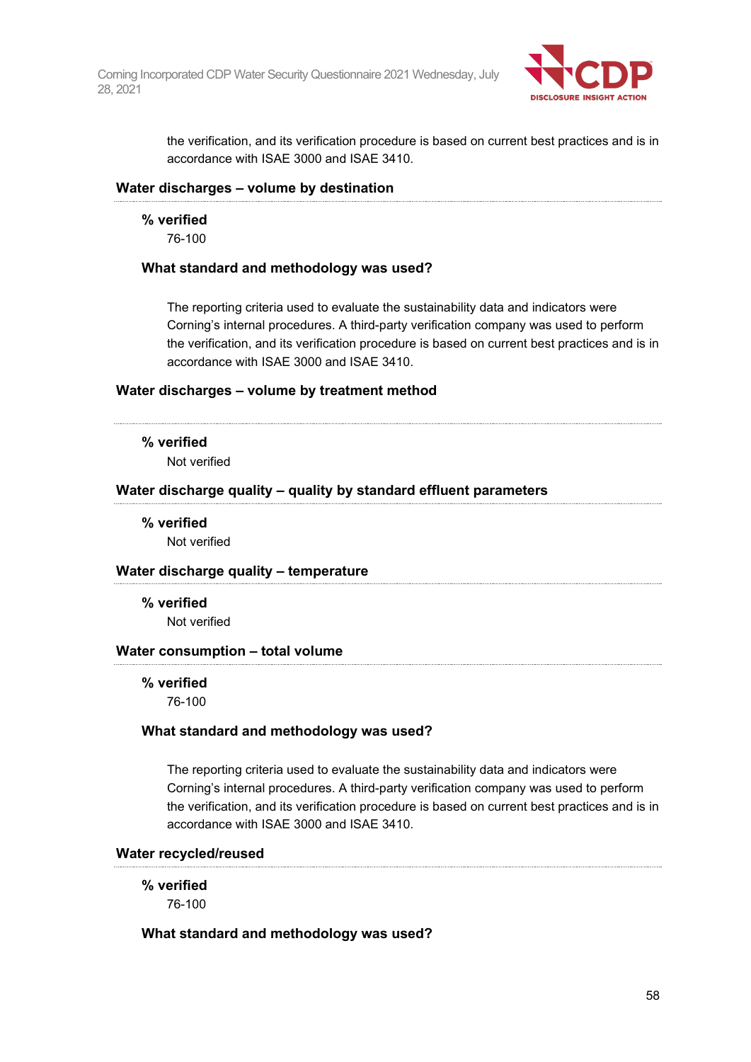the verification, and its verification procedure is based on current best practices and is in accordance with ISAE 3000 and ISAE 3410.

### Water discharges – volume by destination

**% verified**

76-100

**What standard and methodology was used?**

The reporting criteria used to evaluate the sustainability data and indicators were Corning's internal procedures. A third-party verification company was used to perform the verification, and its verification procedure is based on current best practices and is in accordance with ISAE 3000 and ISAE 3410.

### Water discharges – volume by treatment method

**% verified**

Not verified

### Water discharge quality – quality by standard effluent parameters

**% verified**

Not verified

### Water discharge quality – temperature

**% verified**

Not verified

### Water consumption – total volume

**% verified**

76-100

**What standard and methodology was used?**

The reporting criteria used to evaluate the sustainability data and indicators were Corning's internal procedures. A third-party verification company was used to perform the verification, and its verification procedure is based on current best practices and is in accordance with ISAE 3000 and ISAE 3410.

### Water recycled/reused

**% verified**

76-100

**What standard and methodology was used?**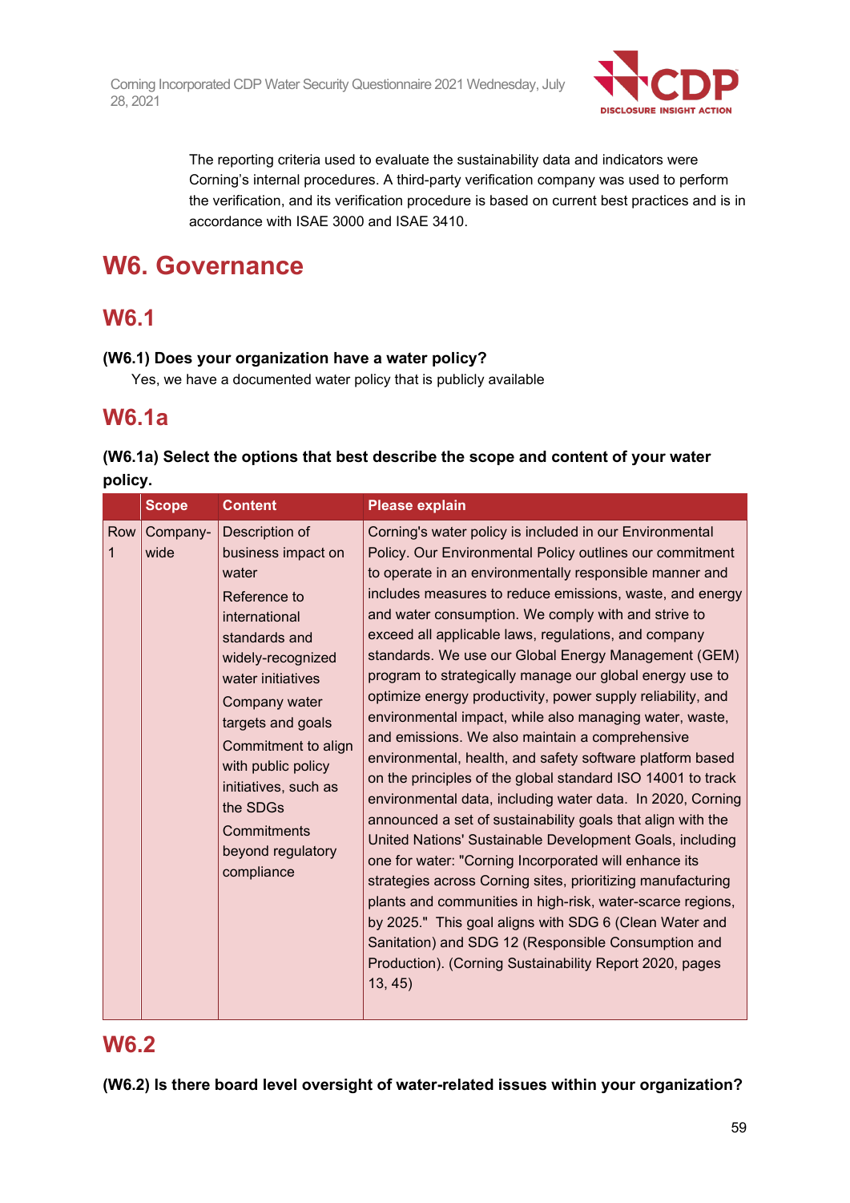The reporting criteria used to evaluate the sustainability data and indicators were Corning's internal procedures. A third-party verification company was used to perform the verification, and its verification procedure is based on current best practices and is in accordance with ISAE 3000 and ISAE 3410.

# W6. Governance

## W6.1

**(W6.1) Does your organization have a water policy?**

Yes, we have a documented water policy that is publicly available

## W6.1a

**(W6.1a) Select the options that best describe the scope and content of your water policy.**

| | Scope | Content | Please explain |
|---|---|---|---|
| Row 1 | Company-wide | Description of business impact on water<br>Reference to international standards and widely-recognized water initiatives<br>Company water targets and goals<br>Commitment to align with public policy initiatives, such as the SDGs<br>Commitments beyond regulatory compliance | Corning's water policy is included in our Environmental Policy. Our Environmental Policy outlines our commitment to operate in an environmentally responsible manner and includes measures to reduce emissions, waste, and energy and water consumption. We comply with and strive to exceed all applicable laws, regulations, and company standards. We use our Global Energy Management (GEM) program to strategically manage our global energy use to optimize energy productivity, power supply reliability, and environmental impact, while also managing water, waste, and emissions. We also maintain a comprehensive environmental, health, and safety software platform based on the principles of the global standard ISO 14001 to track environmental data, including water data. In 2020, Corning announced a set of sustainability goals that align with the United Nations' Sustainable Development Goals, including one for water: "Corning Incorporated will enhance its strategies across Corning sites, prioritizing manufacturing plants and communities in high-risk, water-scarce regions, by 2025." This goal aligns with SDG 6 (Clean Water and Sanitation) and SDG 12 (Responsible Consumption and Production). (Corning Sustainability Report 2020, pages 13, 45) |

## W6.2

**(W6.2) Is there board level oversight of water-related issues within your organization?**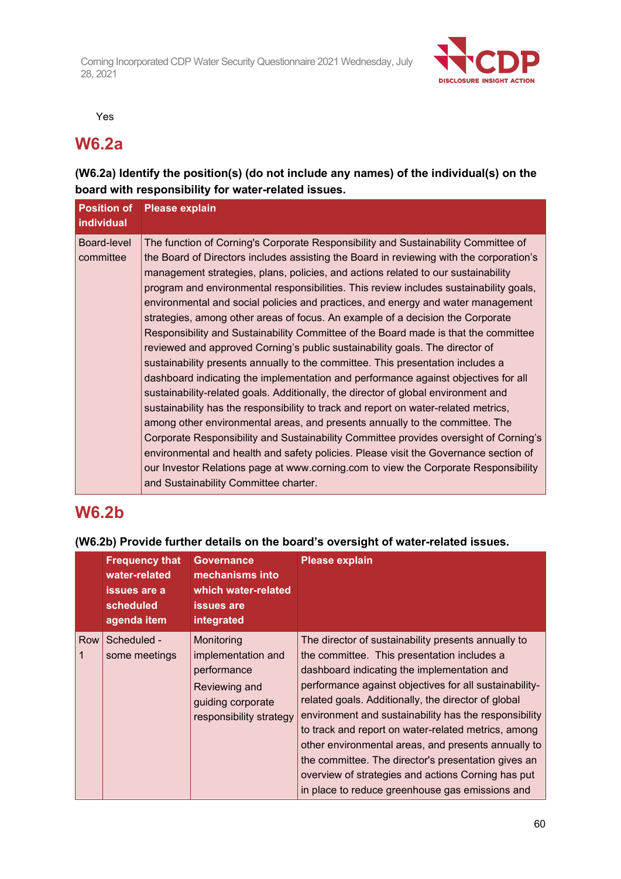Yes

## W6.2a

**(W6.2a) Identify the position(s) (do not include any names) of the individual(s) on the board with responsibility for water-related issues.**

| Position of individual | Please explain |
|---|---|
| Board-level committee | The function of Corning's Corporate Responsibility and Sustainability Committee of the Board of Directors includes assisting the Board in reviewing with the corporation's management strategies, plans, policies, and actions related to our sustainability program and environmental responsibilities. This review includes sustainability goals, environmental and social policies and practices, and energy and water management strategies, among other areas of focus. An example of a decision the Corporate Responsibility and Sustainability Committee of the Board made is that the committee reviewed and approved Corning's public sustainability goals. The director of sustainability presents annually to the committee. This presentation includes a dashboard indicating the implementation and performance against objectives for all sustainability-related goals. Additionally, the director of global environment and sustainability has the responsibility to track and report on water-related metrics, among other environmental areas, and presents annually to the committee. The Corporate Responsibility and Sustainability Committee provides oversight of Corning's environmental and health and safety policies. Please visit the Governance section of our Investor Relations page at www.corning.com to view the Corporate Responsibility and Sustainability Committee charter. |

## W6.2b

**(W6.2b) Provide further details on the board's oversight of water-related issues.**

| | Frequency that water-related issues are a scheduled agenda item | Governance mechanisms into which water-related issues are integrated | Please explain |
|---|---|---|---|
| Row 1 | Scheduled - some meetings | Monitoring implementation and performance<br>Reviewing and guiding corporate responsibility strategy | The director of sustainability presents annually to the committee. This presentation includes a dashboard indicating the implementation and performance against objectives for all sustainability-related goals. Additionally, the director of global environment and sustainability has the responsibility to track and report on water-related metrics, among other environmental areas, and presents annually to the committee. The director's presentation gives an overview of strategies and actions Corning has put in place to reduce greenhouse gas emissions and |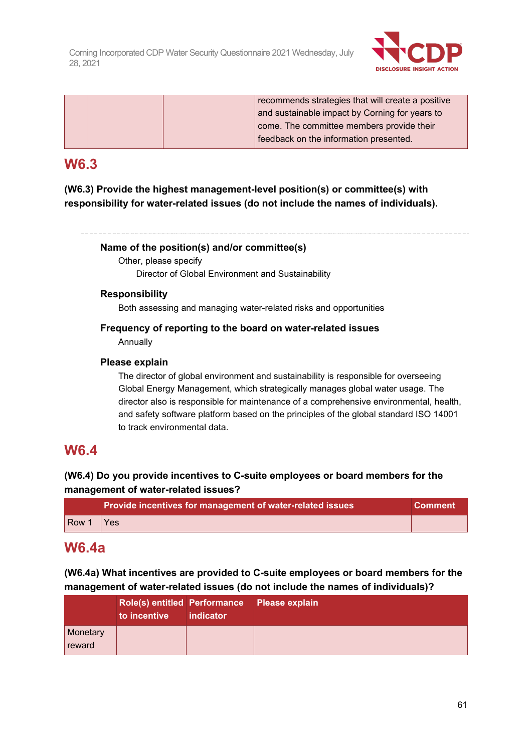| | | | recommends strategies that will create a positive and sustainable impact by Corning for years to come. The committee members provide their feedback on the information presented. |
|---|---|---|---|

## W6.3

**(W6.3) Provide the highest management-level position(s) or committee(s) with responsibility for water-related issues (do not include the names of individuals).**

**Name of the position(s) and/or committee(s)**

Other, please specify

Director of Global Environment and Sustainability

**Responsibility**

Both assessing and managing water-related risks and opportunities

**Frequency of reporting to the board on water-related issues**

Annually

**Please explain**

The director of global environment and sustainability is responsible for overseeing Global Energy Management, which strategically manages global water usage. The director also is responsible for maintenance of a comprehensive environmental, health, and safety software platform based on the principles of the global standard ISO 14001 to track environmental data.

## W6.4

**(W6.4) Do you provide incentives to C-suite employees or board members for the management of water-related issues?**

| | Provide incentives for management of water-related issues | Comment |
|---|---|---|
| Row 1 | Yes | |

## W6.4a

**(W6.4a) What incentives are provided to C-suite employees or board members for the management of water-related issues (do not include the names of individuals)?**

| | Role(s) entitled to incentive | Performance indicator | Please explain |
|---|---|---|---|
| Monetary reward | | | |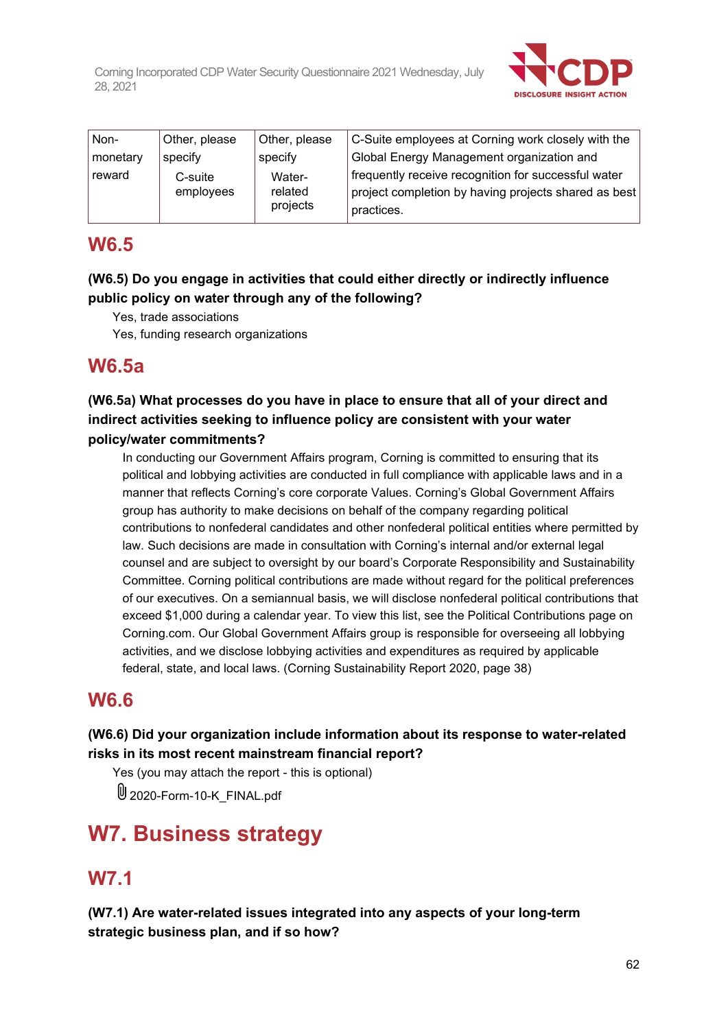| Non-monetary reward | Other, please specify<br>C-suite employees | Other, please specify<br>Water-related projects | C-Suite employees at Corning work closely with the Global Energy Management organization and frequently receive recognition for successful water project completion by having projects shared as best practices. |
|---|---|---|---|

## W6.5

**(W6.5) Do you engage in activities that could either directly or indirectly influence public policy on water through any of the following?**

Yes, trade associations
Yes, funding research organizations

## W6.5a

**(W6.5a) What processes do you have in place to ensure that all of your direct and indirect activities seeking to influence policy are consistent with your water policy/water commitments?**

In conducting our Government Affairs program, Corning is committed to ensuring that its political and lobbying activities are conducted in full compliance with applicable laws and in a manner that reflects Corning's core corporate Values. Corning's Global Government Affairs group has authority to make decisions on behalf of the company regarding political contributions to nonfederal candidates and other nonfederal political entities where permitted by law. Such decisions are made in consultation with Corning's internal and/or external legal counsel and are subject to oversight by our board's Corporate Responsibility and Sustainability Committee. Corning political contributions are made without regard for the political preferences of our executives. On a semiannual basis, we will disclose nonfederal political contributions that exceed $1,000 during a calendar year. To view this list, see the Political Contributions page on Corning.com. Our Global Government Affairs group is responsible for overseeing all lobbying activities, and we disclose lobbying activities and expenditures as required by applicable federal, state, and local laws. (Corning Sustainability Report 2020, page 38)

## W6.6

**(W6.6) Did your organization include information about its response to water-related risks in its most recent mainstream financial report?**

Yes (you may attach the report - this is optional)

2020-Form-10-K_FINAL.pdf

# W7. Business strategy

## W7.1

**(W7.1) Are water-related issues integrated into any aspects of your long-term strategic business plan, and if so how?**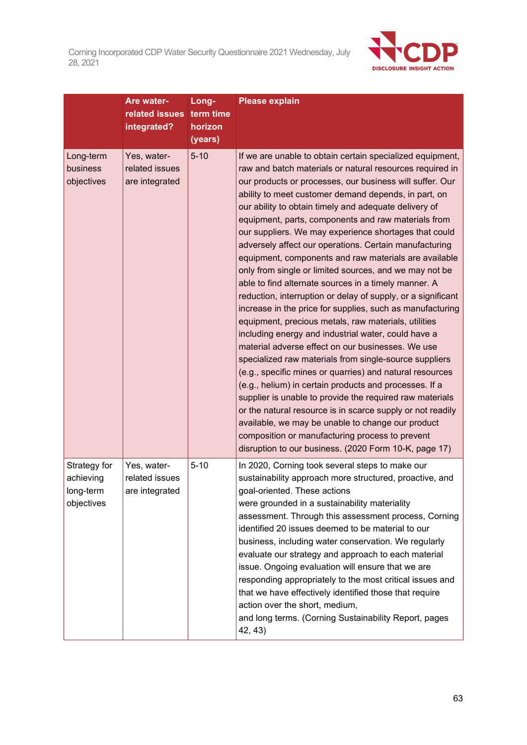| | Are water-related issues integrated? | Long-term time horizon (years) | Please explain |
|---|---|---|---|
| Long-term business objectives | Yes, water-related issues are integrated | 5-10 | If we are unable to obtain certain specialized equipment, raw and batch materials or natural resources required in our products or processes, our business will suffer. Our ability to meet customer demand depends, in part, on our ability to obtain timely and adequate delivery of equipment, parts, components and raw materials from our suppliers. We may experience shortages that could adversely affect our operations. Certain manufacturing equipment, components and raw materials are available only from single or limited sources, and we may not be able to find alternate sources in a timely manner. A reduction, interruption or delay of supply, or a significant increase in the price for supplies, such as manufacturing equipment, precious metals, raw materials, utilities including energy and industrial water, could have a material adverse effect on our businesses. We use specialized raw materials from single-source suppliers (e.g., specific mines or quarries) and natural resources (e.g., helium) in certain products and processes. If a supplier is unable to provide the required raw materials or the natural resource is in scarce supply or not readily available, we may be unable to change our product composition or manufacturing process to prevent disruption to our business. (2020 Form 10-K, page 17) |
| Strategy for achieving long-term objectives | Yes, water-related issues are integrated | 5-10 | In 2020, Corning took several steps to make our sustainability approach more structured, proactive, and goal-oriented. These actions were grounded in a sustainability materiality assessment. Through this assessment process, Corning identified 20 issues deemed to be material to our business, including water conservation. We regularly evaluate our strategy and approach to each material issue. Ongoing evaluation will ensure that we are responding appropriately to the most critical issues and that we have effectively identified those that require action over the short, medium, and long terms. (Corning Sustainability Report, pages 42, 43) |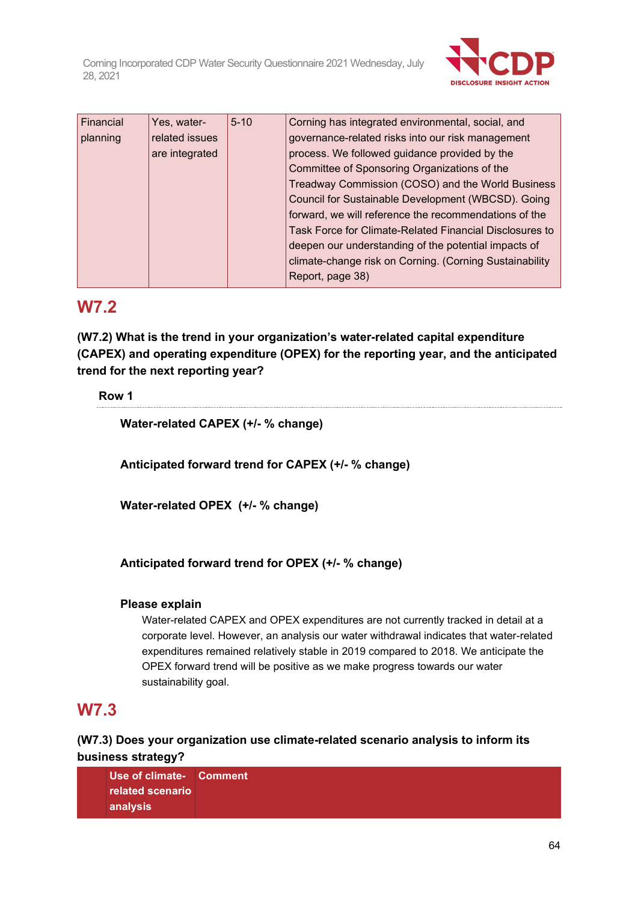| Financial planning | Yes, water-related issues are integrated | 5-10 | Corning has integrated environmental, social, and governance-related risks into our risk management process. We followed guidance provided by the Committee of Sponsoring Organizations of the Treadway Commission (COSO) and the World Business Council for Sustainable Development (WBCSD). Going forward, we will reference the recommendations of the Task Force for Climate-Related Financial Disclosures to deepen our understanding of the potential impacts of climate-change risk on Corning. (Corning Sustainability Report, page 38) |
|---|---|---|---|

## W7.2

**(W7.2) What is the trend in your organization's water-related capital expenditure (CAPEX) and operating expenditure (OPEX) for the reporting year, and the anticipated trend for the next reporting year?**

**Row 1**

**Water-related CAPEX (+/- % change)**

**Anticipated forward trend for CAPEX (+/- % change)**

**Water-related OPEX (+/- % change)**

**Anticipated forward trend for OPEX (+/- % change)**

**Please explain**

Water-related CAPEX and OPEX expenditures are not currently tracked in detail at a corporate level. However, an analysis our water withdrawal indicates that water-related expenditures remained relatively stable in 2019 compared to 2018. We anticipate the OPEX forward trend will be positive as we make progress towards our water sustainability goal.

## W7.3

**(W7.3) Does your organization use climate-related scenario analysis to inform its business strategy?**

| | Use of climate-related scenario analysis | Comment |
|---|---|---|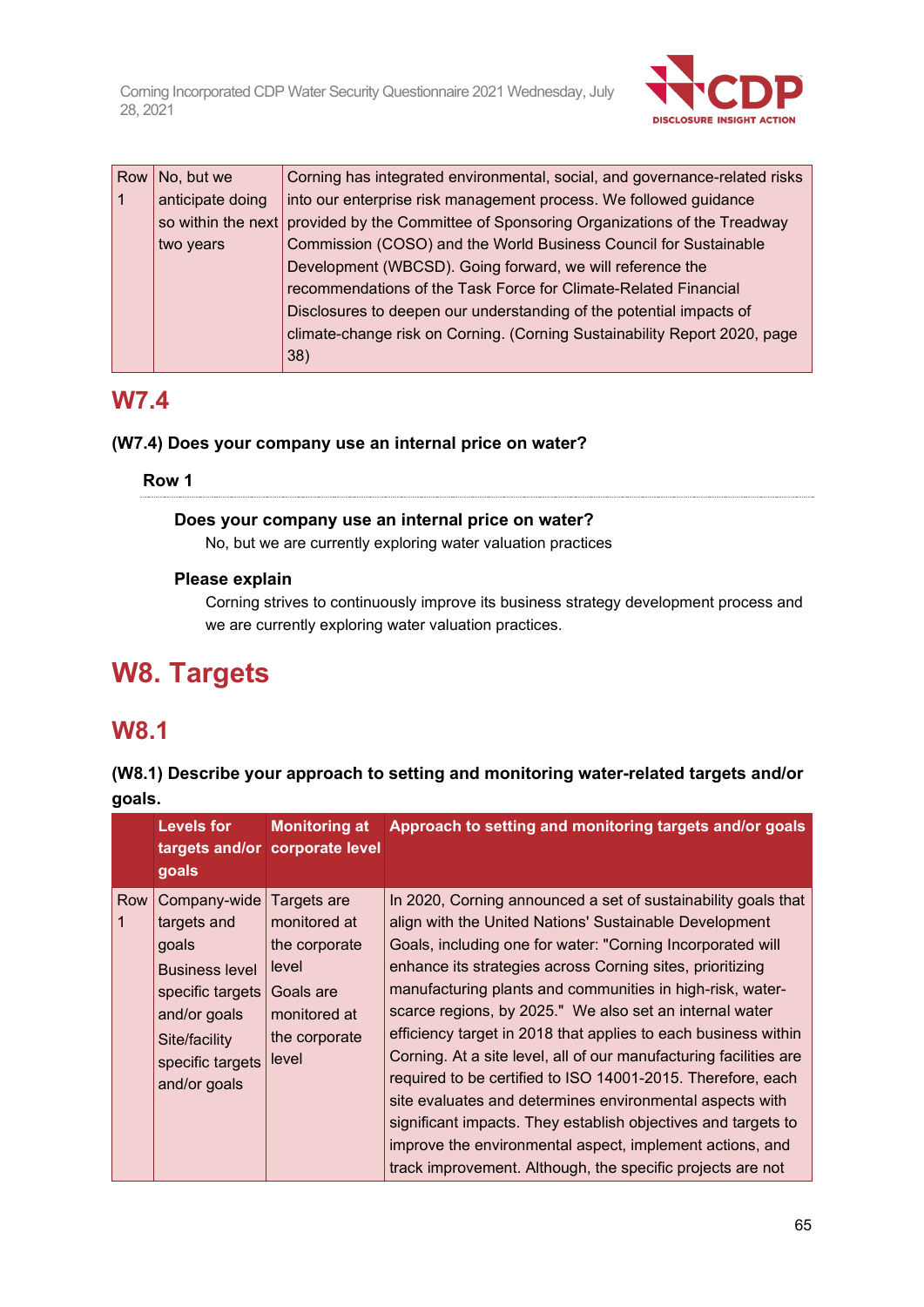| | | |
|---|---|---|
| Row 1 | No, but we anticipate doing so within the next two years | Corning has integrated environmental, social, and governance-related risks into our enterprise risk management process. We followed guidance provided by the Committee of Sponsoring Organizations of the Treadway Commission (COSO) and the World Business Council for Sustainable Development (WBCSD). Going forward, we will reference the recommendations of the Task Force for Climate-Related Financial Disclosures to deepen our understanding of the potential impacts of climate-change risk on Corning. (Corning Sustainability Report 2020, page 38) |

## W7.4

**(W7.4) Does your company use an internal price on water?**

**Row 1**

**Does your company use an internal price on water?**

No, but we are currently exploring water valuation practices

**Please explain**

Corning strives to continuously improve its business strategy development process and we are currently exploring water valuation practices.

# W8. Targets

## W8.1

**(W8.1) Describe your approach to setting and monitoring water-related targets and/or goals.**

| | Levels for targets and/or goals | Monitoring at corporate level | Approach to setting and monitoring targets and/or goals |
|---|---|---|---|
| Row 1 | Company-wide targets and goals<br>Business level specific targets and/or goals<br>Site/facility specific targets and/or goals | Targets are monitored at the corporate level<br>Goals are monitored at the corporate level | In 2020, Corning announced a set of sustainability goals that align with the United Nations' Sustainable Development Goals, including one for water: "Corning Incorporated will enhance its strategies across Corning sites, prioritizing manufacturing plants and communities in high-risk, water-scarce regions, by 2025." We also set an internal water efficiency target in 2018 that applies to each business within Corning. At a site level, all of our manufacturing facilities are required to be certified to ISO 14001-2015. Therefore, each site evaluates and determines environmental aspects with significant impacts. They establish objectives and targets to improve the environmental aspect, implement actions, and track improvement. Although, the specific projects are not |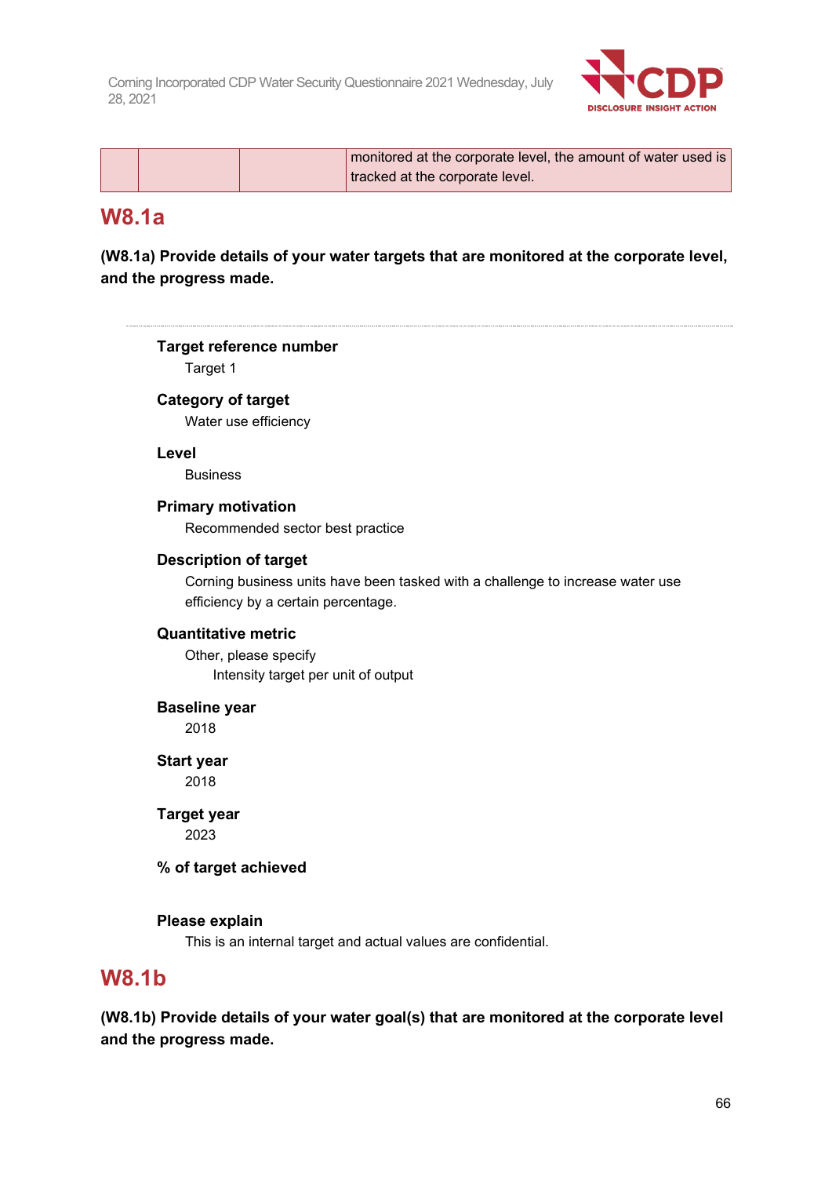| | | | monitored at the corporate level, the amount of water used is tracked at the corporate level. |
|---|---|---|---|

## W8.1a

**(W8.1a) Provide details of your water targets that are monitored at the corporate level, and the progress made.**

---

**Target reference number**

Target 1

**Category of target**

Water use efficiency

**Level**

Business

**Primary motivation**

Recommended sector best practice

**Description of target**

Corning business units have been tasked with a challenge to increase water use efficiency by a certain percentage.

**Quantitative metric**

Other, please specify

Intensity target per unit of output

**Baseline year**

2018

**Start year**

2018

**Target year**

2023

**% of target achieved**

**Please explain**

This is an internal target and actual values are confidential.

## W8.1b

**(W8.1b) Provide details of your water goal(s) that are monitored at the corporate level and the progress made.**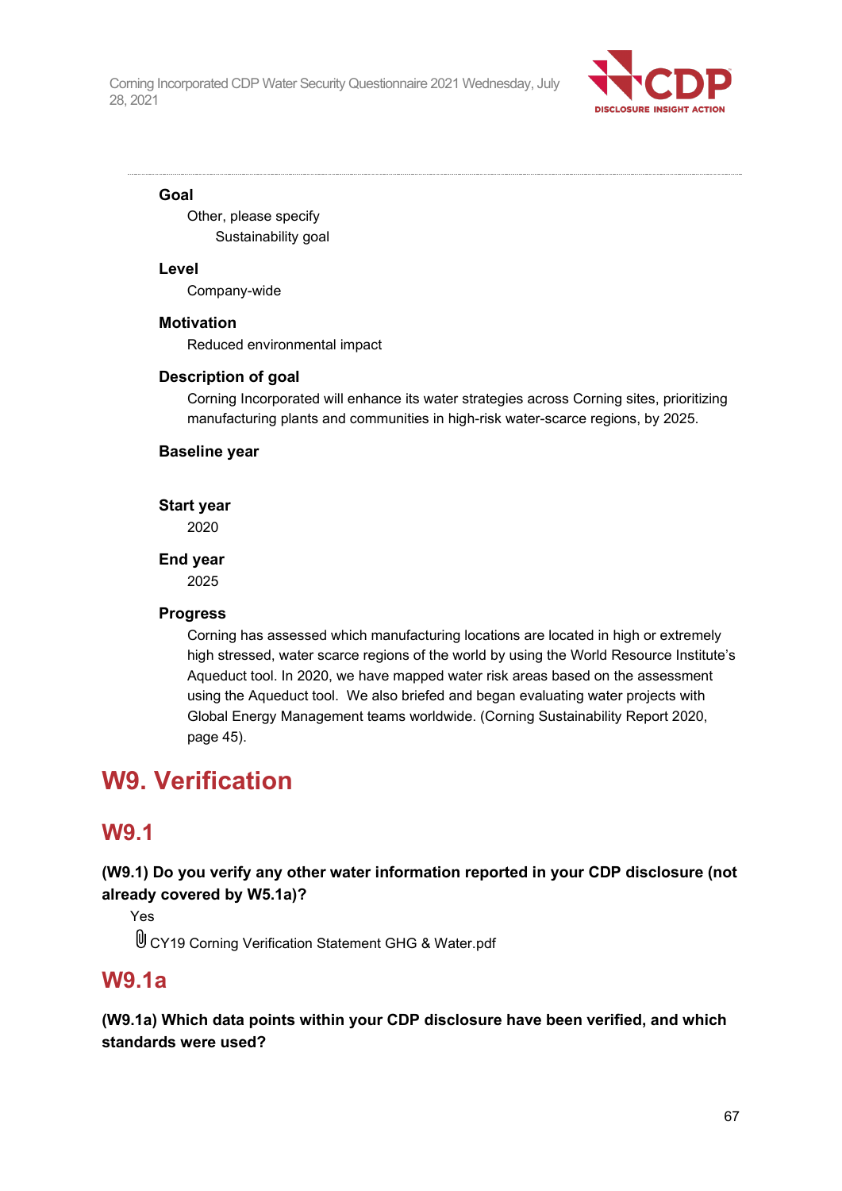**Goal**

Other, please specify

Sustainability goal

**Level**

Company-wide

**Motivation**

Reduced environmental impact

**Description of goal**

Corning Incorporated will enhance its water strategies across Corning sites, prioritizing manufacturing plants and communities in high-risk water-scarce regions, by 2025.

**Baseline year**

**Start year**

2020

**End year**

2025

**Progress**

Corning has assessed which manufacturing locations are located in high or extremely high stressed, water scarce regions of the world by using the World Resource Institute's Aqueduct tool. In 2020, we have mapped water risk areas based on the assessment using the Aqueduct tool. We also briefed and began evaluating water projects with Global Energy Management teams worldwide. (Corning Sustainability Report 2020, page 45).

# W9. Verification

## W9.1

**(W9.1) Do you verify any other water information reported in your CDP disclosure (not already covered by W5.1a)?**

Yes

CY19 Corning Verification Statement GHG & Water.pdf

## W9.1a

**(W9.1a) Which data points within your CDP disclosure have been verified, and which standards were used?**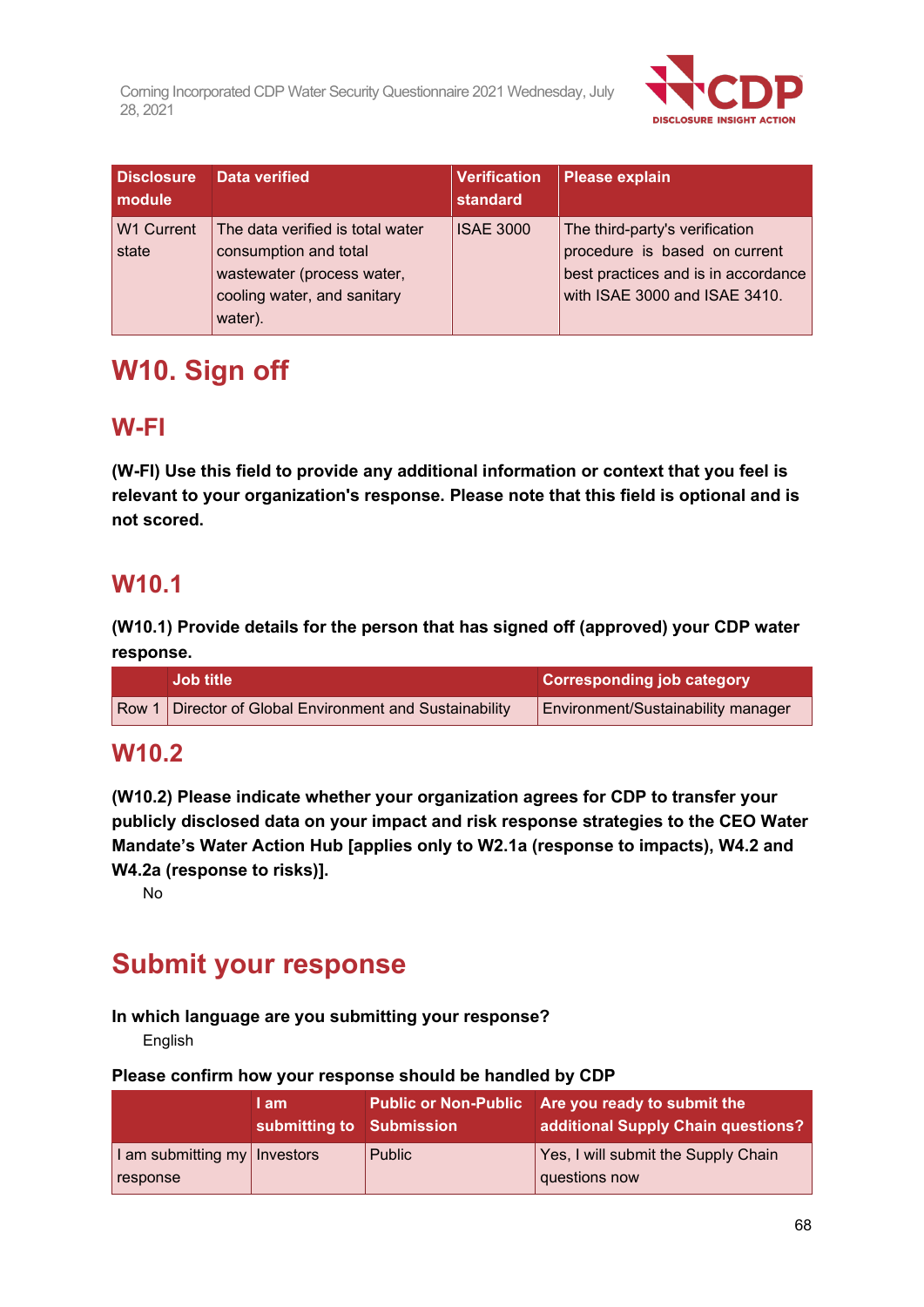| Disclosure module | Data verified | Verification standard | Please explain |
|---|---|---|---|
| W1 Current state | The data verified is total water consumption and total wastewater (process water, cooling water, and sanitary water). | ISAE 3000 | The third-party's verification procedure is based on current best practices and is in accordance with ISAE 3000 and ISAE 3410. |

# W10. Sign off

## W-FI

**(W-FI) Use this field to provide any additional information or context that you feel is relevant to your organization's response. Please note that this field is optional and is not scored.**

## W10.1

**(W10.1) Provide details for the person that has signed off (approved) your CDP water response.**

| | Job title | Corresponding job category |
|---|---|---|
| Row 1 | Director of Global Environment and Sustainability | Environment/Sustainability manager |

## W10.2

**(W10.2) Please indicate whether your organization agrees for CDP to transfer your publicly disclosed data on your impact and risk response strategies to the CEO Water Mandate's Water Action Hub [applies only to W2.1a (response to impacts), W4.2 and W4.2a (response to risks)].**

No

# Submit your response

**In which language are you submitting your response?**

English

**Please confirm how your response should be handled by CDP**

| | I am submitting to | Public or Non-Public Submission | Are you ready to submit the additional Supply Chain questions? |
|---|---|---|---|
| I am submitting my response | Investors | Public | Yes, I will submit the Supply Chain questions now |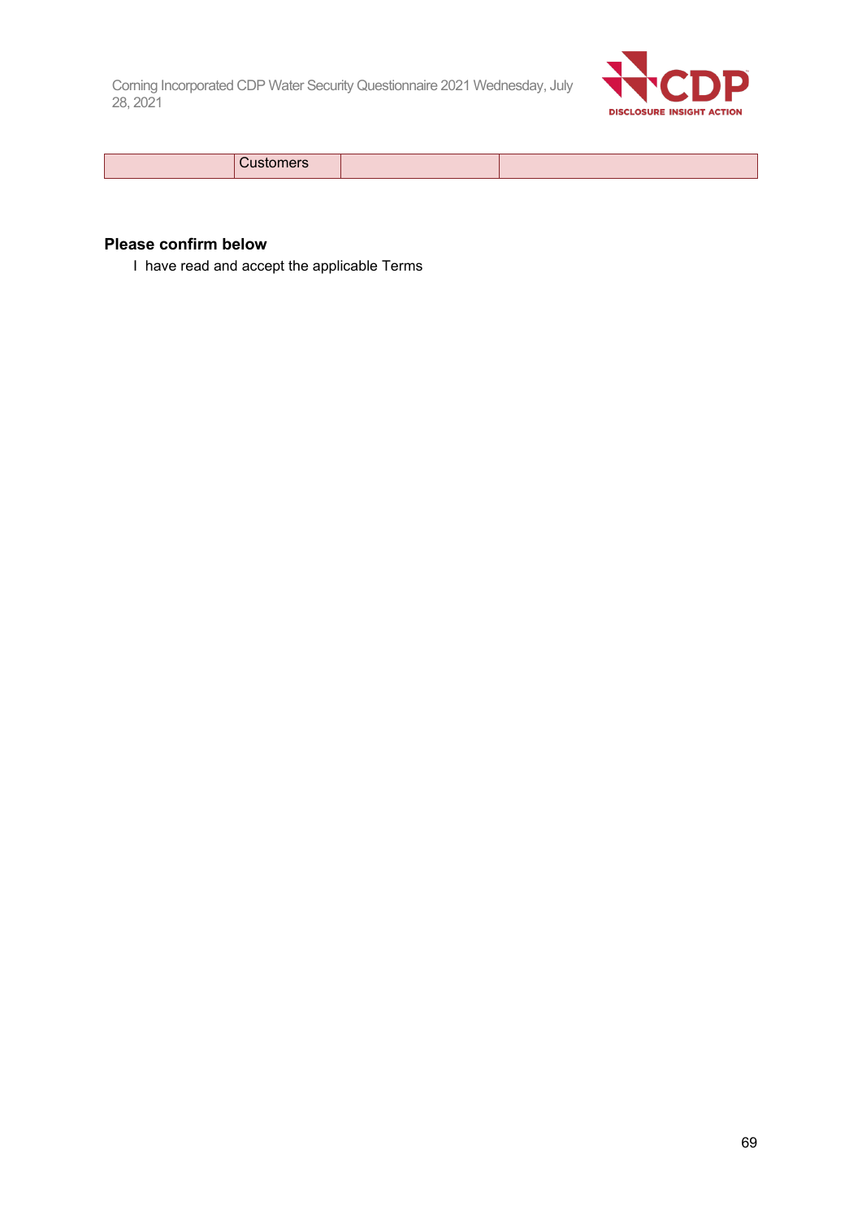| | | | |
|---|---|---|---|
| | Customers | | |

**Please confirm below**

I have read and accept the applicable Terms